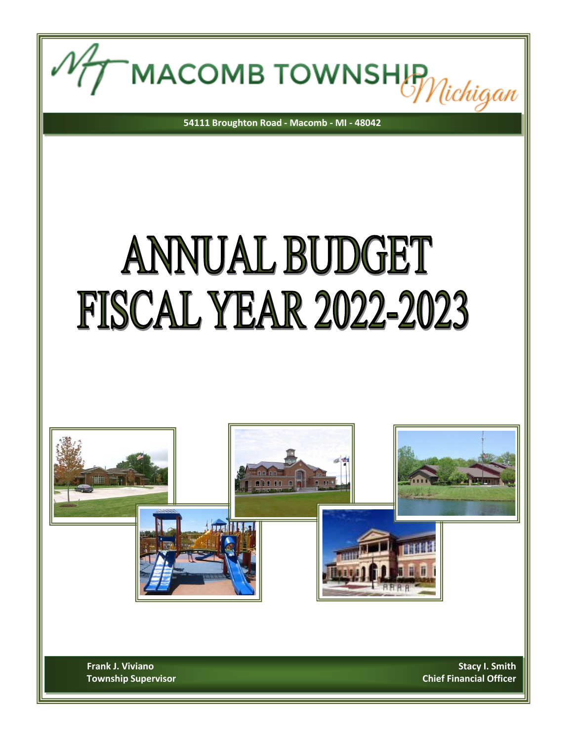# MACOMB TOWNSHIP *Michigan*

**54111 Broughton Road - Macomb - MI - 48042**

# ANNUAL BUDGET FISCAL YEAR 2022-2023

**Frank J. Viviano**
**Township Supervisor**

**Stacy I. Smith**
**Chief Financial Officer**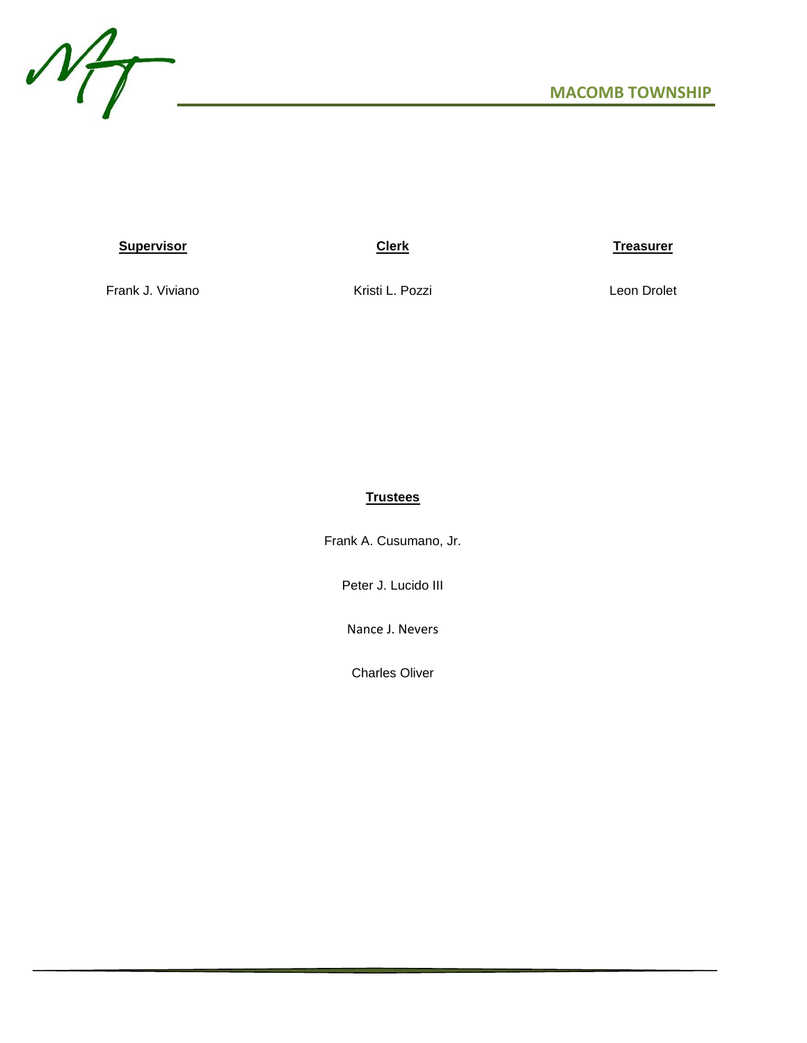**MACOMB TOWNSHIP**

| **Supervisor** | **Clerk** | **Treasurer** |
|---|---|---|
| Frank J. Viviano | Kristi L. Pozzi | Leon Drolet |

**Trustees**

Frank A. Cusumano, Jr.

Peter J. Lucido III

Nance J. Nevers

Charles Oliver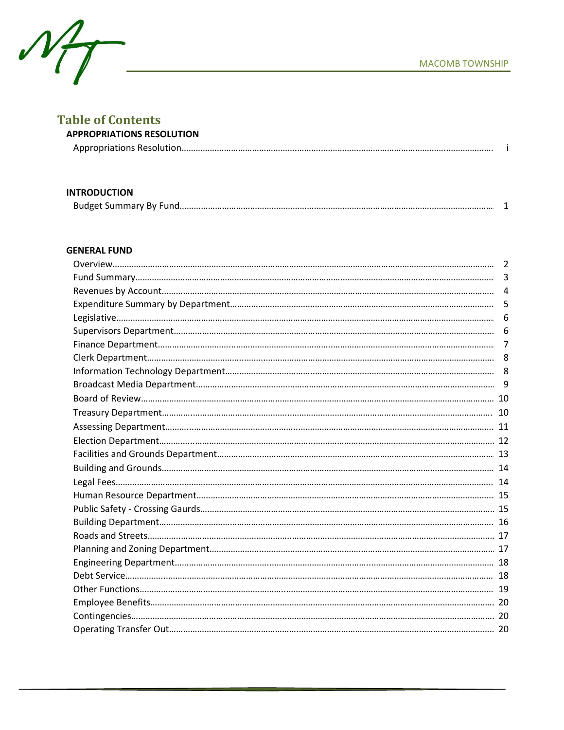# Table of Contents

## APPROPRIATIONS RESOLUTION

Appropriations Resolution …… i

## INTRODUCTION

Budget Summary By Fund …… 1

## GENERAL FUND

| Section | Page |
|---|---|
| Overview | 2 |
| Fund Summary | 3 |
| Revenues by Account | 4 |
| Expenditure Summary by Department | 5 |
| Legislative | 6 |
| Supervisors Department | 6 |
| Finance Department | 7 |
| Clerk Department | 8 |
| Information Technology Department | 8 |
| Broadcast Media Department | 9 |
| Board of Review | 10 |
| Treasury Department | 10 |
| Assessing Department | 11 |
| Election Department | 12 |
| Facilities and Grounds Department | 13 |
| Building and Grounds | 14 |
| Legal Fees | 14 |
| Human Resource Department | 15 |
| Public Safety - Crossing Gaurds | 15 |
| Building Department | 16 |
| Roads and Streets | 17 |
| Planning and Zoning Department | 17 |
| Engineering Department | 18 |
| Debt Service | 18 |
| Other Functions | 19 |
| Employee Benefits | 20 |
| Contingencies | 20 |
| Operating Transfer Out | 20 |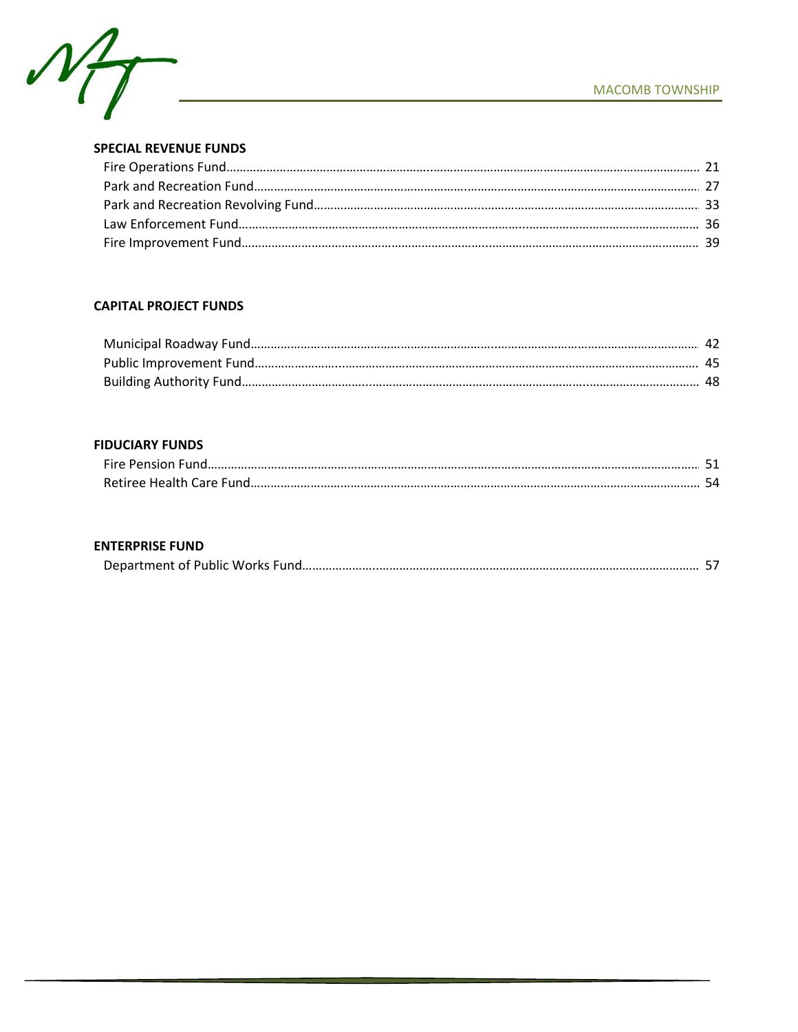## SPECIAL REVENUE FUNDS

Fire Operations Fund.......................................................................................... 21
Park and Recreation Fund.................................................................................... 27
Park and Recreation Revolving Fund.................................................................... 33
Law Enforcement Fund........................................................................................ 36
Fire Improvement Fund........................................................................................ 39

## CAPITAL PROJECT FUNDS

Municipal Roadway Fund..................................................................................... 42
Public Improvement Fund..................................................................................... 45
Building Authority Fund....................................................................................... 48

## FIDUCIARY FUNDS

Fire Pension Fund................................................................................................ 51
Retiree Health Care Fund..................................................................................... 54

## ENTERPRISE FUND

Department of Public Works Fund......................................................................... 57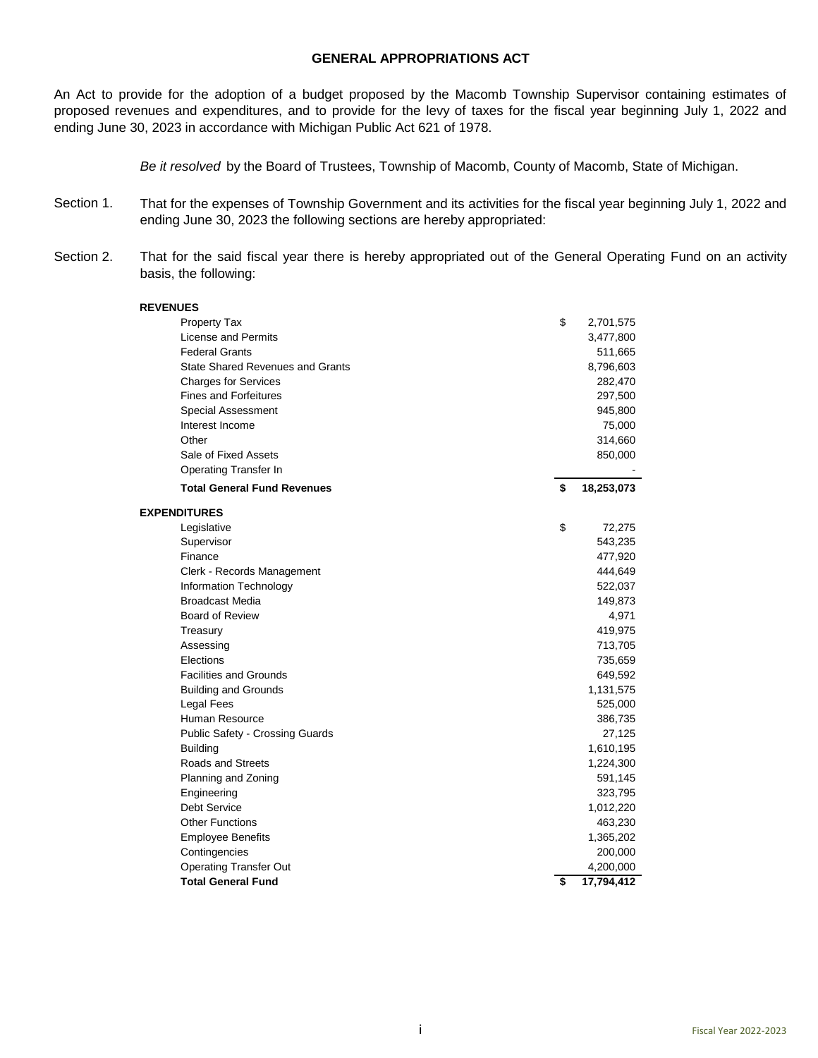## GENERAL APPROPRIATIONS ACT

An Act to provide for the adoption of a budget proposed by the Macomb Township Supervisor containing estimates of proposed revenues and expenditures, and to provide for the levy of taxes for the fiscal year beginning July 1, 2022 and ending June 30, 2023 in accordance with Michigan Public Act 621 of 1978.

*Be it resolved* by the Board of Trustees, Township of Macomb, County of Macomb, State of Michigan.

Section 1. That for the expenses of Township Government and its activities for the fiscal year beginning July 1, 2022 and ending June 30, 2023 the following sections are hereby appropriated:

Section 2. That for the said fiscal year there is hereby appropriated out of the General Operating Fund on an activity basis, the following:

| | |
|---|---|
| **REVENUES** | |
| Property Tax | $ 2,701,575 |
| License and Permits | 3,477,800 |
| Federal Grants | 511,665 |
| State Shared Revenues and Grants | 8,796,603 |
| Charges for Services | 282,470 |
| Fines and Forfeitures | 297,500 |
| Special Assessment | 945,800 |
| Interest Income | 75,000 |
| Other | 314,660 |
| Sale of Fixed Assets | 850,000 |
| Operating Transfer In | - |
| **Total General Fund Revenues** | **$ 18,253,073** |
| **EXPENDITURES** | |
| Legislative | $ 72,275 |
| Supervisor | 543,235 |
| Finance | 477,920 |
| Clerk - Records Management | 444,649 |
| Information Technology | 522,037 |
| Broadcast Media | 149,873 |
| Board of Review | 4,971 |
| Treasury | 419,975 |
| Assessing | 713,705 |
| Elections | 735,659 |
| Facilities and Grounds | 649,592 |
| Building and Grounds | 1,131,575 |
| Legal Fees | 525,000 |
| Human Resource | 386,735 |
| Public Safety - Crossing Guards | 27,125 |
| Building | 1,610,195 |
| Roads and Streets | 1,224,300 |
| Planning and Zoning | 591,145 |
| Engineering | 323,795 |
| Debt Service | 1,012,220 |
| Other Functions | 463,230 |
| Employee Benefits | 1,365,202 |
| Contingencies | 200,000 |
| Operating Transfer Out | 4,200,000 |
| **Total General Fund** | **$ 17,794,412** |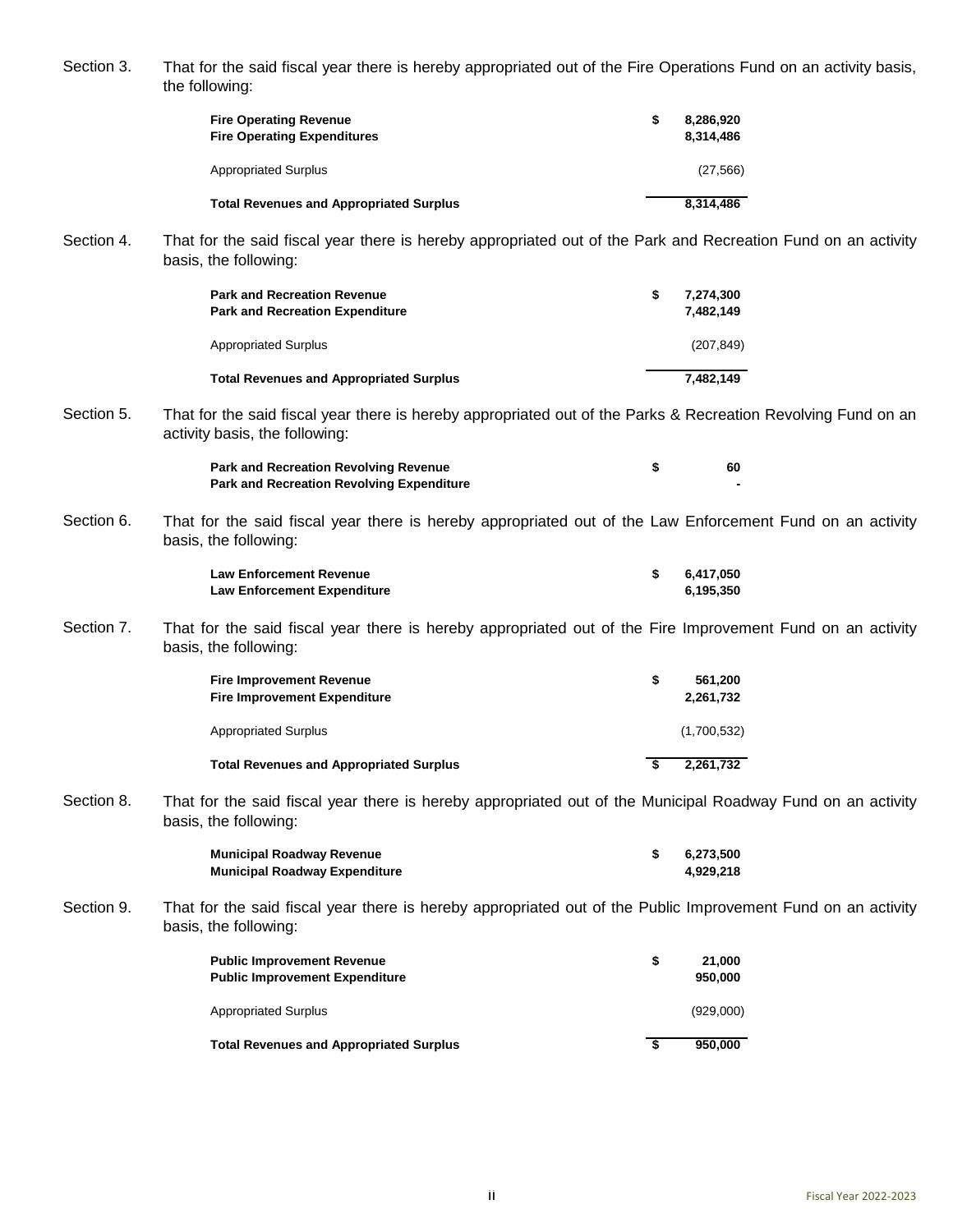Section 3. That for the said fiscal year there is hereby appropriated out of the Fire Operations Fund on an activity basis, the following:

| | |
|---|---|
| **Fire Operating Revenue** | **$ 8,286,920** |
| **Fire Operating Expenditures** | **8,314,486** |
| Appropriated Surplus | (27,566) |
| **Total Revenues and Appropriated Surplus** | **8,314,486** |

Section 4. That for the said fiscal year there is hereby appropriated out of the Park and Recreation Fund on an activity basis, the following:

| | |
|---|---|
| **Park and Recreation Revenue** | **$ 7,274,300** |
| **Park and Recreation Expenditure** | **7,482,149** |
| Appropriated Surplus | (207,849) |
| **Total Revenues and Appropriated Surplus** | **7,482,149** |

Section 5. That for the said fiscal year there is hereby appropriated out of the Parks & Recreation Revolving Fund on an activity basis, the following:

| | |
|---|---|
| **Park and Recreation Revolving Revenue** | **$ 60** |
| **Park and Recreation Revolving Expenditure** | **-** |

Section 6. That for the said fiscal year there is hereby appropriated out of the Law Enforcement Fund on an activity basis, the following:

| | |
|---|---|
| **Law Enforcement Revenue** | **$ 6,417,050** |
| **Law Enforcement Expenditure** | **6,195,350** |

Section 7. That for the said fiscal year there is hereby appropriated out of the Fire Improvement Fund on an activity basis, the following:

| | |
|---|---|
| **Fire Improvement Revenue** | **$ 561,200** |
| **Fire Improvement Expenditure** | **2,261,732** |
| Appropriated Surplus | (1,700,532) |
| **Total Revenues and Appropriated Surplus** | **$ 2,261,732** |

Section 8. That for the said fiscal year there is hereby appropriated out of the Municipal Roadway Fund on an activity basis, the following:

| | |
|---|---|
| **Municipal Roadway Revenue** | **$ 6,273,500** |
| **Municipal Roadway Expenditure** | **4,929,218** |

Section 9. That for the said fiscal year there is hereby appropriated out of the Public Improvement Fund on an activity basis, the following:

| | |
|---|---|
| **Public Improvement Revenue** | **$ 21,000** |
| **Public Improvement Expenditure** | **950,000** |
| Appropriated Surplus | (929,000) |
| **Total Revenues and Appropriated Surplus** | **$ 950,000** |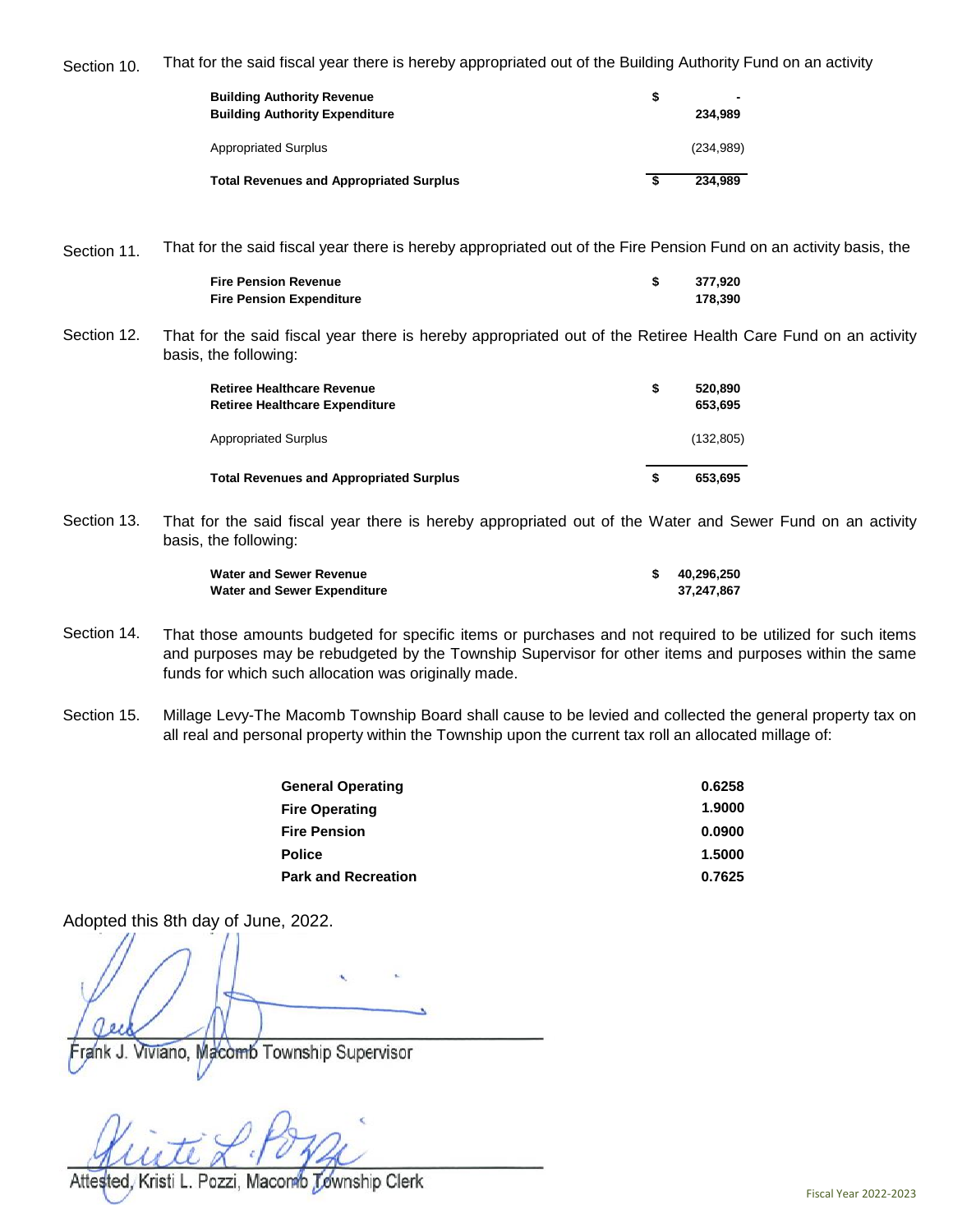Section 10. That for the said fiscal year there is hereby appropriated out of the Building Authority Fund on an activity

| | | |
|---|---|---|
| **Building Authority Revenue** | $ | - |
| **Building Authority Expenditure** | | 234,989 |
| Appropriated Surplus | | (234,989) |
| **Total Revenues and Appropriated Surplus** | $ | 234,989 |

Section 11. That for the said fiscal year there is hereby appropriated out of the Fire Pension Fund on an activity basis, the

| | | |
|---|---|---|
| **Fire Pension Revenue** | $ | 377,920 |
| **Fire Pension Expenditure** | | 178,390 |

Section 12. That for the said fiscal year there is hereby appropriated out of the Retiree Health Care Fund on an activity basis, the following:

| | | |
|---|---|---|
| **Retiree Healthcare Revenue** | $ | 520,890 |
| **Retiree Healthcare Expenditure** | | 653,695 |
| Appropriated Surplus | | (132,805) |
| **Total Revenues and Appropriated Surplus** | $ | 653,695 |

Section 13. That for the said fiscal year there is hereby appropriated out of the Water and Sewer Fund on an activity basis, the following:

| | | |
|---|---|---|
| **Water and Sewer Revenue** | $ | 40,296,250 |
| **Water and Sewer Expenditure** | | 37,247,867 |

Section 14. That those amounts budgeted for specific items or purchases and not required to be utilized for such items and purposes may be rebudgeted by the Township Supervisor for other items and purposes within the same funds for which such allocation was originally made.

Section 15. Millage Levy-The Macomb Township Board shall cause to be levied and collected the general property tax on all real and personal property within the Township upon the current tax roll an allocated millage of:

| | |
|---|---|
| **General Operating** | **0.6258** |
| **Fire Operating** | **1.9000** |
| **Fire Pension** | **0.0900** |
| **Police** | **1.5000** |
| **Park and Recreation** | **0.7625** |

Adopted this 8th day of June, 2022.

Frank J. Viviano, Macomb Township Supervisor

Attested, Kristi L. Pozzi, Macomb Township Clerk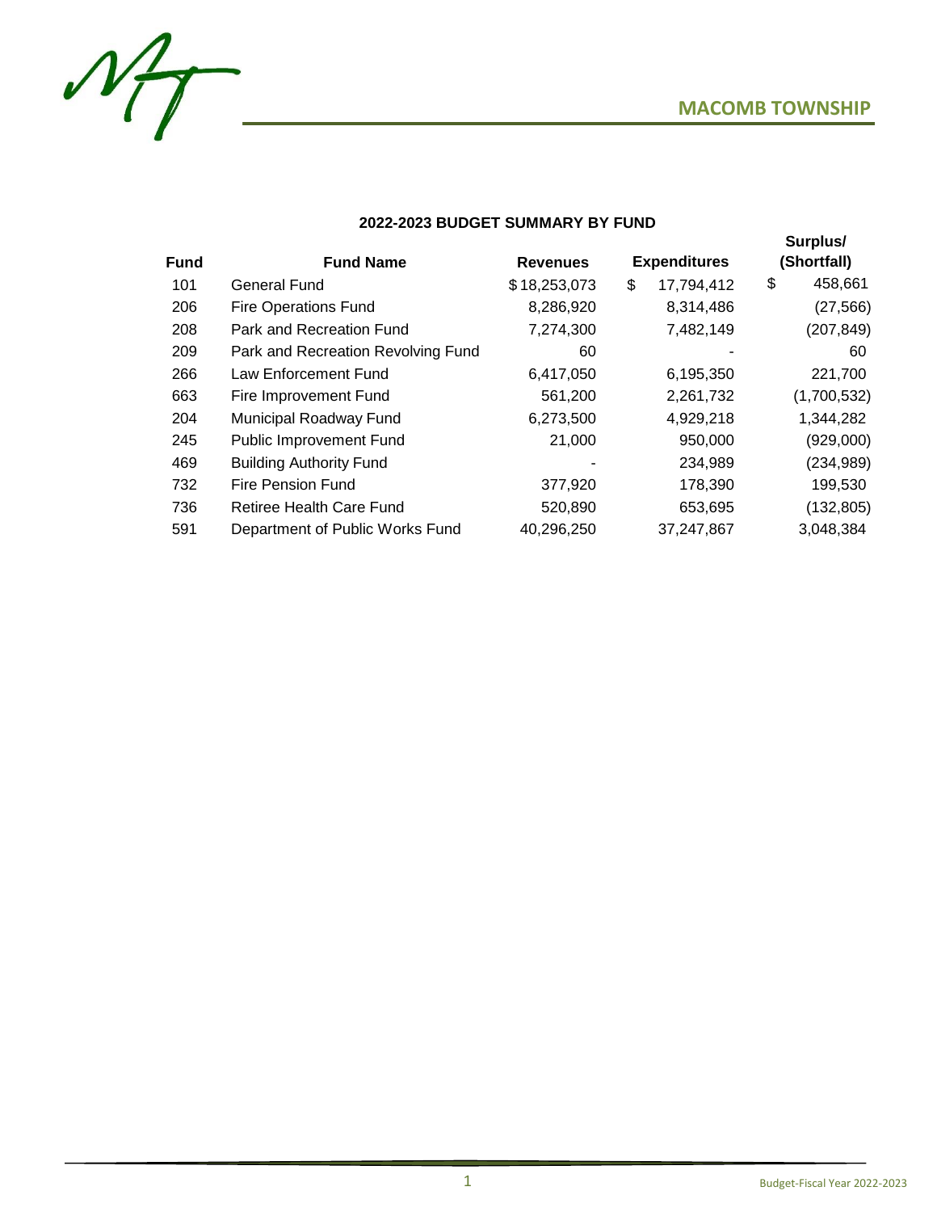## 2022-2023 BUDGET SUMMARY BY FUND

| Fund | Fund Name | Revenues | Expenditures | Surplus/ (Shortfall) |
|---|---|---|---|---|
| 101 | General Fund | $ 18,253,073 | $ 17,794,412 | $ 458,661 |
| 206 | Fire Operations Fund | 8,286,920 | 8,314,486 | (27,566) |
| 208 | Park and Recreation Fund | 7,274,300 | 7,482,149 | (207,849) |
| 209 | Park and Recreation Revolving Fund | 60 | - | 60 |
| 266 | Law Enforcement Fund | 6,417,050 | 6,195,350 | 221,700 |
| 663 | Fire Improvement Fund | 561,200 | 2,261,732 | (1,700,532) |
| 204 | Municipal Roadway Fund | 6,273,500 | 4,929,218 | 1,344,282 |
| 245 | Public Improvement Fund | 21,000 | 950,000 | (929,000) |
| 469 | Building Authority Fund | - | 234,989 | (234,989) |
| 732 | Fire Pension Fund | 377,920 | 178,390 | 199,530 |
| 736 | Retiree Health Care Fund | 520,890 | 653,695 | (132,805) |
| 591 | Department of Public Works Fund | 40,296,250 | 37,247,867 | 3,048,384 |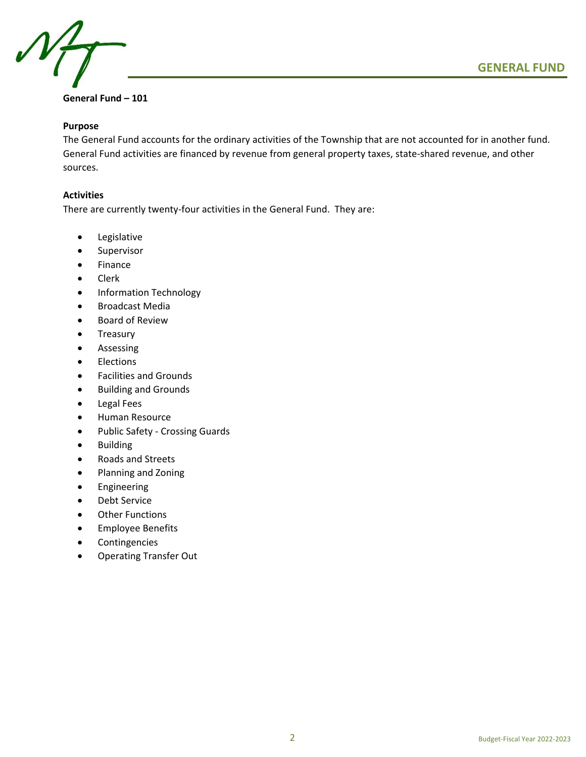## General Fund – 101

### Purpose

The General Fund accounts for the ordinary activities of the Township that are not accounted for in another fund. General Fund activities are financed by revenue from general property taxes, state-shared revenue, and other sources.

### Activities

There are currently twenty-four activities in the General Fund. They are:

- Legislative
- Supervisor
- Finance
- Clerk
- Information Technology
- Broadcast Media
- Board of Review
- Treasury
- Assessing
- Elections
- Facilities and Grounds
- Building and Grounds
- Legal Fees
- Human Resource
- Public Safety - Crossing Guards
- Building
- Roads and Streets
- Planning and Zoning
- Engineering
- Debt Service
- Other Functions
- Employee Benefits
- Contingencies
- Operating Transfer Out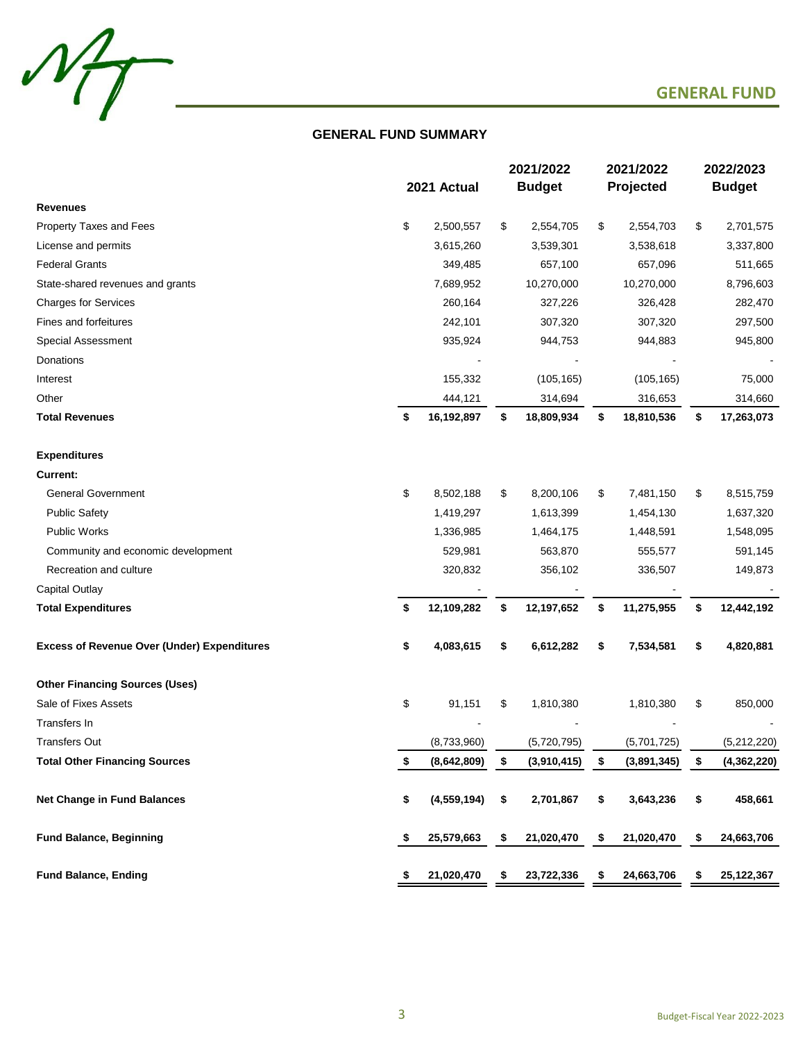# GENERAL FUND

## GENERAL FUND SUMMARY

| | 2021 Actual | 2021/2022 Budget | 2021/2022 Projected | 2022/2023 Budget |
|---|---|---|---|---|
| **Revenues** | | | | |
| Property Taxes and Fees | $ 2,500,557 | $ 2,554,705 | $ 2,554,703 | $ 2,701,575 |
| License and permits | 3,615,260 | 3,539,301 | 3,538,618 | 3,337,800 |
| Federal Grants | 349,485 | 657,100 | 657,096 | 511,665 |
| State-shared revenues and grants | 7,689,952 | 10,270,000 | 10,270,000 | 8,796,603 |
| Charges for Services | 260,164 | 327,226 | 326,428 | 282,470 |
| Fines and forfeitures | 242,101 | 307,320 | 307,320 | 297,500 |
| Special Assessment | 935,924 | 944,753 | 944,883 | 945,800 |
| Donations | - | - | - | - |
| Interest | 155,332 | (105,165) | (105,165) | 75,000 |
| Other | 444,121 | 314,694 | 316,653 | 314,660 |
| **Total Revenues** | **$ 16,192,897** | **$ 18,809,934** | **$ 18,810,536** | **$ 17,263,073** |
| | | | | |
| **Expenditures** | | | | |
| **Current:** | | | | |
| General Government | $ 8,502,188 | $ 8,200,106 | $ 7,481,150 | $ 8,515,759 |
| Public Safety | 1,419,297 | 1,613,399 | 1,454,130 | 1,637,320 |
| Public Works | 1,336,985 | 1,464,175 | 1,448,591 | 1,548,095 |
| Community and economic development | 529,981 | 563,870 | 555,577 | 591,145 |
| Recreation and culture | 320,832 | 356,102 | 336,507 | 149,873 |
| Capital Outlay | - | - | - | - |
| **Total Expenditures** | **$ 12,109,282** | **$ 12,197,652** | **$ 11,275,955** | **$ 12,442,192** |
| | | | | |
| **Excess of Revenue Over (Under) Expenditures** | **$ 4,083,615** | **$ 6,612,282** | **$ 7,534,581** | **$ 4,820,881** |
| | | | | |
| **Other Financing Sources (Uses)** | | | | |
| Sale of Fixes Assets | $ 91,151 | $ 1,810,380 | 1,810,380 | $ 850,000 |
| Transfers In | - | - | - | - |
| Transfers Out | (8,733,960) | (5,720,795) | (5,701,725) | (5,212,220) |
| **Total Other Financing Sources** | **$ (8,642,809)** | **$ (3,910,415)** | **$ (3,891,345)** | **$ (4,362,220)** |
| | | | | |
| **Net Change in Fund Balances** | **$ (4,559,194)** | **$ 2,701,867** | **$ 3,643,236** | **$ 458,661** |
| | | | | |
| **Fund Balance, Beginning** | **$ 25,579,663** | **$ 21,020,470** | **$ 21,020,470** | **$ 24,663,706** |
| | | | | |
| **Fund Balance, Ending** | **$ 21,020,470** | **$ 23,722,336** | **$ 24,663,706** | **$ 25,122,367** |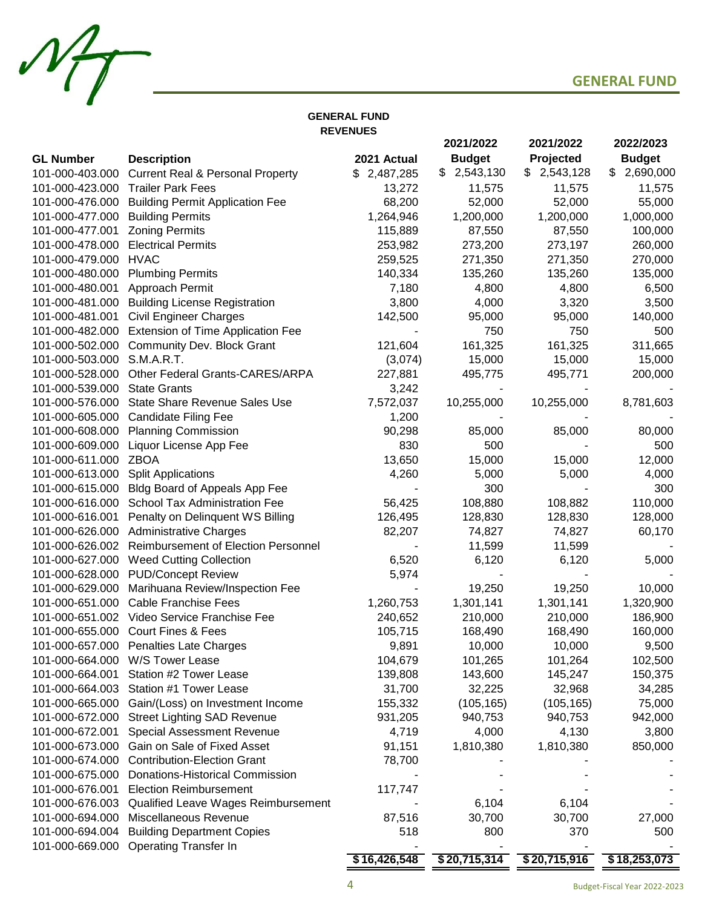# GENERAL FUND

**GENERAL FUND**
**REVENUES**

| GL Number | Description | 2021 Actual | 2021/2022 Budget | 2021/2022 Projected | 2022/2023 Budget |
|---|---|---|---|---|---|
| 101-000-403.000 | Current Real & Personal Property | $ 2,487,285 | $ 2,543,130 | $ 2,543,128 | $ 2,690,000 |
| 101-000-423.000 | Trailer Park Fees | 13,272 | 11,575 | 11,575 | 11,575 |
| 101-000-476.000 | Building Permit Application Fee | 68,200 | 52,000 | 52,000 | 55,000 |
| 101-000-477.000 | Building Permits | 1,264,946 | 1,200,000 | 1,200,000 | 1,000,000 |
| 101-000-477.001 | Zoning Permits | 115,889 | 87,550 | 87,550 | 100,000 |
| 101-000-478.000 | Electrical Permits | 253,982 | 273,200 | 273,197 | 260,000 |
| 101-000-479.000 | HVAC | 259,525 | 271,350 | 271,350 | 270,000 |
| 101-000-480.000 | Plumbing Permits | 140,334 | 135,260 | 135,260 | 135,000 |
| 101-000-480.001 | Approach Permit | 7,180 | 4,800 | 4,800 | 6,500 |
| 101-000-481.000 | Building License Registration | 3,800 | 4,000 | 3,320 | 3,500 |
| 101-000-481.001 | Civil Engineer Charges | 142,500 | 95,000 | 95,000 | 140,000 |
| 101-000-482.000 | Extension of Time Application Fee | - | 750 | 750 | 500 |
| 101-000-502.000 | Community Dev. Block Grant | 121,604 | 161,325 | 161,325 | 311,665 |
| 101-000-503.000 | S.M.A.R.T. | (3,074) | 15,000 | 15,000 | 15,000 |
| 101-000-528.000 | Other Federal Grants-CARES/ARPA | 227,881 | 495,775 | 495,771 | 200,000 |
| 101-000-539.000 | State Grants | 3,242 | - | - | - |
| 101-000-576.000 | State Share Revenue Sales Use | 7,572,037 | 10,255,000 | 10,255,000 | 8,781,603 |
| 101-000-605.000 | Candidate Filing Fee | 1,200 | - | - | - |
| 101-000-608.000 | Planning Commission | 90,298 | 85,000 | 85,000 | 80,000 |
| 101-000-609.000 | Liquor License App Fee | 830 | 500 | - | 500 |
| 101-000-611.000 | ZBOA | 13,650 | 15,000 | 15,000 | 12,000 |
| 101-000-613.000 | Split Applications | 4,260 | 5,000 | 5,000 | 4,000 |
| 101-000-615.000 | Bldg Board of Appeals App Fee | - | 300 | - | 300 |
| 101-000-616.000 | School Tax Administration Fee | 56,425 | 108,880 | 108,882 | 110,000 |
| 101-000-616.001 | Penalty on Delinquent WS Billing | 126,495 | 128,830 | 128,830 | 128,000 |
| 101-000-626.000 | Administrative Charges | 82,207 | 74,827 | 74,827 | 60,170 |
| 101-000-626.002 | Reimbursement of Election Personnel | - | 11,599 | 11,599 | - |
| 101-000-627.000 | Weed Cutting Collection | 6,520 | 6,120 | 6,120 | 5,000 |
| 101-000-628.000 | PUD/Concept Review | 5,974 | - | - | - |
| 101-000-629.000 | Marihuana Review/Inspection Fee | - | 19,250 | 19,250 | 10,000 |
| 101-000-651.000 | Cable Franchise Fees | 1,260,753 | 1,301,141 | 1,301,141 | 1,320,900 |
| 101-000-651.002 | Video Service Franchise Fee | 240,652 | 210,000 | 210,000 | 186,900 |
| 101-000-655.000 | Court Fines & Fees | 105,715 | 168,490 | 168,490 | 160,000 |
| 101-000-657.000 | Penalties Late Charges | 9,891 | 10,000 | 10,000 | 9,500 |
| 101-000-664.000 | W/S Tower Lease | 104,679 | 101,265 | 101,264 | 102,500 |
| 101-000-664.001 | Station #2 Tower Lease | 139,808 | 143,600 | 145,247 | 150,375 |
| 101-000-664.003 | Station #1 Tower Lease | 31,700 | 32,225 | 32,968 | 34,285 |
| 101-000-665.000 | Gain/(Loss) on Investment Income | 155,332 | (105,165) | (105,165) | 75,000 |
| 101-000-672.000 | Street Lighting SAD Revenue | 931,205 | 940,753 | 940,753 | 942,000 |
| 101-000-672.001 | Special Assessment Revenue | 4,719 | 4,000 | 4,130 | 3,800 |
| 101-000-673.000 | Gain on Sale of Fixed Asset | 91,151 | 1,810,380 | 1,810,380 | 850,000 |
| 101-000-674.000 | Contribution-Election Grant | 78,700 | - | - | - |
| 101-000-675.000 | Donations-Historical Commission | - | - | - | - |
| 101-000-676.001 | Election Reimbursement | 117,747 | - | - | - |
| 101-000-676.003 | Qualified Leave Wages Reimbursement | - | 6,104 | 6,104 | - |
| 101-000-694.000 | Miscellaneous Revenue | 87,516 | 30,700 | 30,700 | 27,000 |
| 101-000-694.004 | Building Department Copies | 518 | 800 | 370 | 500 |
| 101-000-669.000 | Operating Transfer In | - | - | - | - |
| | | $ 16,426,548 | $ 20,715,314 | $ 20,715,916 | $ 18,253,073 |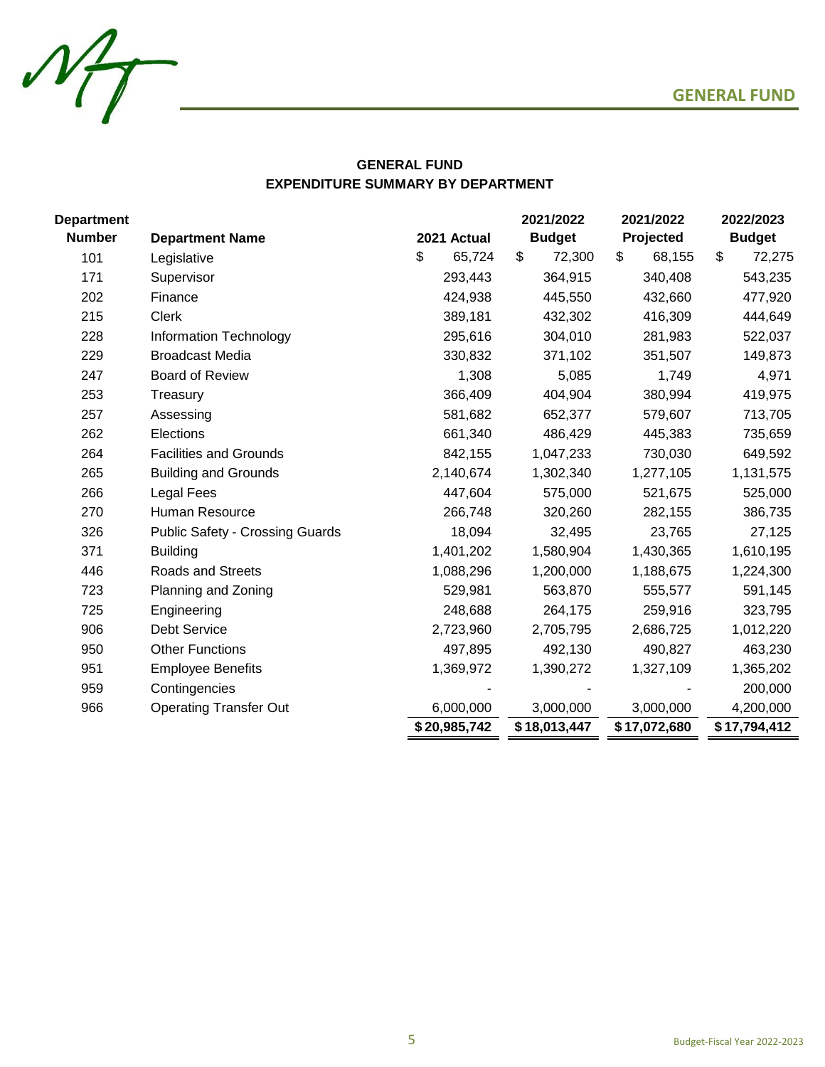## GENERAL FUND

### GENERAL FUND
### EXPENDITURE SUMMARY BY DEPARTMENT

| Department Number | Department Name | 2021 Actual | 2021/2022 Budget | 2021/2022 Projected | 2022/2023 Budget |
|---|---|---|---|---|---|
| 101 | Legislative | $ 65,724 | $ 72,300 | $ 68,155 | $ 72,275 |
| 171 | Supervisor | 293,443 | 364,915 | 340,408 | 543,235 |
| 202 | Finance | 424,938 | 445,550 | 432,660 | 477,920 |
| 215 | Clerk | 389,181 | 432,302 | 416,309 | 444,649 |
| 228 | Information Technology | 295,616 | 304,010 | 281,983 | 522,037 |
| 229 | Broadcast Media | 330,832 | 371,102 | 351,507 | 149,873 |
| 247 | Board of Review | 1,308 | 5,085 | 1,749 | 4,971 |
| 253 | Treasury | 366,409 | 404,904 | 380,994 | 419,975 |
| 257 | Assessing | 581,682 | 652,377 | 579,607 | 713,705 |
| 262 | Elections | 661,340 | 486,429 | 445,383 | 735,659 |
| 264 | Facilities and Grounds | 842,155 | 1,047,233 | 730,030 | 649,592 |
| 265 | Building and Grounds | 2,140,674 | 1,302,340 | 1,277,105 | 1,131,575 |
| 266 | Legal Fees | 447,604 | 575,000 | 521,675 | 525,000 |
| 270 | Human Resource | 266,748 | 320,260 | 282,155 | 386,735 |
| 326 | Public Safety - Crossing Guards | 18,094 | 32,495 | 23,765 | 27,125 |
| 371 | Building | 1,401,202 | 1,580,904 | 1,430,365 | 1,610,195 |
| 446 | Roads and Streets | 1,088,296 | 1,200,000 | 1,188,675 | 1,224,300 |
| 723 | Planning and Zoning | 529,981 | 563,870 | 555,577 | 591,145 |
| 725 | Engineering | 248,688 | 264,175 | 259,916 | 323,795 |
| 906 | Debt Service | 2,723,960 | 2,705,795 | 2,686,725 | 1,012,220 |
| 950 | Other Functions | 497,895 | 492,130 | 490,827 | 463,230 |
| 951 | Employee Benefits | 1,369,972 | 1,390,272 | 1,327,109 | 1,365,202 |
| 959 | Contingencies | - | - | - | 200,000 |
| 966 | Operating Transfer Out | 6,000,000 | 3,000,000 | 3,000,000 | 4,200,000 |
| | | $ 20,985,742 | $ 18,013,447 | $ 17,072,680 | $ 17,794,412 |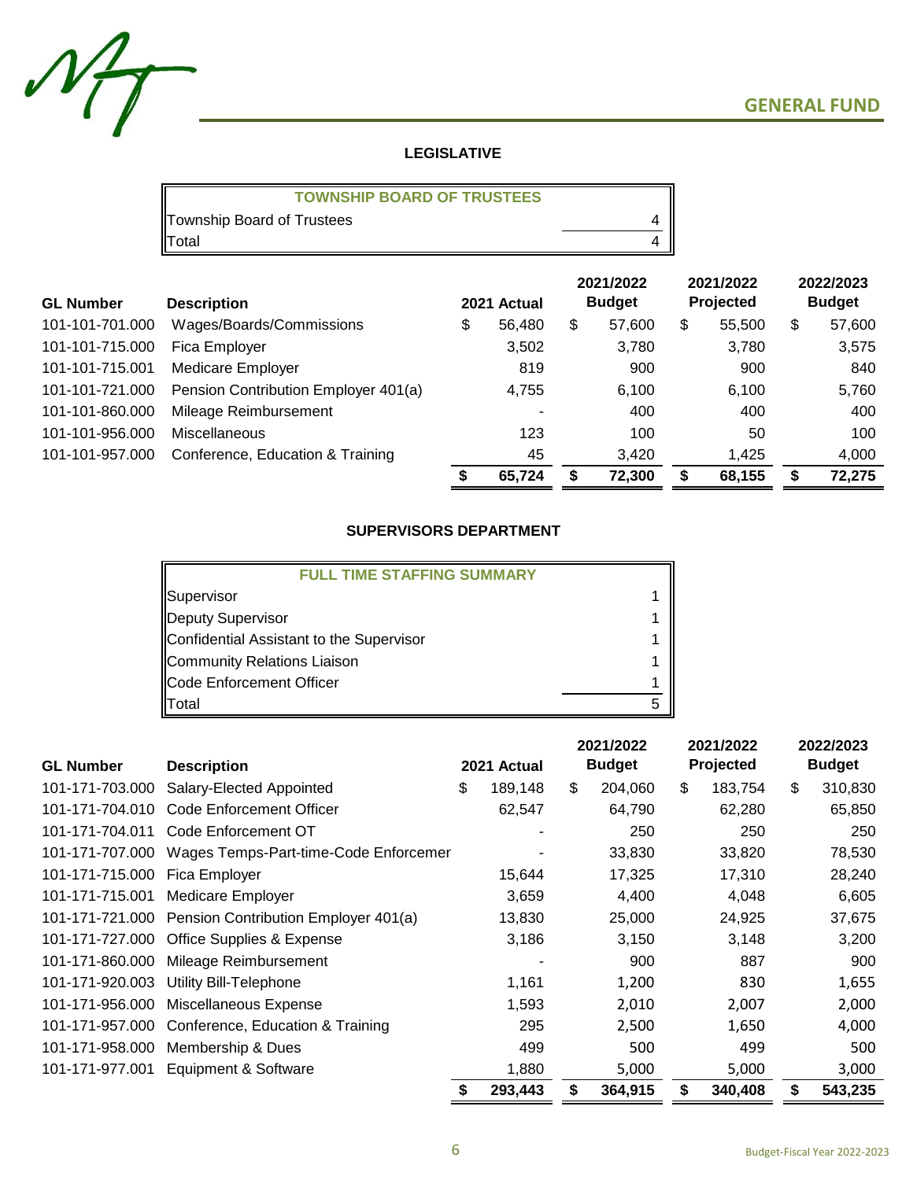## GENERAL FUND

### LEGISLATIVE

| TOWNSHIP BOARD OF TRUSTEES | |
|---|---|
| Township Board of Trustees | 4 |
| Total | 4 |

| GL Number | Description | 2021 Actual | 2021/2022 Budget | 2021/2022 Projected | 2022/2023 Budget |
|---|---|---|---|---|---|
| 101-101-701.000 | Wages/Boards/Commissions | $ 56,480 | $ 57,600 | $ 55,500 | $ 57,600 |
| 101-101-715.000 | Fica Employer | 3,502 | 3,780 | 3,780 | 3,575 |
| 101-101-715.001 | Medicare Employer | 819 | 900 | 900 | 840 |
| 101-101-721.000 | Pension Contribution Employer 401(a) | 4,755 | 6,100 | 6,100 | 5,760 |
| 101-101-860.000 | Mileage Reimbursement | - | 400 | 400 | 400 |
| 101-101-956.000 | Miscellaneous | 123 | 100 | 50 | 100 |
| 101-101-957.000 | Conference, Education & Training | 45 | 3,420 | 1,425 | 4,000 |
| | | **$ 65,724** | **$ 72,300** | **$ 68,155** | **$ 72,275** |

### SUPERVISORS DEPARTMENT

| FULL TIME STAFFING SUMMARY | |
|---|---|
| Supervisor | 1 |
| Deputy Supervisor | 1 |
| Confidential Assistant to the Supervisor | 1 |
| Community Relations Liaison | 1 |
| Code Enforcement Officer | 1 |
| Total | 5 |

| GL Number | Description | 2021 Actual | 2021/2022 Budget | 2021/2022 Projected | 2022/2023 Budget |
|---|---|---|---|---|---|
| 101-171-703.000 | Salary-Elected Appointed | $ 189,148 | $ 204,060 | $ 183,754 | $ 310,830 |
| 101-171-704.010 | Code Enforcement Officer | 62,547 | 64,790 | 62,280 | 65,850 |
| 101-171-704.011 | Code Enforcement OT | - | 250 | 250 | 250 |
| 101-171-707.000 | Wages Temps-Part-time-Code Enforcemer | - | 33,830 | 33,820 | 78,530 |
| 101-171-715.000 | Fica Employer | 15,644 | 17,325 | 17,310 | 28,240 |
| 101-171-715.001 | Medicare Employer | 3,659 | 4,400 | 4,048 | 6,605 |
| 101-171-721.000 | Pension Contribution Employer 401(a) | 13,830 | 25,000 | 24,925 | 37,675 |
| 101-171-727.000 | Office Supplies & Expense | 3,186 | 3,150 | 3,148 | 3,200 |
| 101-171-860.000 | Mileage Reimbursement | - | 900 | 887 | 900 |
| 101-171-920.003 | Utility Bill-Telephone | 1,161 | 1,200 | 830 | 1,655 |
| 101-171-956.000 | Miscellaneous Expense | 1,593 | 2,010 | 2,007 | 2,000 |
| 101-171-957.000 | Conference, Education & Training | 295 | 2,500 | 1,650 | 4,000 |
| 101-171-958.000 | Membership & Dues | 499 | 500 | 499 | 500 |
| 101-171-977.001 | Equipment & Software | 1,880 | 5,000 | 5,000 | 3,000 |
| | | **$ 293,443** | **$ 364,915** | **$ 340,408** | **$ 543,235** |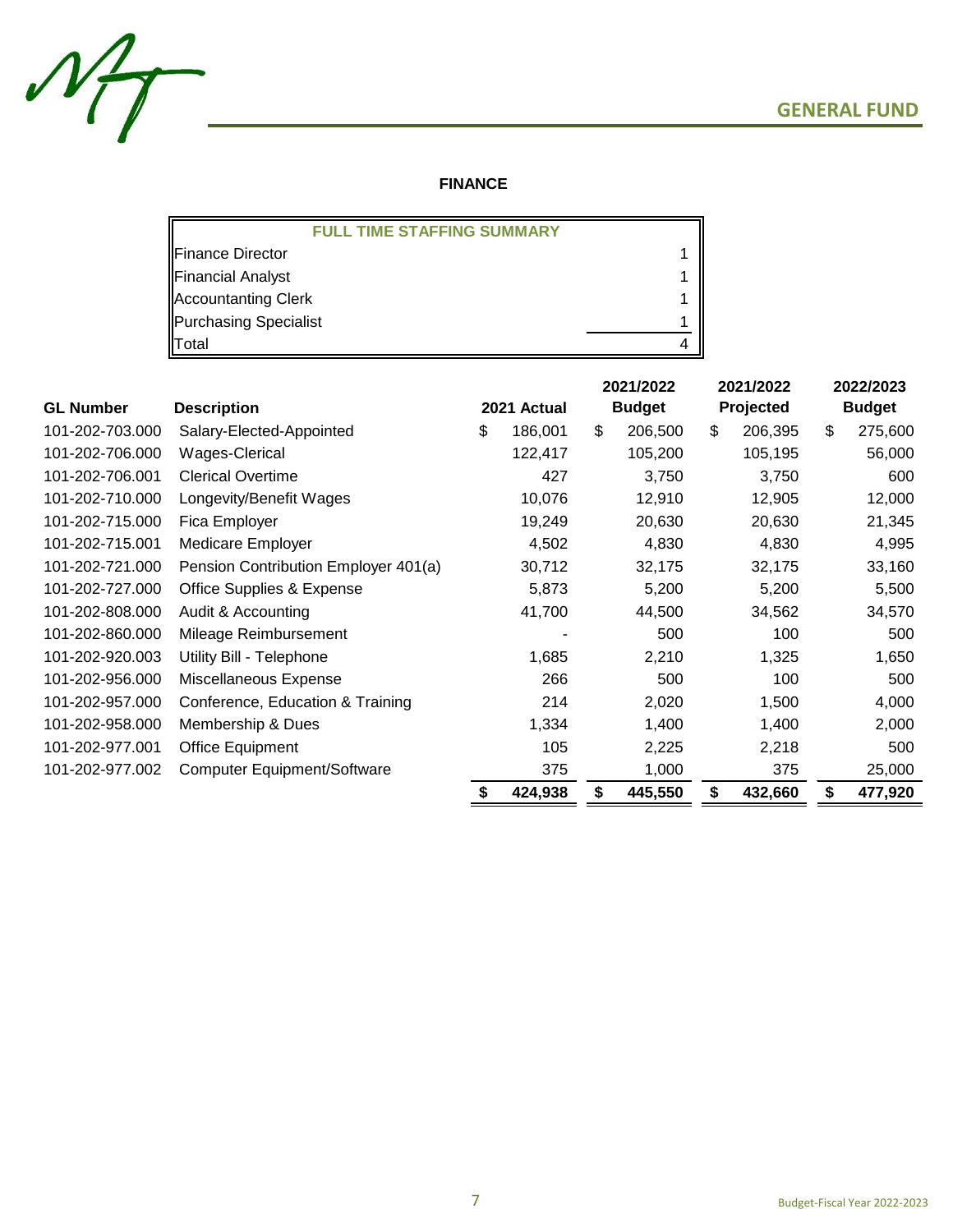## GENERAL FUND

### FINANCE

| FULL TIME STAFFING SUMMARY | |
|---|---|
| Finance Director | 1 |
| Financial Analyst | 1 |
| Accountanting Clerk | 1 |
| Purchasing Specialist | 1 |
| Total | 4 |

| GL Number | Description | 2021 Actual | 2021/2022 Budget | 2021/2022 Projected | 2022/2023 Budget |
|---|---|---|---|---|---|
| 101-202-703.000 | Salary-Elected-Appointed | $ 186,001 | $ 206,500 | $ 206,395 | $ 275,600 |
| 101-202-706.000 | Wages-Clerical | 122,417 | 105,200 | 105,195 | 56,000 |
| 101-202-706.001 | Clerical Overtime | 427 | 3,750 | 3,750 | 600 |
| 101-202-710.000 | Longevity/Benefit Wages | 10,076 | 12,910 | 12,905 | 12,000 |
| 101-202-715.000 | Fica Employer | 19,249 | 20,630 | 20,630 | 21,345 |
| 101-202-715.001 | Medicare Employer | 4,502 | 4,830 | 4,830 | 4,995 |
| 101-202-721.000 | Pension Contribution Employer 401(a) | 30,712 | 32,175 | 32,175 | 33,160 |
| 101-202-727.000 | Office Supplies & Expense | 5,873 | 5,200 | 5,200 | 5,500 |
| 101-202-808.000 | Audit & Accounting | 41,700 | 44,500 | 34,562 | 34,570 |
| 101-202-860.000 | Mileage Reimbursement | - | 500 | 100 | 500 |
| 101-202-920.003 | Utility Bill - Telephone | 1,685 | 2,210 | 1,325 | 1,650 |
| 101-202-956.000 | Miscellaneous Expense | 266 | 500 | 100 | 500 |
| 101-202-957.000 | Conference, Education & Training | 214 | 2,020 | 1,500 | 4,000 |
| 101-202-958.000 | Membership & Dues | 1,334 | 1,400 | 1,400 | 2,000 |
| 101-202-977.001 | Office Equipment | 105 | 2,225 | 2,218 | 500 |
| 101-202-977.002 | Computer Equipment/Software | 375 | 1,000 | 375 | 25,000 |
| | | **$ 424,938** | **$ 445,550** | **$ 432,660** | **$ 477,920** |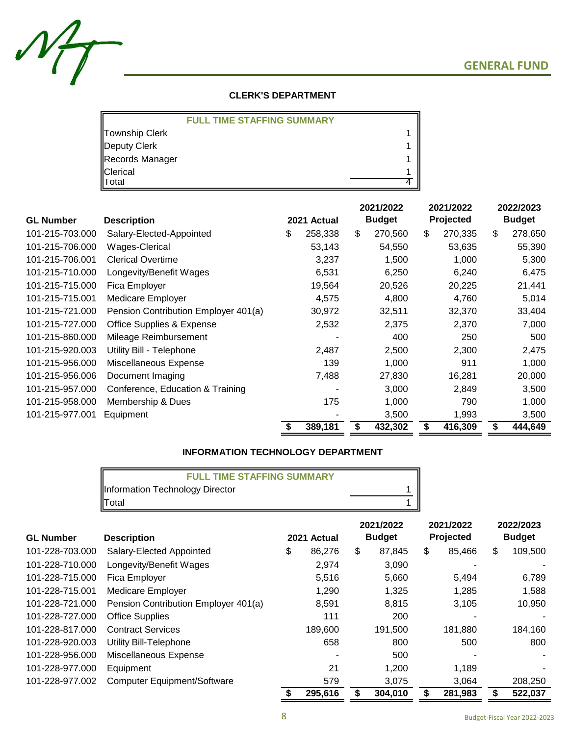## GENERAL FUND

### CLERK'S DEPARTMENT

| FULL TIME STAFFING SUMMARY | |
|---|---|
| Township Clerk | 1 |
| Deputy Clerk | 1 |
| Records Manager | 1 |
| Clerical | 1 |
| Total | 4 |

| GL Number | Description | 2021 Actual | 2021/2022 Budget | 2021/2022 Projected | 2022/2023 Budget |
|---|---|---|---|---|---|
| 101-215-703.000 | Salary-Elected-Appointed | $ 258,338 | $ 270,560 | $ 270,335 | $ 278,650 |
| 101-215-706.000 | Wages-Clerical | 53,143 | 54,550 | 53,635 | 55,390 |
| 101-215-706.001 | Clerical Overtime | 3,237 | 1,500 | 1,000 | 5,300 |
| 101-215-710.000 | Longevity/Benefit Wages | 6,531 | 6,250 | 6,240 | 6,475 |
| 101-215-715.000 | Fica Employer | 19,564 | 20,526 | 20,225 | 21,441 |
| 101-215-715.001 | Medicare Employer | 4,575 | 4,800 | 4,760 | 5,014 |
| 101-215-721.000 | Pension Contribution Employer 401(a) | 30,972 | 32,511 | 32,370 | 33,404 |
| 101-215-727.000 | Office Supplies & Expense | 2,532 | 2,375 | 2,370 | 7,000 |
| 101-215-860.000 | Mileage Reimbursement | - | 400 | 250 | 500 |
| 101-215-920.003 | Utility Bill - Telephone | 2,487 | 2,500 | 2,300 | 2,475 |
| 101-215-956.000 | Miscellaneous Expense | 139 | 1,000 | 911 | 1,000 |
| 101-215-956.006 | Document Imaging | 7,488 | 27,830 | 16,281 | 20,000 |
| 101-215-957.000 | Conference, Education & Training | - | 3,000 | 2,849 | 3,500 |
| 101-215-958.000 | Membership & Dues | 175 | 1,000 | 790 | 1,000 |
| 101-215-977.001 | Equipment | - | 3,500 | 1,993 | 3,500 |
| | | **$ 389,181** | **$ 432,302** | **$ 416,309** | **$ 444,649** |

### INFORMATION TECHNOLOGY DEPARTMENT

| FULL TIME STAFFING SUMMARY | |
|---|---|
| Information Technology Director | 1 |
| Total | 1 |

| GL Number | Description | 2021 Actual | 2021/2022 Budget | 2021/2022 Projected | 2022/2023 Budget |
|---|---|---|---|---|---|
| 101-228-703.000 | Salary-Elected Appointed | $ 86,276 | $ 87,845 | $ 85,466 | $ 109,500 |
| 101-228-710.000 | Longevity/Benefit Wages | 2,974 | 3,090 | - | - |
| 101-228-715.000 | Fica Employer | 5,516 | 5,660 | 5,494 | 6,789 |
| 101-228-715.001 | Medicare Employer | 1,290 | 1,325 | 1,285 | 1,588 |
| 101-228-721.000 | Pension Contribution Employer 401(a) | 8,591 | 8,815 | 3,105 | 10,950 |
| 101-228-727.000 | Office Supplies | 111 | 200 | - | - |
| 101-228-817.000 | Contract Services | 189,600 | 191,500 | 181,880 | 184,160 |
| 101-228-920.003 | Utility Bill-Telephone | 658 | 800 | 500 | 800 |
| 101-228-956.000 | Miscellaneous Expense | - | 500 | - | - |
| 101-228-977.000 | Equipment | 21 | 1,200 | 1,189 | - |
| 101-228-977.002 | Computer Equipment/Software | 579 | 3,075 | 3,064 | 208,250 |
| | | **$ 295,616** | **$ 304,010** | **$ 281,983** | **$ 522,037** |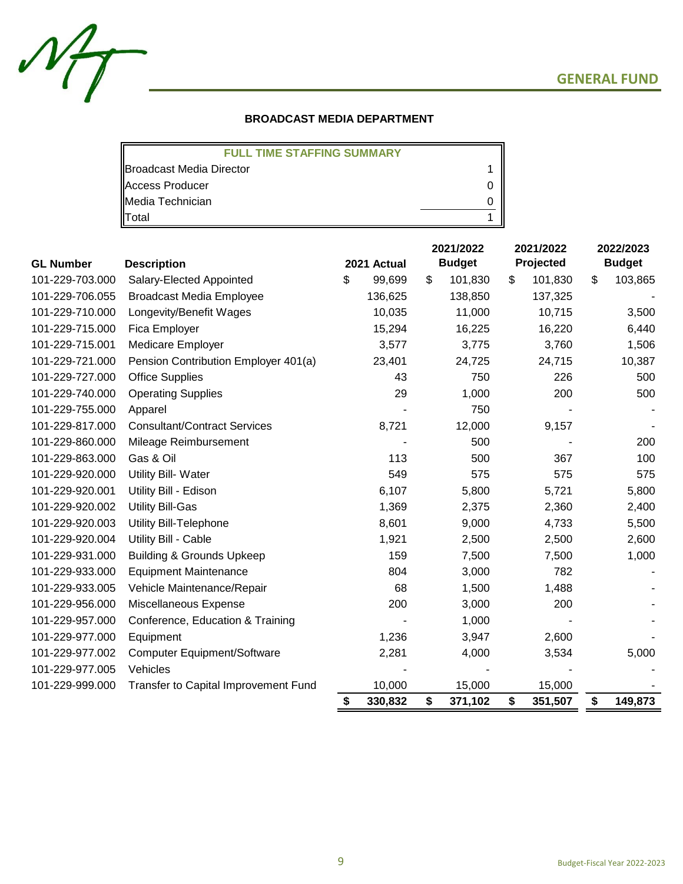## GENERAL FUND

### BROADCAST MEDIA DEPARTMENT

| FULL TIME STAFFING SUMMARY | |
|---|---|
| Broadcast Media Director | 1 |
| Access Producer | 0 |
| Media Technician | 0 |
| Total | 1 |

| GL Number | Description | 2021 Actual | 2021/2022 Budget | 2021/2022 Projected | 2022/2023 Budget |
|---|---|---|---|---|---|
| 101-229-703.000 | Salary-Elected Appointed | $ 99,699 | $ 101,830 | $ 101,830 | $ 103,865 |
| 101-229-706.055 | Broadcast Media Employee | 136,625 | 138,850 | 137,325 | - |
| 101-229-710.000 | Longevity/Benefit Wages | 10,035 | 11,000 | 10,715 | 3,500 |
| 101-229-715.000 | Fica Employer | 15,294 | 16,225 | 16,220 | 6,440 |
| 101-229-715.001 | Medicare Employer | 3,577 | 3,775 | 3,760 | 1,506 |
| 101-229-721.000 | Pension Contribution Employer 401(a) | 23,401 | 24,725 | 24,715 | 10,387 |
| 101-229-727.000 | Office Supplies | 43 | 750 | 226 | 500 |
| 101-229-740.000 | Operating Supplies | 29 | 1,000 | 200 | 500 |
| 101-229-755.000 | Apparel | - | 750 | - | - |
| 101-229-817.000 | Consultant/Contract Services | 8,721 | 12,000 | 9,157 | - |
| 101-229-860.000 | Mileage Reimbursement | - | 500 | - | 200 |
| 101-229-863.000 | Gas & Oil | 113 | 500 | 367 | 100 |
| 101-229-920.000 | Utility Bill- Water | 549 | 575 | 575 | 575 |
| 101-229-920.001 | Utility Bill - Edison | 6,107 | 5,800 | 5,721 | 5,800 |
| 101-229-920.002 | Utility Bill-Gas | 1,369 | 2,375 | 2,360 | 2,400 |
| 101-229-920.003 | Utility Bill-Telephone | 8,601 | 9,000 | 4,733 | 5,500 |
| 101-229-920.004 | Utility Bill - Cable | 1,921 | 2,500 | 2,500 | 2,600 |
| 101-229-931.000 | Building & Grounds Upkeep | 159 | 7,500 | 7,500 | 1,000 |
| 101-229-933.000 | Equipment Maintenance | 804 | 3,000 | 782 | - |
| 101-229-933.005 | Vehicle Maintenance/Repair | 68 | 1,500 | 1,488 | - |
| 101-229-956.000 | Miscellaneous Expense | 200 | 3,000 | 200 | - |
| 101-229-957.000 | Conference, Education & Training | - | 1,000 | - | - |
| 101-229-977.000 | Equipment | 1,236 | 3,947 | 2,600 | - |
| 101-229-977.002 | Computer Equipment/Software | 2,281 | 4,000 | 3,534 | 5,000 |
| 101-229-977.005 | Vehicles | - | - | - | - |
| 101-229-999.000 | Transfer to Capital Improvement Fund | 10,000 | 15,000 | 15,000 | - |
| | | **$ 330,832** | **$ 371,102** | **$ 351,507** | **$ 149,873** |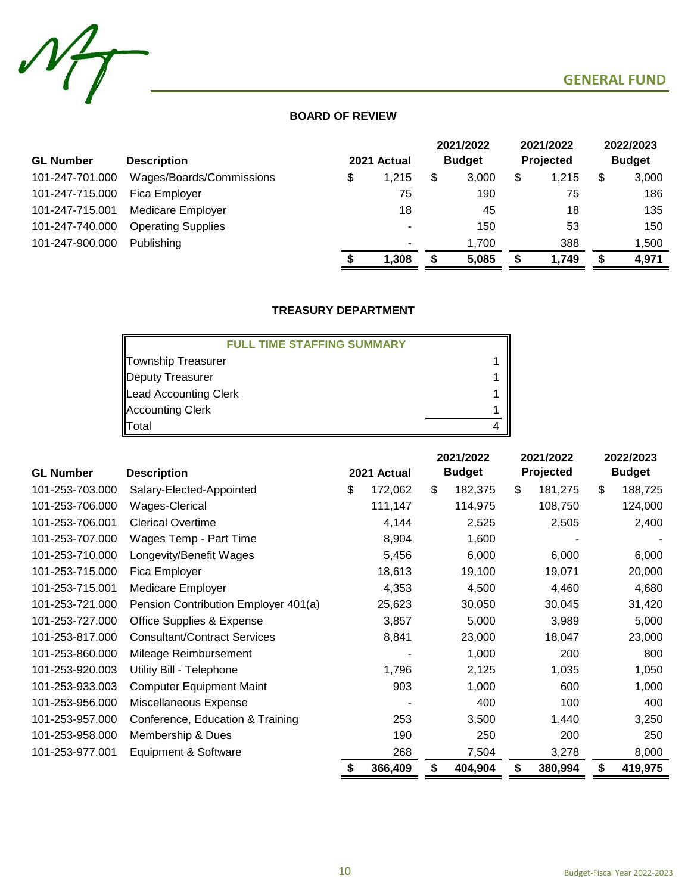## GENERAL FUND

### BOARD OF REVIEW

| GL Number | Description | 2021 Actual | 2021/2022 Budget | 2021/2022 Projected | 2022/2023 Budget |
|---|---|---|---|---|---|
| 101-247-701.000 | Wages/Boards/Commissions | $ 1,215 | $ 3,000 | $ 1,215 | $ 3,000 |
| 101-247-715.000 | Fica Employer | 75 | 190 | 75 | 186 |
| 101-247-715.001 | Medicare Employer | 18 | 45 | 18 | 135 |
| 101-247-740.000 | Operating Supplies | - | 150 | 53 | 150 |
| 101-247-900.000 | Publishing | - | 1,700 | 388 | 1,500 |
| | | **$ 1,308** | **$ 5,085** | **$ 1,749** | **$ 4,971** |

### TREASURY DEPARTMENT

| FULL TIME STAFFING SUMMARY | |
|---|---|
| Township Treasurer | 1 |
| Deputy Treasurer | 1 |
| Lead Accounting Clerk | 1 |
| Accounting Clerk | 1 |
| Total | 4 |

| GL Number | Description | 2021 Actual | 2021/2022 Budget | 2021/2022 Projected | 2022/2023 Budget |
|---|---|---|---|---|---|
| 101-253-703.000 | Salary-Elected-Appointed | $ 172,062 | $ 182,375 | $ 181,275 | $ 188,725 |
| 101-253-706.000 | Wages-Clerical | 111,147 | 114,975 | 108,750 | 124,000 |
| 101-253-706.001 | Clerical Overtime | 4,144 | 2,525 | 2,505 | 2,400 |
| 101-253-707.000 | Wages Temp - Part Time | 8,904 | 1,600 | - | - |
| 101-253-710.000 | Longevity/Benefit Wages | 5,456 | 6,000 | 6,000 | 6,000 |
| 101-253-715.000 | Fica Employer | 18,613 | 19,100 | 19,071 | 20,000 |
| 101-253-715.001 | Medicare Employer | 4,353 | 4,500 | 4,460 | 4,680 |
| 101-253-721.000 | Pension Contribution Employer 401(a) | 25,623 | 30,050 | 30,045 | 31,420 |
| 101-253-727.000 | Office Supplies & Expense | 3,857 | 5,000 | 3,989 | 5,000 |
| 101-253-817.000 | Consultant/Contract Services | 8,841 | 23,000 | 18,047 | 23,000 |
| 101-253-860.000 | Mileage Reimbursement | - | 1,000 | 200 | 800 |
| 101-253-920.003 | Utility Bill - Telephone | 1,796 | 2,125 | 1,035 | 1,050 |
| 101-253-933.003 | Computer Equipment Maint | 903 | 1,000 | 600 | 1,000 |
| 101-253-956.000 | Miscellaneous Expense | - | 400 | 100 | 400 |
| 101-253-957.000 | Conference, Education & Training | 253 | 3,500 | 1,440 | 3,250 |
| 101-253-958.000 | Membership & Dues | 190 | 250 | 200 | 250 |
| 101-253-977.001 | Equipment & Software | 268 | 7,504 | 3,278 | 8,000 |
| | | **$ 366,409** | **$ 404,904** | **$ 380,994** | **$ 419,975** |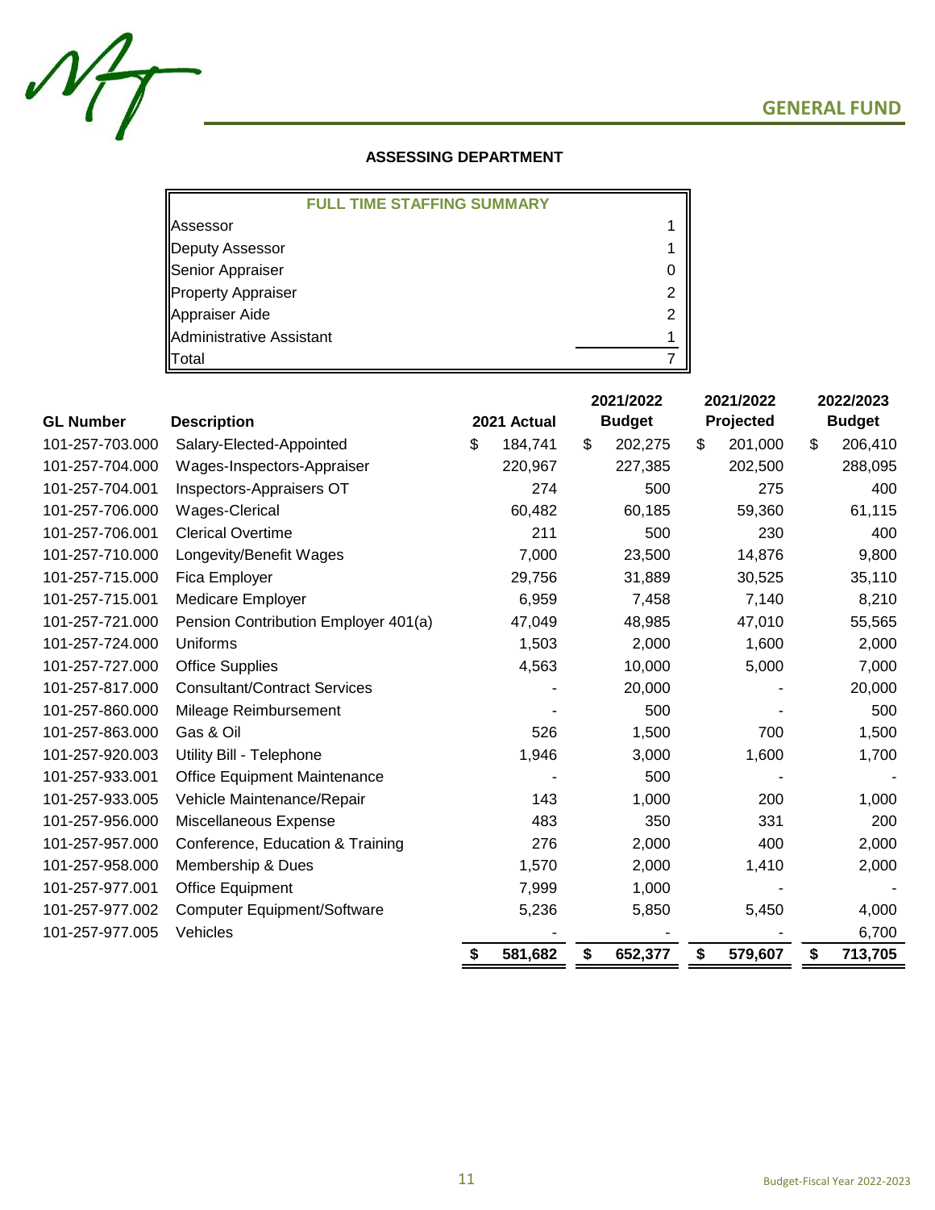## GENERAL FUND

### ASSESSING DEPARTMENT

| FULL TIME STAFFING SUMMARY | |
|---|---|
| Assessor | 1 |
| Deputy Assessor | 1 |
| Senior Appraiser | 0 |
| Property Appraiser | 2 |
| Appraiser Aide | 2 |
| Administrative Assistant | 1 |
| Total | 7 |

| GL Number | Description | 2021 Actual | 2021/2022 Budget | 2021/2022 Projected | 2022/2023 Budget |
|---|---|---|---|---|---|
| 101-257-703.000 | Salary-Elected-Appointed | $ 184,741 | $ 202,275 | $ 201,000 | $ 206,410 |
| 101-257-704.000 | Wages-Inspectors-Appraiser | 220,967 | 227,385 | 202,500 | 288,095 |
| 101-257-704.001 | Inspectors-Appraisers OT | 274 | 500 | 275 | 400 |
| 101-257-706.000 | Wages-Clerical | 60,482 | 60,185 | 59,360 | 61,115 |
| 101-257-706.001 | Clerical Overtime | 211 | 500 | 230 | 400 |
| 101-257-710.000 | Longevity/Benefit Wages | 7,000 | 23,500 | 14,876 | 9,800 |
| 101-257-715.000 | Fica Employer | 29,756 | 31,889 | 30,525 | 35,110 |
| 101-257-715.001 | Medicare Employer | 6,959 | 7,458 | 7,140 | 8,210 |
| 101-257-721.000 | Pension Contribution Employer 401(a) | 47,049 | 48,985 | 47,010 | 55,565 |
| 101-257-724.000 | Uniforms | 1,503 | 2,000 | 1,600 | 2,000 |
| 101-257-727.000 | Office Supplies | 4,563 | 10,000 | 5,000 | 7,000 |
| 101-257-817.000 | Consultant/Contract Services | - | 20,000 | - | 20,000 |
| 101-257-860.000 | Mileage Reimbursement | - | 500 | - | 500 |
| 101-257-863.000 | Gas & Oil | 526 | 1,500 | 700 | 1,500 |
| 101-257-920.003 | Utility Bill - Telephone | 1,946 | 3,000 | 1,600 | 1,700 |
| 101-257-933.001 | Office Equipment Maintenance | - | 500 | - | - |
| 101-257-933.005 | Vehicle Maintenance/Repair | 143 | 1,000 | 200 | 1,000 |
| 101-257-956.000 | Miscellaneous Expense | 483 | 350 | 331 | 200 |
| 101-257-957.000 | Conference, Education & Training | 276 | 2,000 | 400 | 2,000 |
| 101-257-958.000 | Membership & Dues | 1,570 | 2,000 | 1,410 | 2,000 |
| 101-257-977.001 | Office Equipment | 7,999 | 1,000 | - | - |
| 101-257-977.002 | Computer Equipment/Software | 5,236 | 5,850 | 5,450 | 4,000 |
| 101-257-977.005 | Vehicles | - | - | - | 6,700 |
| | | **$ 581,682** | **$ 652,377** | **$ 579,607** | **$ 713,705** |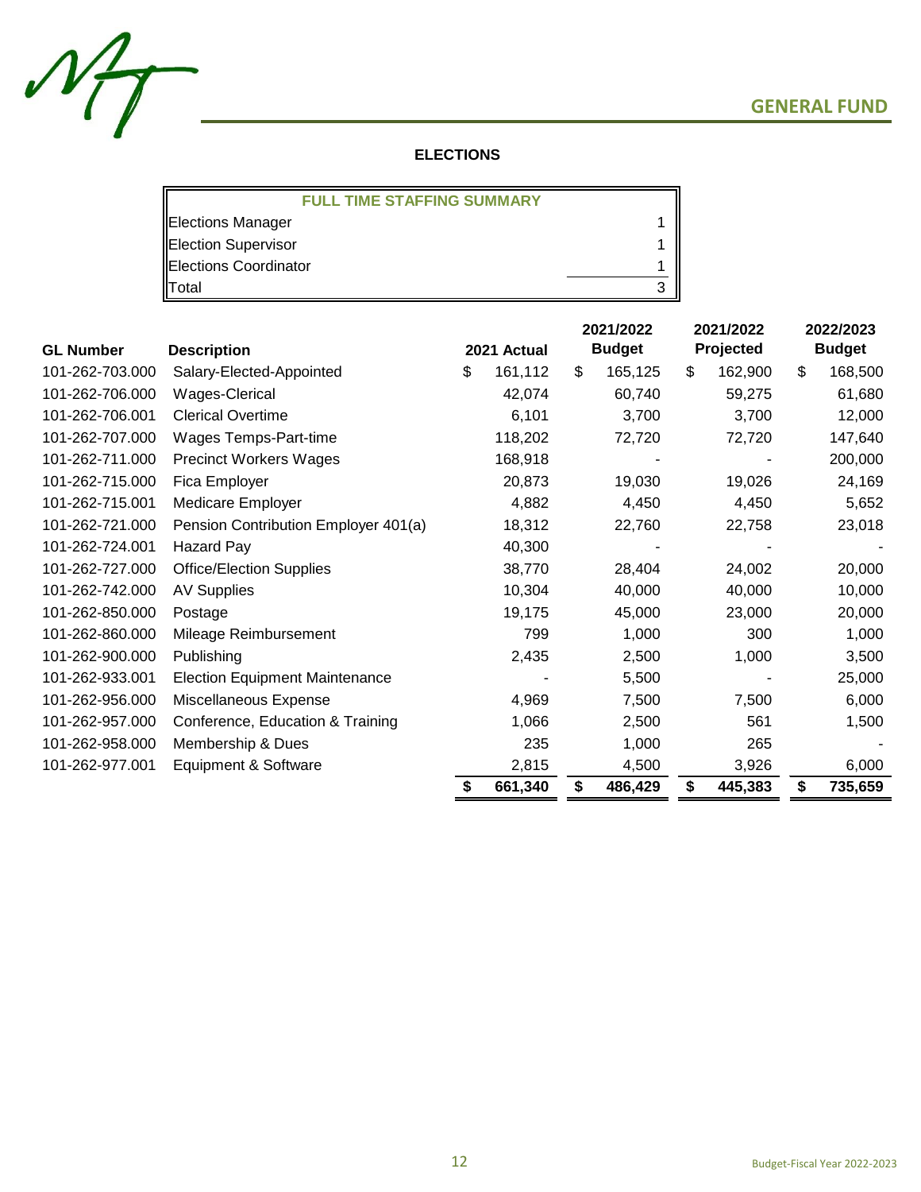## GENERAL FUND

### ELECTIONS

| FULL TIME STAFFING SUMMARY | |
|---|---|
| Elections Manager | 1 |
| Election Supervisor | 1 |
| Elections Coordinator | 1 |
| Total | 3 |

| GL Number | Description | 2021 Actual | 2021/2022 Budget | 2021/2022 Projected | 2022/2023 Budget |
|---|---|---|---|---|---|
| 101-262-703.000 | Salary-Elected-Appointed | $ 161,112 | $ 165,125 | $ 162,900 | $ 168,500 |
| 101-262-706.000 | Wages-Clerical | 42,074 | 60,740 | 59,275 | 61,680 |
| 101-262-706.001 | Clerical Overtime | 6,101 | 3,700 | 3,700 | 12,000 |
| 101-262-707.000 | Wages Temps-Part-time | 118,202 | 72,720 | 72,720 | 147,640 |
| 101-262-711.000 | Precinct Workers Wages | 168,918 | - | - | 200,000 |
| 101-262-715.000 | Fica Employer | 20,873 | 19,030 | 19,026 | 24,169 |
| 101-262-715.001 | Medicare Employer | 4,882 | 4,450 | 4,450 | 5,652 |
| 101-262-721.000 | Pension Contribution Employer 401(a) | 18,312 | 22,760 | 22,758 | 23,018 |
| 101-262-724.001 | Hazard Pay | 40,300 | - | - | - |
| 101-262-727.000 | Office/Election Supplies | 38,770 | 28,404 | 24,002 | 20,000 |
| 101-262-742.000 | AV Supplies | 10,304 | 40,000 | 40,000 | 10,000 |
| 101-262-850.000 | Postage | 19,175 | 45,000 | 23,000 | 20,000 |
| 101-262-860.000 | Mileage Reimbursement | 799 | 1,000 | 300 | 1,000 |
| 101-262-900.000 | Publishing | 2,435 | 2,500 | 1,000 | 3,500 |
| 101-262-933.001 | Election Equipment Maintenance | - | 5,500 | - | 25,000 |
| 101-262-956.000 | Miscellaneous Expense | 4,969 | 7,500 | 7,500 | 6,000 |
| 101-262-957.000 | Conference, Education & Training | 1,066 | 2,500 | 561 | 1,500 |
| 101-262-958.000 | Membership & Dues | 235 | 1,000 | 265 | - |
| 101-262-977.001 | Equipment & Software | 2,815 | 4,500 | 3,926 | 6,000 |
| | | **$ 661,340** | **$ 486,429** | **$ 445,383** | **$ 735,659** |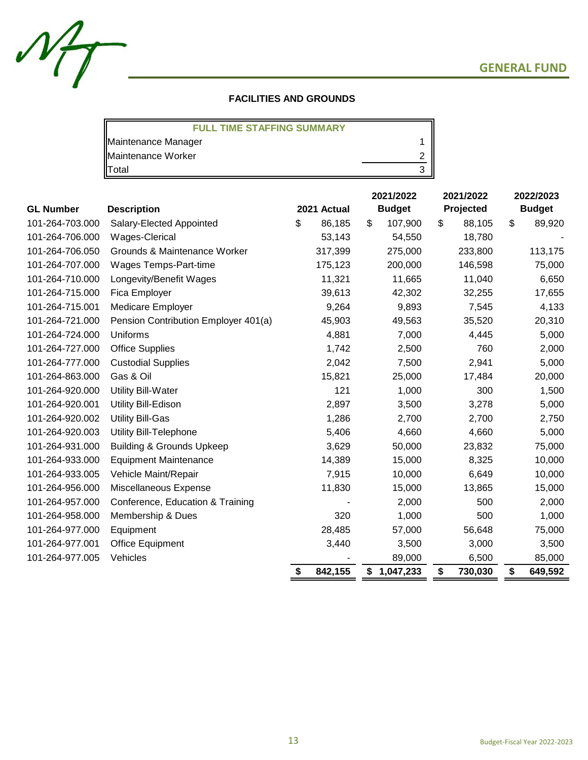## GENERAL FUND

### FACILITIES AND GROUNDS

| FULL TIME STAFFING SUMMARY | |
|---|---|
| Maintenance Manager | 1 |
| Maintenance Worker | 2 |
| Total | 3 |

| GL Number | Description | 2021 Actual | 2021/2022 Budget | 2021/2022 Projected | 2022/2023 Budget |
|---|---|---|---|---|---|
| 101-264-703.000 | Salary-Elected Appointed | $ 86,185 | $ 107,900 | $ 88,105 | $ 89,920 |
| 101-264-706.000 | Wages-Clerical | 53,143 | 54,550 | 18,780 | - |
| 101-264-706.050 | Grounds & Maintenance Worker | 317,399 | 275,000 | 233,800 | 113,175 |
| 101-264-707.000 | Wages Temps-Part-time | 175,123 | 200,000 | 146,598 | 75,000 |
| 101-264-710.000 | Longevity/Benefit Wages | 11,321 | 11,665 | 11,040 | 6,650 |
| 101-264-715.000 | Fica Employer | 39,613 | 42,302 | 32,255 | 17,655 |
| 101-264-715.001 | Medicare Employer | 9,264 | 9,893 | 7,545 | 4,133 |
| 101-264-721.000 | Pension Contribution Employer 401(a) | 45,903 | 49,563 | 35,520 | 20,310 |
| 101-264-724.000 | Uniforms | 4,881 | 7,000 | 4,445 | 5,000 |
| 101-264-727.000 | Office Supplies | 1,742 | 2,500 | 760 | 2,000 |
| 101-264-777.000 | Custodial Supplies | 2,042 | 7,500 | 2,941 | 5,000 |
| 101-264-863.000 | Gas & Oil | 15,821 | 25,000 | 17,484 | 20,000 |
| 101-264-920.000 | Utility Bill-Water | 121 | 1,000 | 300 | 1,500 |
| 101-264-920.001 | Utility Bill-Edison | 2,897 | 3,500 | 3,278 | 5,000 |
| 101-264-920.002 | Utility Bill-Gas | 1,286 | 2,700 | 2,700 | 2,750 |
| 101-264-920.003 | Utility Bill-Telephone | 5,406 | 4,660 | 4,660 | 5,000 |
| 101-264-931.000 | Building & Grounds Upkeep | 3,629 | 50,000 | 23,832 | 75,000 |
| 101-264-933.000 | Equipment Maintenance | 14,389 | 15,000 | 8,325 | 10,000 |
| 101-264-933.005 | Vehicle Maint/Repair | 7,915 | 10,000 | 6,649 | 10,000 |
| 101-264-956.000 | Miscellaneous Expense | 11,830 | 15,000 | 13,865 | 15,000 |
| 101-264-957.000 | Conference, Education & Training | - | 2,000 | 500 | 2,000 |
| 101-264-958.000 | Membership & Dues | 320 | 1,000 | 500 | 1,000 |
| 101-264-977.000 | Equipment | 28,485 | 57,000 | 56,648 | 75,000 |
| 101-264-977.001 | Office Equipment | 3,440 | 3,500 | 3,000 | 3,500 |
| 101-264-977.005 | Vehicles | - | 89,000 | 6,500 | 85,000 |
| | | **$ 842,155** | **$ 1,047,233** | **$ 730,030** | **$ 649,592** |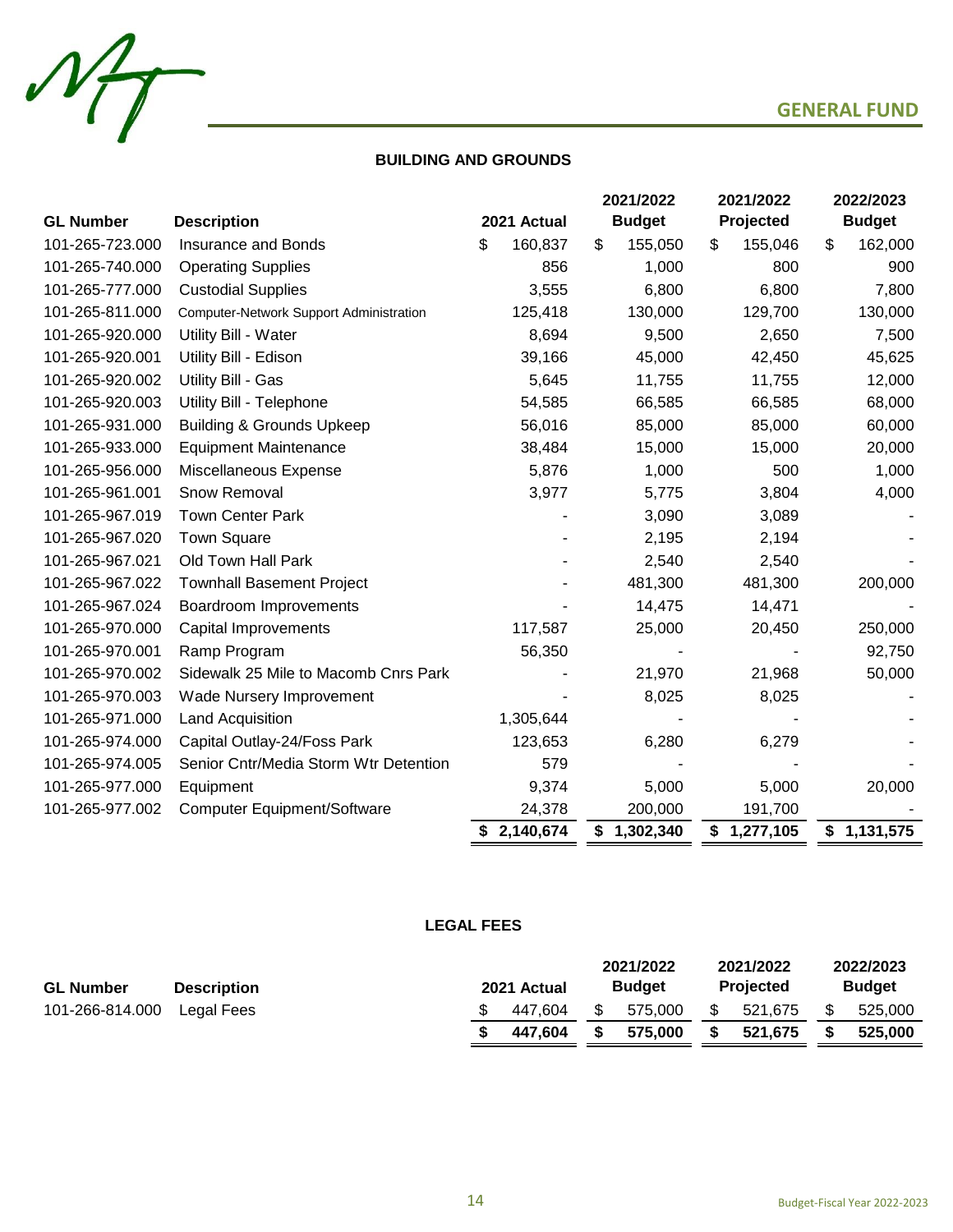## GENERAL FUND

### BUILDING AND GROUNDS

| GL Number | Description | 2021 Actual | 2021/2022 Budget | 2021/2022 Projected | 2022/2023 Budget |
|---|---|---|---|---|---|
| 101-265-723.000 | Insurance and Bonds | $ 160,837 | $ 155,050 | $ 155,046 | $ 162,000 |
| 101-265-740.000 | Operating Supplies | 856 | 1,000 | 800 | 900 |
| 101-265-777.000 | Custodial Supplies | 3,555 | 6,800 | 6,800 | 7,800 |
| 101-265-811.000 | Computer-Network Support Administration | 125,418 | 130,000 | 129,700 | 130,000 |
| 101-265-920.000 | Utility Bill - Water | 8,694 | 9,500 | 2,650 | 7,500 |
| 101-265-920.001 | Utility Bill - Edison | 39,166 | 45,000 | 42,450 | 45,625 |
| 101-265-920.002 | Utility Bill - Gas | 5,645 | 11,755 | 11,755 | 12,000 |
| 101-265-920.003 | Utility Bill - Telephone | 54,585 | 66,585 | 66,585 | 68,000 |
| 101-265-931.000 | Building & Grounds Upkeep | 56,016 | 85,000 | 85,000 | 60,000 |
| 101-265-933.000 | Equipment Maintenance | 38,484 | 15,000 | 15,000 | 20,000 |
| 101-265-956.000 | Miscellaneous Expense | 5,876 | 1,000 | 500 | 1,000 |
| 101-265-961.001 | Snow Removal | 3,977 | 5,775 | 3,804 | 4,000 |
| 101-265-967.019 | Town Center Park | - | 3,090 | 3,089 | - |
| 101-265-967.020 | Town Square | - | 2,195 | 2,194 | - |
| 101-265-967.021 | Old Town Hall Park | - | 2,540 | 2,540 | - |
| 101-265-967.022 | Townhall Basement Project | - | 481,300 | 481,300 | 200,000 |
| 101-265-967.024 | Boardroom Improvements | - | 14,475 | 14,471 | - |
| 101-265-970.000 | Capital Improvements | 117,587 | 25,000 | 20,450 | 250,000 |
| 101-265-970.001 | Ramp Program | 56,350 | - | - | 92,750 |
| 101-265-970.002 | Sidewalk 25 Mile to Macomb Cnrs Park | - | 21,970 | 21,968 | 50,000 |
| 101-265-970.003 | Wade Nursery Improvement | - | 8,025 | 8,025 | - |
| 101-265-971.000 | Land Acquisition | 1,305,644 | - | - | - |
| 101-265-974.000 | Capital Outlay-24/Foss Park | 123,653 | 6,280 | 6,279 | - |
| 101-265-974.005 | Senior Cntr/Media Storm Wtr Detention | 579 | - | - | - |
| 101-265-977.000 | Equipment | 9,374 | 5,000 | 5,000 | 20,000 |
| 101-265-977.002 | Computer Equipment/Software | 24,378 | 200,000 | 191,700 | - |
| | | **$ 2,140,674** | **$ 1,302,340** | **$ 1,277,105** | **$ 1,131,575** |

### LEGAL FEES

| GL Number | Description | 2021 Actual | 2021/2022 Budget | 2021/2022 Projected | 2022/2023 Budget |
|---|---|---|---|---|---|
| 101-266-814.000 | Legal Fees | $ 447,604 | $ 575,000 | $ 521,675 | $ 525,000 |
| | | **$ 447,604** | **$ 575,000** | **$ 521,675** | **$ 525,000** |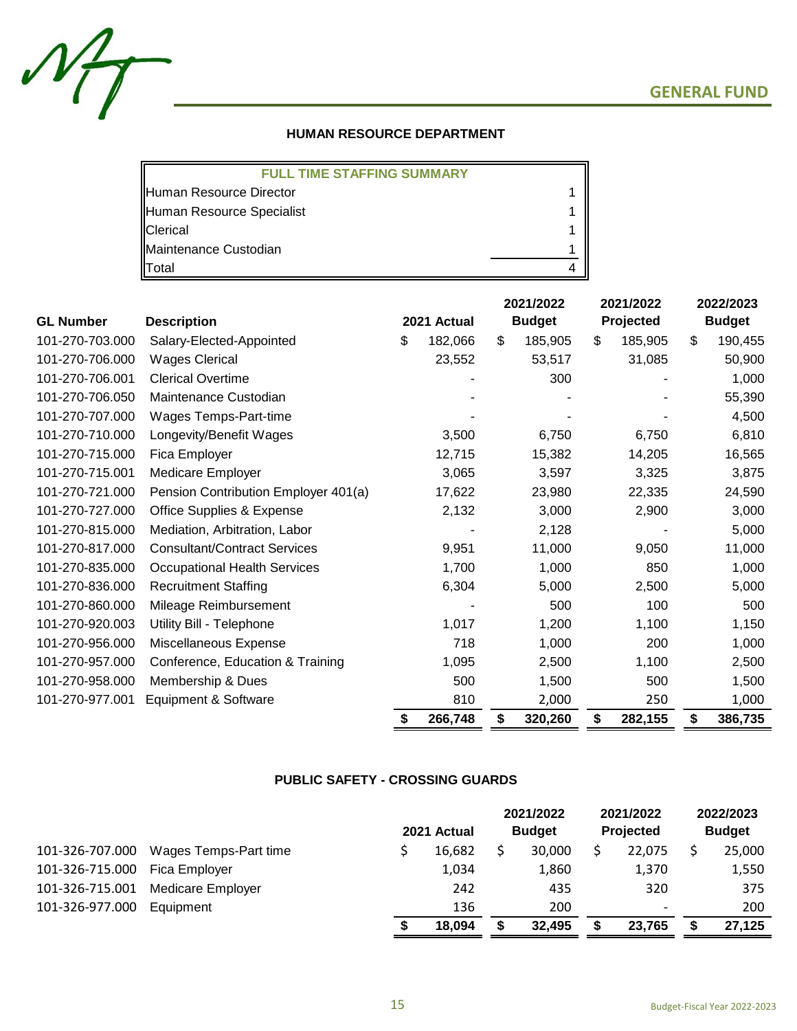GENERAL FUND

## HUMAN RESOURCE DEPARTMENT

| FULL TIME STAFFING SUMMARY | |
|---|---|
| Human Resource Director | 1 |
| Human Resource Specialist | 1 |
| Clerical | 1 |
| Maintenance Custodian | 1 |
| Total | 4 |

| GL Number | Description | 2021 Actual | 2021/2022 Budget | 2021/2022 Projected | 2022/2023 Budget |
|---|---|---|---|---|---|
| 101-270-703.000 | Salary-Elected-Appointed | $ 182,066 | $ 185,905 | $ 185,905 | $ 190,455 |
| 101-270-706.000 | Wages Clerical | 23,552 | 53,517 | 31,085 | 50,900 |
| 101-270-706.001 | Clerical Overtime | - | 300 | - | 1,000 |
| 101-270-706.050 | Maintenance Custodian | - | - | - | 55,390 |
| 101-270-707.000 | Wages Temps-Part-time | - | - | - | 4,500 |
| 101-270-710.000 | Longevity/Benefit Wages | 3,500 | 6,750 | 6,750 | 6,810 |
| 101-270-715.000 | Fica Employer | 12,715 | 15,382 | 14,205 | 16,565 |
| 101-270-715.001 | Medicare Employer | 3,065 | 3,597 | 3,325 | 3,875 |
| 101-270-721.000 | Pension Contribution Employer 401(a) | 17,622 | 23,980 | 22,335 | 24,590 |
| 101-270-727.000 | Office Supplies & Expense | 2,132 | 3,000 | 2,900 | 3,000 |
| 101-270-815.000 | Mediation, Arbitration, Labor | - | 2,128 | - | 5,000 |
| 101-270-817.000 | Consultant/Contract Services | 9,951 | 11,000 | 9,050 | 11,000 |
| 101-270-835.000 | Occupational Health Services | 1,700 | 1,000 | 850 | 1,000 |
| 101-270-836.000 | Recruitment Staffing | 6,304 | 5,000 | 2,500 | 5,000 |
| 101-270-860.000 | Mileage Reimbursement | - | 500 | 100 | 500 |
| 101-270-920.003 | Utility Bill - Telephone | 1,017 | 1,200 | 1,100 | 1,150 |
| 101-270-956.000 | Miscellaneous Expense | 718 | 1,000 | 200 | 1,000 |
| 101-270-957.000 | Conference, Education & Training | 1,095 | 2,500 | 1,100 | 2,500 |
| 101-270-958.000 | Membership & Dues | 500 | 1,500 | 500 | 1,500 |
| 101-270-977.001 | Equipment & Software | 810 | 2,000 | 250 | 1,000 |
| | | **$ 266,748** | **$ 320,260** | **$ 282,155** | **$ 386,735** |

## PUBLIC SAFETY - CROSSING GUARDS

| GL Number | Description | 2021 Actual | 2021/2022 Budget | 2021/2022 Projected | 2022/2023 Budget |
|---|---|---|---|---|---|
| 101-326-707.000 | Wages Temps-Part time | $ 16,682 | $ 30,000 | $ 22,075 | $ 25,000 |
| 101-326-715.000 | Fica Employer | 1,034 | 1,860 | 1,370 | 1,550 |
| 101-326-715.001 | Medicare Employer | 242 | 435 | 320 | 375 |
| 101-326-977.000 | Equipment | 136 | 200 | - | 200 |
| | | **$ 18,094** | **$ 32,495** | **$ 23,765** | **$ 27,125** |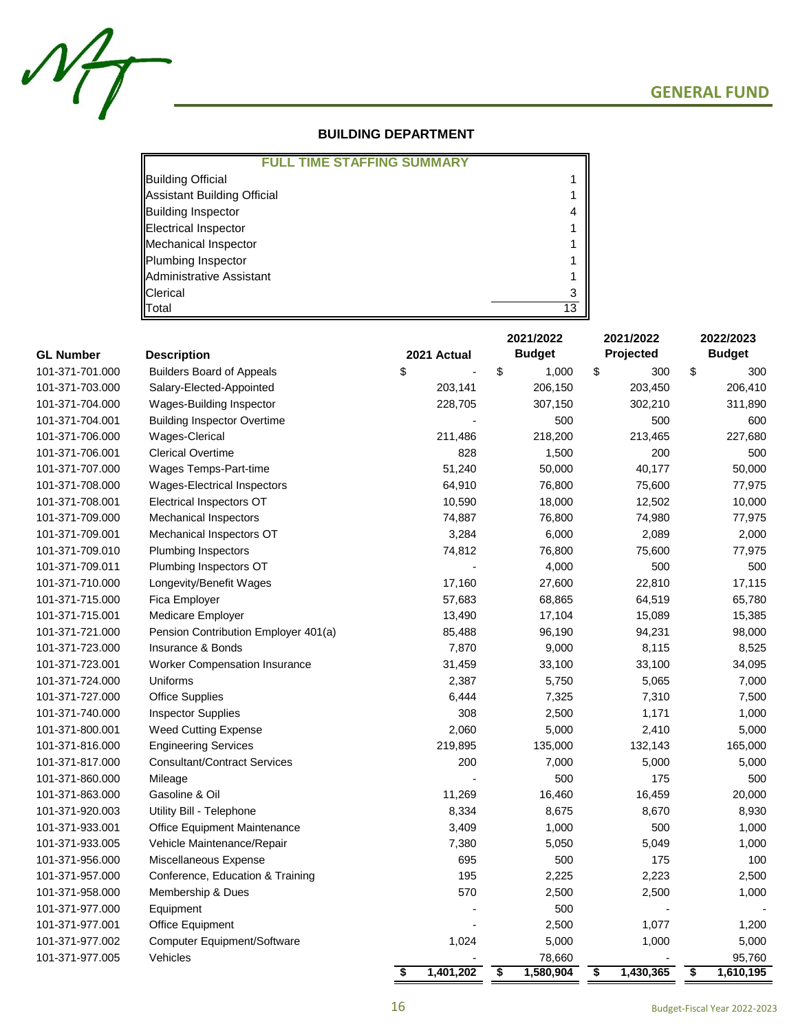## GENERAL FUND

### BUILDING DEPARTMENT

| FULL TIME STAFFING SUMMARY | |
|---|---|
| Building Official | 1 |
| Assistant Building Official | 1 |
| Building Inspector | 4 |
| Electrical Inspector | 1 |
| Mechanical Inspector | 1 |
| Plumbing Inspector | 1 |
| Administrative Assistant | 1 |
| Clerical | 3 |
| Total | 13 |

| GL Number | Description | 2021 Actual | 2021/2022 Budget | 2021/2022 Projected | 2022/2023 Budget |
|---|---|---|---|---|---|
| 101-371-701.000 | Builders Board of Appeals | $ - | $ 1,000 | $ 300 | $ 300 |
| 101-371-703.000 | Salary-Elected-Appointed | 203,141 | 206,150 | 203,450 | 206,410 |
| 101-371-704.000 | Wages-Building Inspector | 228,705 | 307,150 | 302,210 | 311,890 |
| 101-371-704.001 | Building Inspector Overtime | - | 500 | 500 | 600 |
| 101-371-706.000 | Wages-Clerical | 211,486 | 218,200 | 213,465 | 227,680 |
| 101-371-706.001 | Clerical Overtime | 828 | 1,500 | 200 | 500 |
| 101-371-707.000 | Wages Temps-Part-time | 51,240 | 50,000 | 40,177 | 50,000 |
| 101-371-708.000 | Wages-Electrical Inspectors | 64,910 | 76,800 | 75,600 | 77,975 |
| 101-371-708.001 | Electrical Inspectors OT | 10,590 | 18,000 | 12,502 | 10,000 |
| 101-371-709.000 | Mechanical Inspectors | 74,887 | 76,800 | 74,980 | 77,975 |
| 101-371-709.001 | Mechanical Inspectors OT | 3,284 | 6,000 | 2,089 | 2,000 |
| 101-371-709.010 | Plumbing Inspectors | 74,812 | 76,800 | 75,600 | 77,975 |
| 101-371-709.011 | Plumbing Inspectors OT | - | 4,000 | 500 | 500 |
| 101-371-710.000 | Longevity/Benefit Wages | 17,160 | 27,600 | 22,810 | 17,115 |
| 101-371-715.000 | Fica Employer | 57,683 | 68,865 | 64,519 | 65,780 |
| 101-371-715.001 | Medicare Employer | 13,490 | 17,104 | 15,089 | 15,385 |
| 101-371-721.000 | Pension Contribution Employer 401(a) | 85,488 | 96,190 | 94,231 | 98,000 |
| 101-371-723.000 | Insurance & Bonds | 7,870 | 9,000 | 8,115 | 8,525 |
| 101-371-723.001 | Worker Compensation Insurance | 31,459 | 33,100 | 33,100 | 34,095 |
| 101-371-724.000 | Uniforms | 2,387 | 5,750 | 5,065 | 7,000 |
| 101-371-727.000 | Office Supplies | 6,444 | 7,325 | 7,310 | 7,500 |
| 101-371-740.000 | Inspector Supplies | 308 | 2,500 | 1,171 | 1,000 |
| 101-371-800.001 | Weed Cutting Expense | 2,060 | 5,000 | 2,410 | 5,000 |
| 101-371-816.000 | Engineering Services | 219,895 | 135,000 | 132,143 | 165,000 |
| 101-371-817.000 | Consultant/Contract Services | 200 | 7,000 | 5,000 | 5,000 |
| 101-371-860.000 | Mileage | - | 500 | 175 | 500 |
| 101-371-863.000 | Gasoline & Oil | 11,269 | 16,460 | 16,459 | 20,000 |
| 101-371-920.003 | Utility Bill - Telephone | 8,334 | 8,675 | 8,670 | 8,930 |
| 101-371-933.001 | Office Equipment Maintenance | 3,409 | 1,000 | 500 | 1,000 |
| 101-371-933.005 | Vehicle Maintenance/Repair | 7,380 | 5,050 | 5,049 | 1,000 |
| 101-371-956.000 | Miscellaneous Expense | 695 | 500 | 175 | 100 |
| 101-371-957.000 | Conference, Education & Training | 195 | 2,225 | 2,223 | 2,500 |
| 101-371-958.000 | Membership & Dues | 570 | 2,500 | 2,500 | 1,000 |
| 101-371-977.000 | Equipment | - | 500 | - | - |
| 101-371-977.001 | Office Equipment | - | 2,500 | 1,077 | 1,200 |
| 101-371-977.002 | Computer Equipment/Software | 1,024 | 5,000 | 1,000 | 5,000 |
| 101-371-977.005 | Vehicles | - | 78,660 | - | 95,760 |
| | | $ 1,401,202 | $ 1,580,904 | $ 1,430,365 | $ 1,610,195 |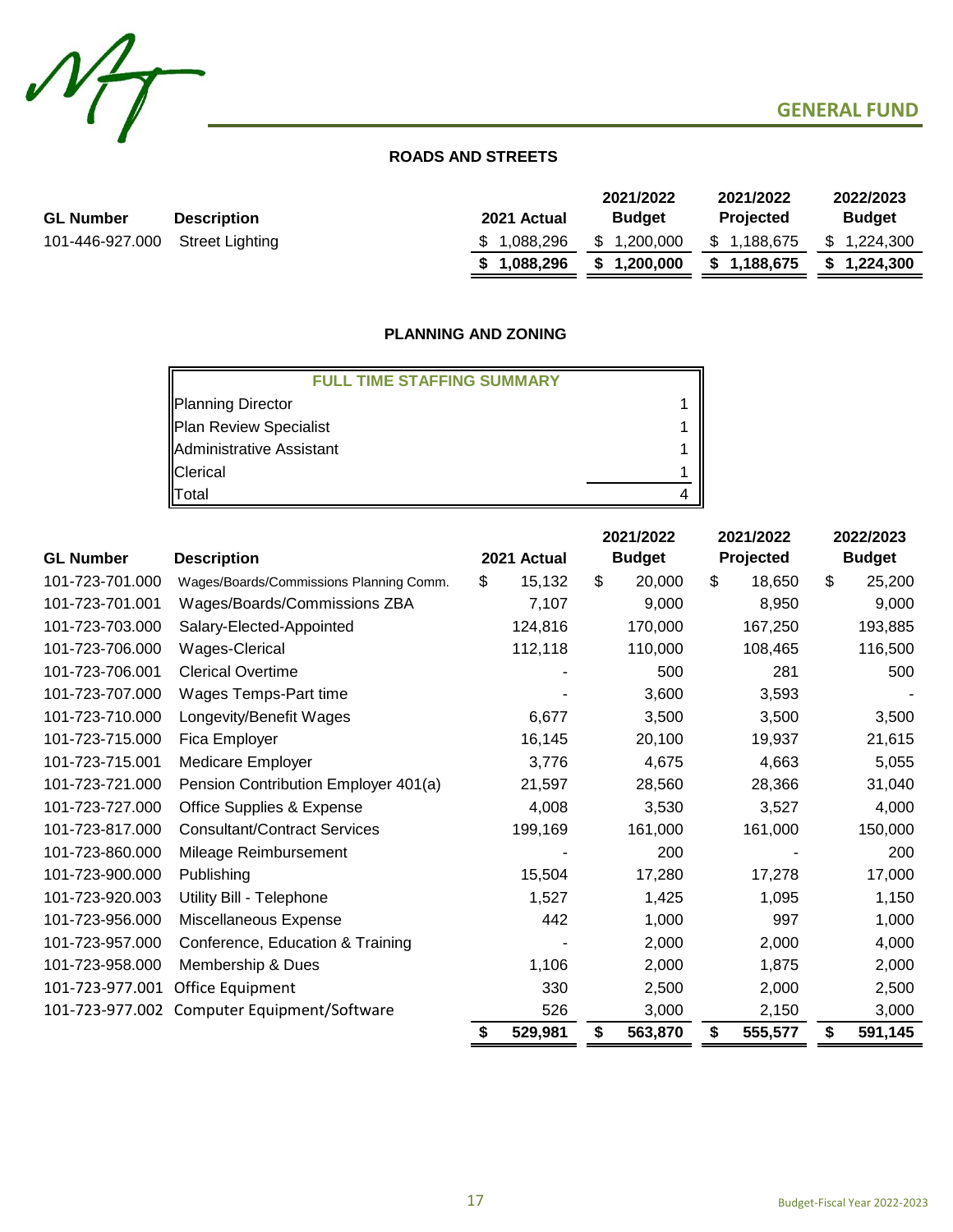# GENERAL FUND

## ROADS AND STREETS

| GL Number | Description | 2021 Actual | 2021/2022 Budget | 2021/2022 Projected | 2022/2023 Budget |
|---|---|---|---|---|---|
| 101-446-927.000 | Street Lighting | $ 1,088,296 | $ 1,200,000 | $ 1,188,675 | $ 1,224,300 |
| | | **$ 1,088,296** | **$ 1,200,000** | **$ 1,188,675** | **$ 1,224,300** |

## PLANNING AND ZONING

| FULL TIME STAFFING SUMMARY | |
|---|---|
| Planning Director | 1 |
| Plan Review Specialist | 1 |
| Administrative Assistant | 1 |
| Clerical | 1 |
| Total | 4 |

| GL Number | Description | 2021 Actual | 2021/2022 Budget | 2021/2022 Projected | 2022/2023 Budget |
|---|---|---|---|---|---|
| 101-723-701.000 | Wages/Boards/Commissions Planning Comm. | $ 15,132 | $ 20,000 | $ 18,650 | $ 25,200 |
| 101-723-701.001 | Wages/Boards/Commissions ZBA | 7,107 | 9,000 | 8,950 | 9,000 |
| 101-723-703.000 | Salary-Elected-Appointed | 124,816 | 170,000 | 167,250 | 193,885 |
| 101-723-706.000 | Wages-Clerical | 112,118 | 110,000 | 108,465 | 116,500 |
| 101-723-706.001 | Clerical Overtime | - | 500 | 281 | 500 |
| 101-723-707.000 | Wages Temps-Part time | - | 3,600 | 3,593 | - |
| 101-723-710.000 | Longevity/Benefit Wages | 6,677 | 3,500 | 3,500 | 3,500 |
| 101-723-715.000 | Fica Employer | 16,145 | 20,100 | 19,937 | 21,615 |
| 101-723-715.001 | Medicare Employer | 3,776 | 4,675 | 4,663 | 5,055 |
| 101-723-721.000 | Pension Contribution Employer 401(a) | 21,597 | 28,560 | 28,366 | 31,040 |
| 101-723-727.000 | Office Supplies & Expense | 4,008 | 3,530 | 3,527 | 4,000 |
| 101-723-817.000 | Consultant/Contract Services | 199,169 | 161,000 | 161,000 | 150,000 |
| 101-723-860.000 | Mileage Reimbursement | - | 200 | - | 200 |
| 101-723-900.000 | Publishing | 15,504 | 17,280 | 17,278 | 17,000 |
| 101-723-920.003 | Utility Bill - Telephone | 1,527 | 1,425 | 1,095 | 1,150 |
| 101-723-956.000 | Miscellaneous Expense | 442 | 1,000 | 997 | 1,000 |
| 101-723-957.000 | Conference, Education & Training | - | 2,000 | 2,000 | 4,000 |
| 101-723-958.000 | Membership & Dues | 1,106 | 2,000 | 1,875 | 2,000 |
| 101-723-977.001 | Office Equipment | 330 | 2,500 | 2,000 | 2,500 |
| 101-723-977.002 | Computer Equipment/Software | 526 | 3,000 | 2,150 | 3,000 |
| | | **$ 529,981** | **$ 563,870** | **$ 555,577** | **$ 591,145** |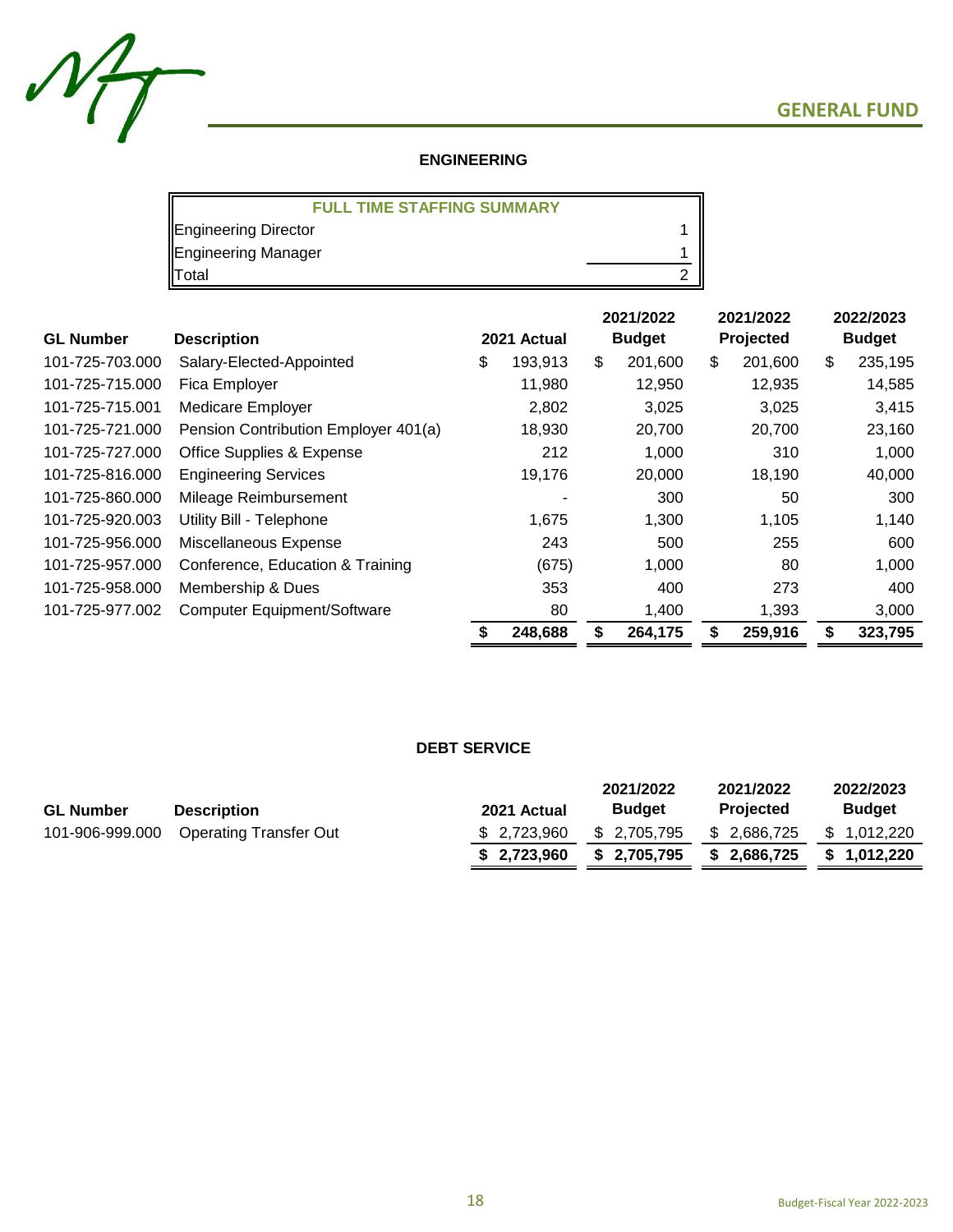## GENERAL FUND

### ENGINEERING

| FULL TIME STAFFING SUMMARY | |
|---|---|
| Engineering Director | 1 |
| Engineering Manager | 1 |
| Total | 2 |

| GL Number | Description | 2021 Actual | 2021/2022 Budget | 2021/2022 Projected | 2022/2023 Budget |
|---|---|---|---|---|---|
| 101-725-703.000 | Salary-Elected-Appointed | $ 193,913 | $ 201,600 | $ 201,600 | $ 235,195 |
| 101-725-715.000 | Fica Employer | 11,980 | 12,950 | 12,935 | 14,585 |
| 101-725-715.001 | Medicare Employer | 2,802 | 3,025 | 3,025 | 3,415 |
| 101-725-721.000 | Pension Contribution Employer 401(a) | 18,930 | 20,700 | 20,700 | 23,160 |
| 101-725-727.000 | Office Supplies & Expense | 212 | 1,000 | 310 | 1,000 |
| 101-725-816.000 | Engineering Services | 19,176 | 20,000 | 18,190 | 40,000 |
| 101-725-860.000 | Mileage Reimbursement | - | 300 | 50 | 300 |
| 101-725-920.003 | Utility Bill - Telephone | 1,675 | 1,300 | 1,105 | 1,140 |
| 101-725-956.000 | Miscellaneous Expense | 243 | 500 | 255 | 600 |
| 101-725-957.000 | Conference, Education & Training | (675) | 1,000 | 80 | 1,000 |
| 101-725-958.000 | Membership & Dues | 353 | 400 | 273 | 400 |
| 101-725-977.002 | Computer Equipment/Software | 80 | 1,400 | 1,393 | 3,000 |
| | | **$ 248,688** | **$ 264,175** | **$ 259,916** | **$ 323,795** |

### DEBT SERVICE

| GL Number | Description | 2021 Actual | 2021/2022 Budget | 2021/2022 Projected | 2022/2023 Budget |
|---|---|---|---|---|---|
| 101-906-999.000 | Operating Transfer Out | $ 2,723,960 | $ 2,705,795 | $ 2,686,725 | $ 1,012,220 |
| | | **$ 2,723,960** | **$ 2,705,795** | **$ 2,686,725** | **$ 1,012,220** |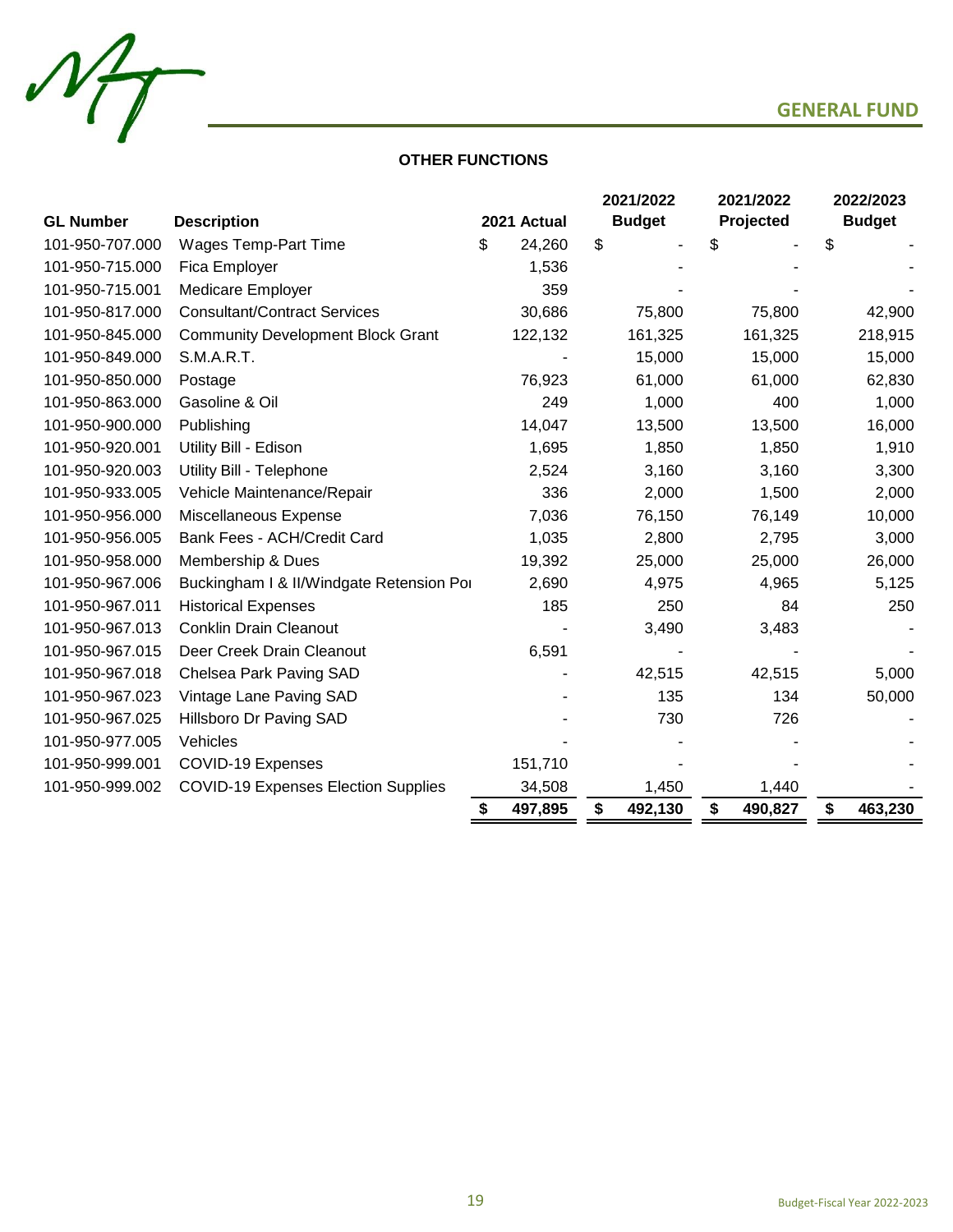## GENERAL FUND

### OTHER FUNCTIONS

| GL Number | Description | 2021 Actual | 2021/2022 Budget | 2021/2022 Projected | 2022/2023 Budget |
|---|---|---|---|---|---|
| 101-950-707.000 | Wages Temp-Part Time | $ 24,260 | $ - | $ - | $ - |
| 101-950-715.000 | Fica Employer | 1,536 | - | - | - |
| 101-950-715.001 | Medicare Employer | 359 | - | - | - |
| 101-950-817.000 | Consultant/Contract Services | 30,686 | 75,800 | 75,800 | 42,900 |
| 101-950-845.000 | Community Development Block Grant | 122,132 | 161,325 | 161,325 | 218,915 |
| 101-950-849.000 | S.M.A.R.T. | - | 15,000 | 15,000 | 15,000 |
| 101-950-850.000 | Postage | 76,923 | 61,000 | 61,000 | 62,830 |
| 101-950-863.000 | Gasoline & Oil | 249 | 1,000 | 400 | 1,000 |
| 101-950-900.000 | Publishing | 14,047 | 13,500 | 13,500 | 16,000 |
| 101-950-920.001 | Utility Bill - Edison | 1,695 | 1,850 | 1,850 | 1,910 |
| 101-950-920.003 | Utility Bill - Telephone | 2,524 | 3,160 | 3,160 | 3,300 |
| 101-950-933.005 | Vehicle Maintenance/Repair | 336 | 2,000 | 1,500 | 2,000 |
| 101-950-956.000 | Miscellaneous Expense | 7,036 | 76,150 | 76,149 | 10,000 |
| 101-950-956.005 | Bank Fees - ACH/Credit Card | 1,035 | 2,800 | 2,795 | 3,000 |
| 101-950-958.000 | Membership & Dues | 19,392 | 25,000 | 25,000 | 26,000 |
| 101-950-967.006 | Buckingham I & II/Windgate Retension Poı | 2,690 | 4,975 | 4,965 | 5,125 |
| 101-950-967.011 | Historical Expenses | 185 | 250 | 84 | 250 |
| 101-950-967.013 | Conklin Drain Cleanout | - | 3,490 | 3,483 | - |
| 101-950-967.015 | Deer Creek Drain Cleanout | 6,591 | - | - | - |
| 101-950-967.018 | Chelsea Park Paving SAD | - | 42,515 | 42,515 | 5,000 |
| 101-950-967.023 | Vintage Lane Paving SAD | - | 135 | 134 | 50,000 |
| 101-950-967.025 | Hillsboro Dr Paving SAD | - | 730 | 726 | - |
| 101-950-977.005 | Vehicles | - | - | - | - |
| 101-950-999.001 | COVID-19 Expenses | 151,710 | - | - | - |
| 101-950-999.002 | COVID-19 Expenses Election Supplies | 34,508 | 1,450 | 1,440 | - |
| | | **$ 497,895** | **$ 492,130** | **$ 490,827** | **$ 463,230** |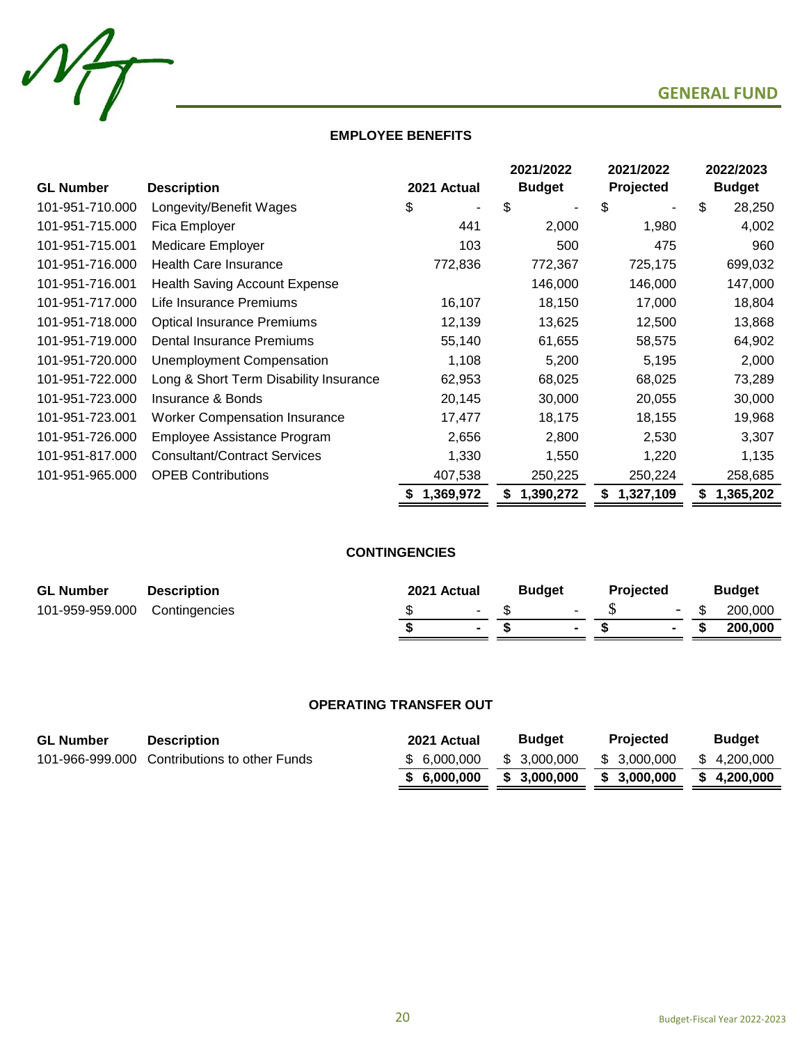## GENERAL FUND

### EMPLOYEE BENEFITS

| GL Number | Description | 2021 Actual | 2021/2022 Budget | 2021/2022 Projected | 2022/2023 Budget |
|---|---|---|---|---|---|
| 101-951-710.000 | Longevity/Benefit Wages | $ - | $ - | $ - | $ 28,250 |
| 101-951-715.000 | Fica Employer | 441 | 2,000 | 1,980 | 4,002 |
| 101-951-715.001 | Medicare Employer | 103 | 500 | 475 | 960 |
| 101-951-716.000 | Health Care Insurance | 772,836 | 772,367 | 725,175 | 699,032 |
| 101-951-716.001 | Health Saving Account Expense | | 146,000 | 146,000 | 147,000 |
| 101-951-717.000 | Life Insurance Premiums | 16,107 | 18,150 | 17,000 | 18,804 |
| 101-951-718.000 | Optical Insurance Premiums | 12,139 | 13,625 | 12,500 | 13,868 |
| 101-951-719.000 | Dental Insurance Premiums | 55,140 | 61,655 | 58,575 | 64,902 |
| 101-951-720.000 | Unemployment Compensation | 1,108 | 5,200 | 5,195 | 2,000 |
| 101-951-722.000 | Long & Short Term Disability Insurance | 62,953 | 68,025 | 68,025 | 73,289 |
| 101-951-723.000 | Insurance & Bonds | 20,145 | 30,000 | 20,055 | 30,000 |
| 101-951-723.001 | Worker Compensation Insurance | 17,477 | 18,175 | 18,155 | 19,968 |
| 101-951-726.000 | Employee Assistance Program | 2,656 | 2,800 | 2,530 | 3,307 |
| 101-951-817.000 | Consultant/Contract Services | 1,330 | 1,550 | 1,220 | 1,135 |
| 101-951-965.000 | OPEB Contributions | 407,538 | 250,225 | 250,224 | 258,685 |
| | | **$ 1,369,972** | **$ 1,390,272** | **$ 1,327,109** | **$ 1,365,202** |

### CONTINGENCIES

| GL Number | Description | 2021 Actual | Budget | Projected | Budget |
|---|---|---|---|---|---|
| 101-959-959.000 | Contingencies | $ - | $ - | $ - | $ 200,000 |
| | | **$ -** | **$ -** | **$ -** | **$ 200,000** |

### OPERATING TRANSFER OUT

| GL Number | Description | 2021 Actual | Budget | Projected | Budget |
|---|---|---|---|---|---|
| 101-966-999.000 | Contributions to other Funds | $ 6,000,000 | $ 3,000,000 | $ 3,000,000 | $ 4,200,000 |
| | | **$ 6,000,000** | **$ 3,000,000** | **$ 3,000,000** | **$ 4,200,000** |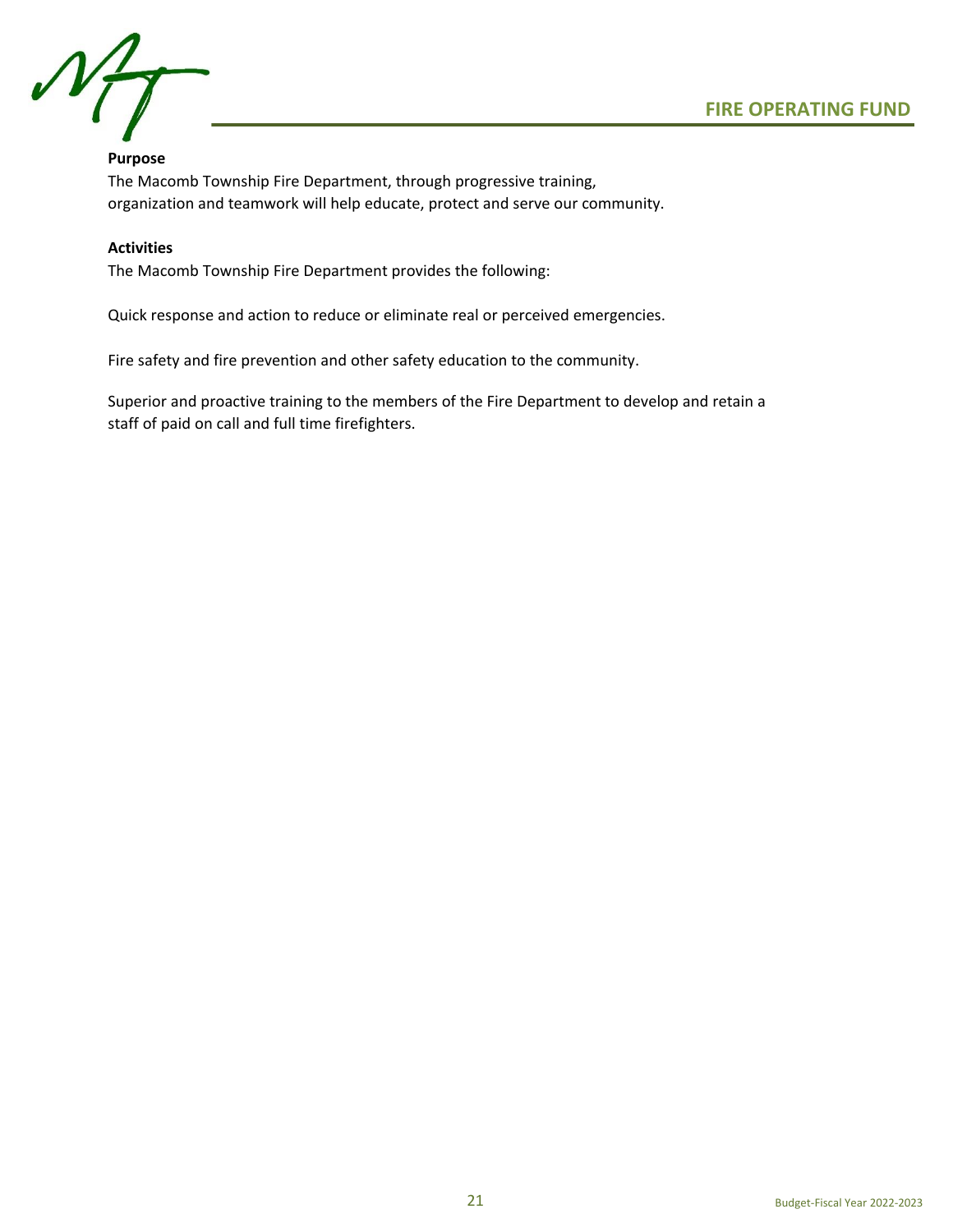# FIRE OPERATING FUND

**Purpose**

The Macomb Township Fire Department, through progressive training, organization and teamwork will help educate, protect and serve our community.

**Activities**

The Macomb Township Fire Department provides the following:

Quick response and action to reduce or eliminate real or perceived emergencies.

Fire safety and fire prevention and other safety education to the community.

Superior and proactive training to the members of the Fire Department to develop and retain a staff of paid on call and full time firefighters.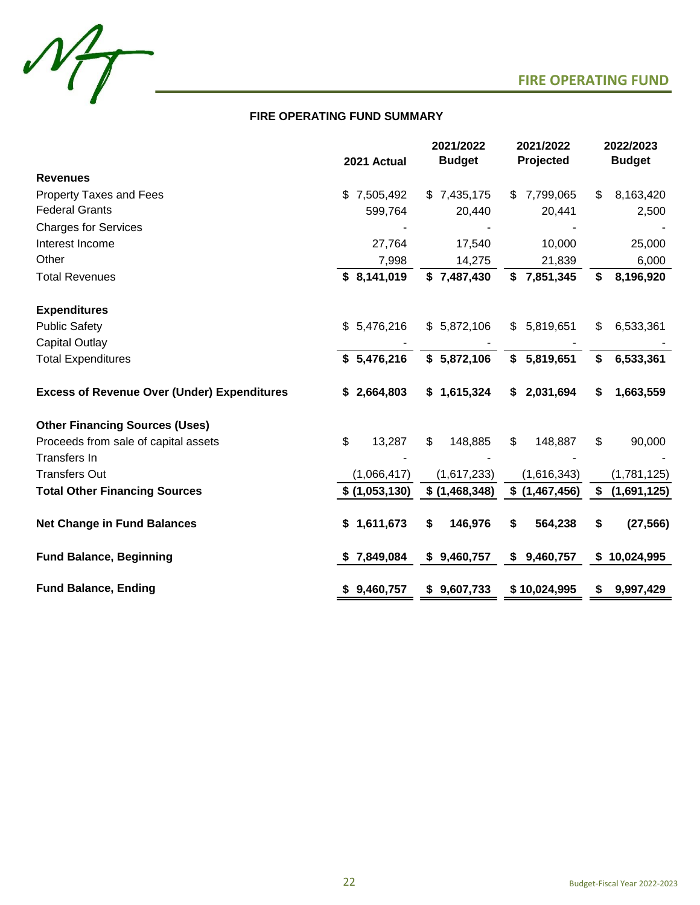# FIRE OPERATING FUND

## FIRE OPERATING FUND SUMMARY

| | 2021 Actual | 2021/2022 Budget | 2021/2022 Projected | 2022/2023 Budget |
|---|---|---|---|---|
| **Revenues** | | | | |
| Property Taxes and Fees | $ 7,505,492 | $ 7,435,175 | $ 7,799,065 | $ 8,163,420 |
| Federal Grants | 599,764 | 20,440 | 20,441 | 2,500 |
| Charges for Services | - | - | - | - |
| Interest Income | 27,764 | 17,540 | 10,000 | 25,000 |
| Other | 7,998 | 14,275 | 21,839 | 6,000 |
| Total Revenues | **$ 8,141,019** | **$ 7,487,430** | **$ 7,851,345** | **$ 8,196,920** |
| **Expenditures** | | | | |
| Public Safety | $ 5,476,216 | $ 5,872,106 | $ 5,819,651 | $ 6,533,361 |
| Capital Outlay | - | - | - | - |
| Total Expenditures | **$ 5,476,216** | **$ 5,872,106** | **$ 5,819,651** | **$ 6,533,361** |
| **Excess of Revenue Over (Under) Expenditures** | **$ 2,664,803** | **$ 1,615,324** | **$ 2,031,694** | **$ 1,663,559** |
| **Other Financing Sources (Uses)** | | | | |
| Proceeds from sale of capital assets | $ 13,287 | $ 148,885 | $ 148,887 | $ 90,000 |
| Transfers In | - | - | - | - |
| Transfers Out | (1,066,417) | (1,617,233) | (1,616,343) | (1,781,125) |
| **Total Other Financing Sources** | **$ (1,053,130)** | **$ (1,468,348)** | **$ (1,467,456)** | **$ (1,691,125)** |
| **Net Change in Fund Balances** | **$ 1,611,673** | **$ 146,976** | **$ 564,238** | **$ (27,566)** |
| **Fund Balance, Beginning** | **$ 7,849,084** | **$ 9,460,757** | **$ 9,460,757** | **$ 10,024,995** |
| **Fund Balance, Ending** | **$ 9,460,757** | **$ 9,607,733** | **$ 10,024,995** | **$ 9,997,429** |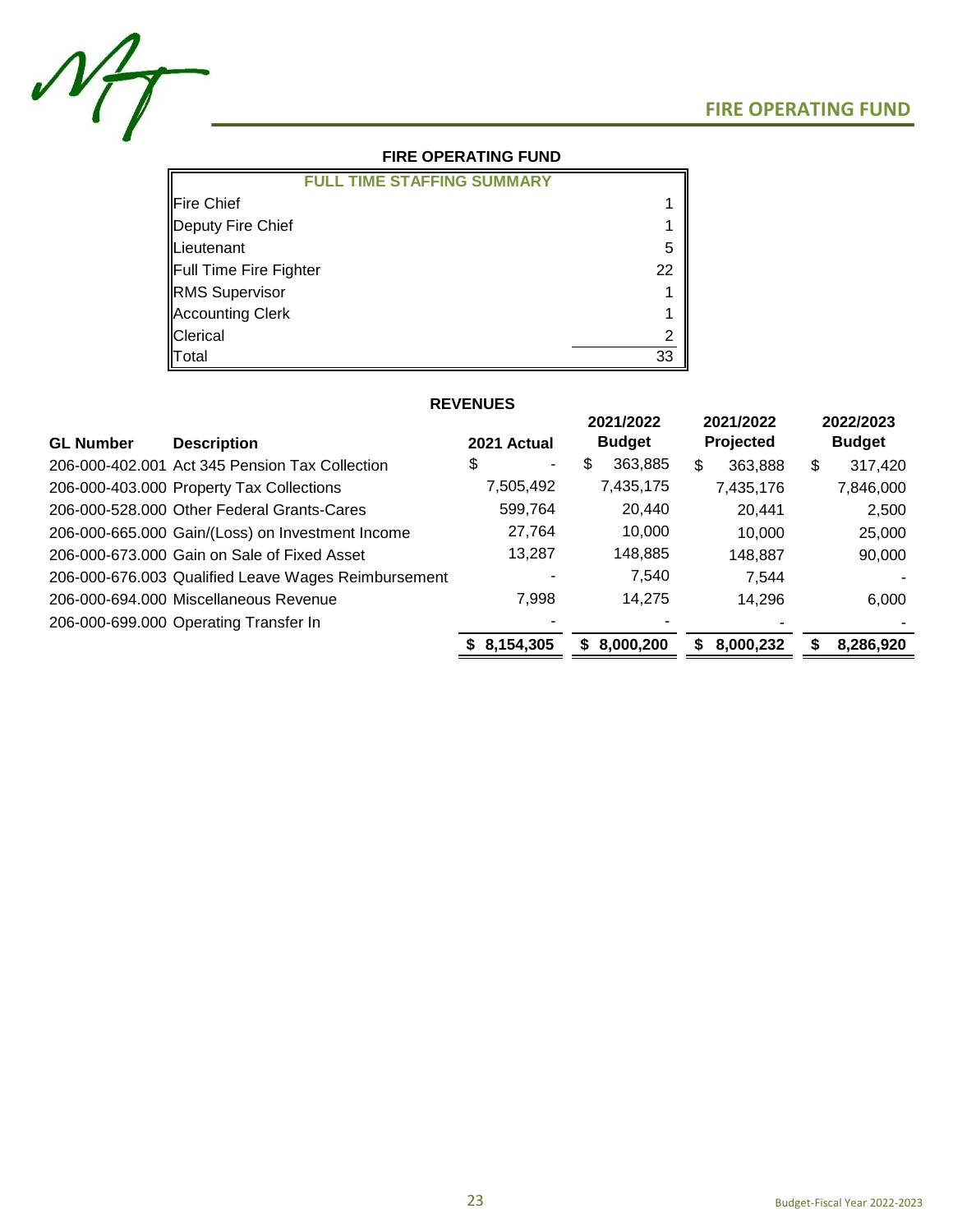# FIRE OPERATING FUND

## FIRE OPERATING FUND

| FULL TIME STAFFING SUMMARY | |
|---|---|
| Fire Chief | 1 |
| Deputy Fire Chief | 1 |
| Lieutenant | 5 |
| Full Time Fire Fighter | 22 |
| RMS Supervisor | 1 |
| Accounting Clerk | 1 |
| Clerical | 2 |
| Total | 33 |

### REVENUES

| GL Number | Description | 2021 Actual | 2021/2022 Budget | 2021/2022 Projected | 2022/2023 Budget |
|---|---|---|---|---|---|
| 206-000-402.001 | Act 345 Pension Tax Collection | $ - | $ 363,885 | $ 363,888 | $ 317,420 |
| 206-000-403.000 | Property Tax Collections | 7,505,492 | 7,435,175 | 7,435,176 | 7,846,000 |
| 206-000-528.000 | Other Federal Grants-Cares | 599,764 | 20,440 | 20,441 | 2,500 |
| 206-000-665.000 | Gain/(Loss) on Investment Income | 27,764 | 10,000 | 10,000 | 25,000 |
| 206-000-673.000 | Gain on Sale of Fixed Asset | 13,287 | 148,885 | 148,887 | 90,000 |
| 206-000-676.003 | Qualified Leave Wages Reimbursement | - | 7,540 | 7,544 | - |
| 206-000-694.000 | Miscellaneous Revenue | 7,998 | 14,275 | 14,296 | 6,000 |
| 206-000-699.000 | Operating Transfer In | - | - | - | - |
| | | **$ 8,154,305** | **$ 8,000,200** | **$ 8,000,232** | **$ 8,286,920** |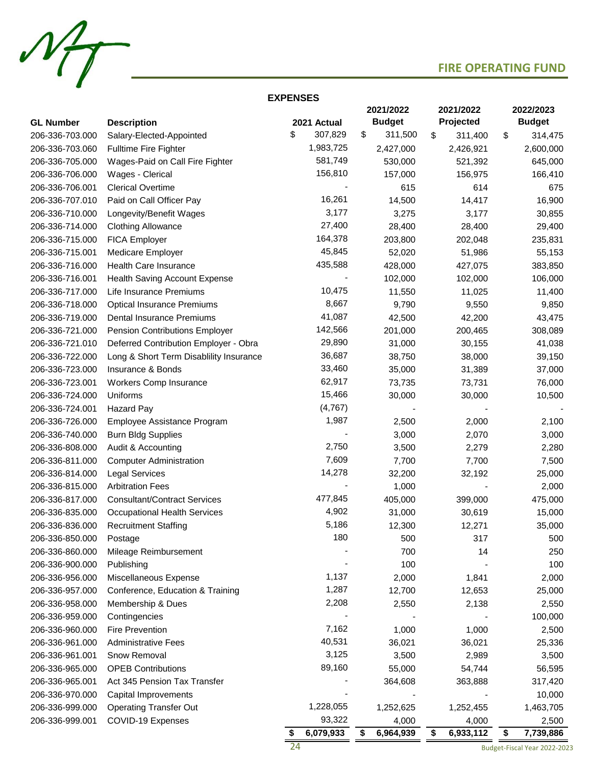## FIRE OPERATING FUND

### EXPENSES

| GL Number | Description | 2021 Actual | 2021/2022 Budget | 2021/2022 Projected | 2022/2023 Budget |
|---|---|---|---|---|---|
| 206-336-703.000 | Salary-Elected-Appointed | $ 307,829 | $ 311,500 | $ 311,400 | $ 314,475 |
| 206-336-703.060 | Fulltime Fire Fighter | 1,983,725 | 2,427,000 | 2,426,921 | 2,600,000 |
| 206-336-705.000 | Wages-Paid on Call Fire Fighter | 581,749 | 530,000 | 521,392 | 645,000 |
| 206-336-706.000 | Wages - Clerical | 156,810 | 157,000 | 156,975 | 166,410 |
| 206-336-706.001 | Clerical Overtime | - | 615 | 614 | 675 |
| 206-336-707.010 | Paid on Call Officer Pay | 16,261 | 14,500 | 14,417 | 16,900 |
| 206-336-710.000 | Longevity/Benefit Wages | 3,177 | 3,275 | 3,177 | 30,855 |
| 206-336-714.000 | Clothing Allowance | 27,400 | 28,400 | 28,400 | 29,400 |
| 206-336-715.000 | FICA Employer | 164,378 | 203,800 | 202,048 | 235,831 |
| 206-336-715.001 | Medicare Employer | 45,845 | 52,020 | 51,986 | 55,153 |
| 206-336-716.000 | Health Care Insurance | 435,588 | 428,000 | 427,075 | 383,850 |
| 206-336-716.001 | Health Saving Account Expense | - | 102,000 | 102,000 | 106,000 |
| 206-336-717.000 | Life Insurance Premiums | 10,475 | 11,550 | 11,025 | 11,400 |
| 206-336-718.000 | Optical Insurance Premiums | 8,667 | 9,790 | 9,550 | 9,850 |
| 206-336-719.000 | Dental Insurance Premiums | 41,087 | 42,500 | 42,200 | 43,475 |
| 206-336-721.000 | Pension Contributions Employer | 142,566 | 201,000 | 200,465 | 308,089 |
| 206-336-721.010 | Deferred Contribution Employer - Obra | 29,890 | 31,000 | 30,155 | 41,038 |
| 206-336-722.000 | Long & Short Term Disablility Insurance | 36,687 | 38,750 | 38,000 | 39,150 |
| 206-336-723.000 | Insurance & Bonds | 33,460 | 35,000 | 31,389 | 37,000 |
| 206-336-723.001 | Workers Comp Insurance | 62,917 | 73,735 | 73,731 | 76,000 |
| 206-336-724.000 | Uniforms | 15,466 | 30,000 | 30,000 | 10,500 |
| 206-336-724.001 | Hazard Pay | (4,767) | - | - | - |
| 206-336-726.000 | Employee Assistance Program | 1,987 | 2,500 | 2,000 | 2,100 |
| 206-336-740.000 | Burn Bldg Supplies | - | 3,000 | 2,070 | 3,000 |
| 206-336-808.000 | Audit & Accounting | 2,750 | 3,500 | 2,279 | 2,280 |
| 206-336-811.000 | Computer Administration | 7,609 | 7,700 | 7,700 | 7,500 |
| 206-336-814.000 | Legal Services | 14,278 | 32,200 | 32,192 | 25,000 |
| 206-336-815.000 | Arbitration Fees | - | 1,000 | - | 2,000 |
| 206-336-817.000 | Consultant/Contract Services | 477,845 | 405,000 | 399,000 | 475,000 |
| 206-336-835.000 | Occupational Health Services | 4,902 | 31,000 | 30,619 | 15,000 |
| 206-336-836.000 | Recruitment Staffing | 5,186 | 12,300 | 12,271 | 35,000 |
| 206-336-850.000 | Postage | 180 | 500 | 317 | 500 |
| 206-336-860.000 | Mileage Reimbursement | - | 700 | 14 | 250 |
| 206-336-900.000 | Publishing | - | 100 | - | 100 |
| 206-336-956.000 | Miscellaneous Expense | 1,137 | 2,000 | 1,841 | 2,000 |
| 206-336-957.000 | Conference, Education & Training | 1,287 | 12,700 | 12,653 | 25,000 |
| 206-336-958.000 | Membership & Dues | 2,208 | 2,550 | 2,138 | 2,550 |
| 206-336-959.000 | Contingencies | - | - | - | 100,000 |
| 206-336-960.000 | Fire Prevention | 7,162 | 1,000 | 1,000 | 2,500 |
| 206-336-961.000 | Administrative Fees | 40,531 | 36,021 | 36,021 | 25,336 |
| 206-336-961.001 | Snow Removal | 3,125 | 3,500 | 2,989 | 3,500 |
| 206-336-965.000 | OPEB Contributions | 89,160 | 55,000 | 54,744 | 56,595 |
| 206-336-965.001 | Act 345 Pension Tax Transfer | - | 364,608 | 363,888 | 317,420 |
| 206-336-970.000 | Capital Improvements | - | - | - | 10,000 |
| 206-336-999.000 | Operating Transfer Out | 1,228,055 | 1,252,625 | 1,252,455 | 1,463,705 |
| 206-336-999.001 | COVID-19 Expenses | 93,322 | 4,000 | 4,000 | 2,500 |
| | | **$ 6,079,933** | **$ 6,964,939** | **$ 6,933,112** | **$ 7,739,886** |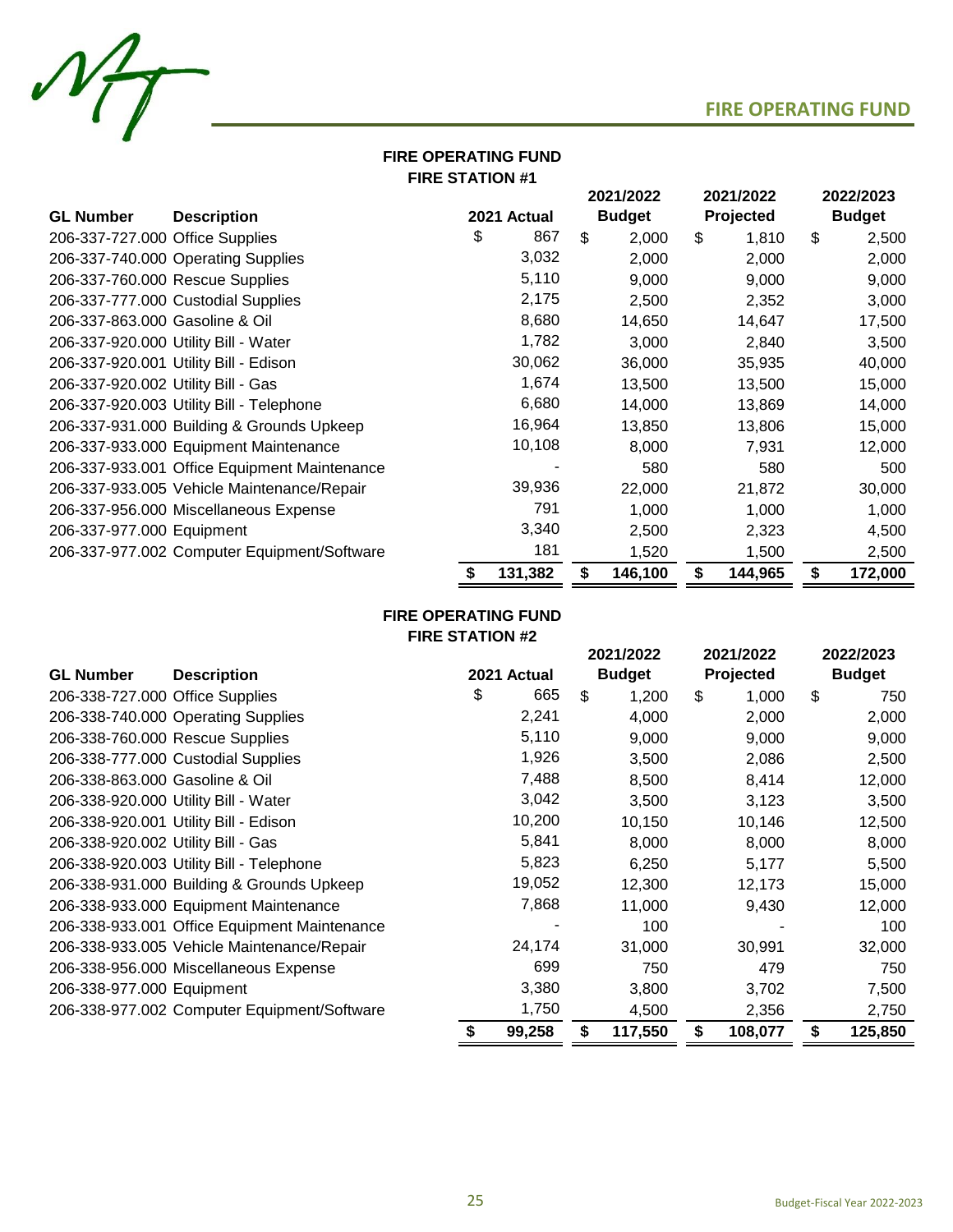## FIRE OPERATING FUND

### FIRE OPERATING FUND
### FIRE STATION #1

| GL Number | Description | 2021 Actual | 2021/2022 Budget | 2021/2022 Projected | 2022/2023 Budget |
|---|---|---|---|---|---|
| 206-337-727.000 | Office Supplies | $ 867 | $ 2,000 | $ 1,810 | $ 2,500 |
| 206-337-740.000 | Operating Supplies | 3,032 | 2,000 | 2,000 | 2,000 |
| 206-337-760.000 | Rescue Supplies | 5,110 | 9,000 | 9,000 | 9,000 |
| 206-337-777.000 | Custodial Supplies | 2,175 | 2,500 | 2,352 | 3,000 |
| 206-337-863.000 | Gasoline & Oil | 8,680 | 14,650 | 14,647 | 17,500 |
| 206-337-920.000 | Utility Bill - Water | 1,782 | 3,000 | 2,840 | 3,500 |
| 206-337-920.001 | Utility Bill - Edison | 30,062 | 36,000 | 35,935 | 40,000 |
| 206-337-920.002 | Utility Bill - Gas | 1,674 | 13,500 | 13,500 | 15,000 |
| 206-337-920.003 | Utility Bill - Telephone | 6,680 | 14,000 | 13,869 | 14,000 |
| 206-337-931.000 | Building & Grounds Upkeep | 16,964 | 13,850 | 13,806 | 15,000 |
| 206-337-933.000 | Equipment Maintenance | 10,108 | 8,000 | 7,931 | 12,000 |
| 206-337-933.001 | Office Equipment Maintenance | - | 580 | 580 | 500 |
| 206-337-933.005 | Vehicle Maintenance/Repair | 39,936 | 22,000 | 21,872 | 30,000 |
| 206-337-956.000 | Miscellaneous Expense | 791 | 1,000 | 1,000 | 1,000 |
| 206-337-977.000 | Equipment | 3,340 | 2,500 | 2,323 | 4,500 |
| 206-337-977.002 | Computer Equipment/Software | 181 | 1,520 | 1,500 | 2,500 |
| | | **$ 131,382** | **$ 146,100** | **$ 144,965** | **$ 172,000** |

### FIRE OPERATING FUND
### FIRE STATION #2

| GL Number | Description | 2021 Actual | 2021/2022 Budget | 2021/2022 Projected | 2022/2023 Budget |
|---|---|---|---|---|---|
| 206-338-727.000 | Office Supplies | $ 665 | $ 1,200 | $ 1,000 | $ 750 |
| 206-338-740.000 | Operating Supplies | 2,241 | 4,000 | 2,000 | 2,000 |
| 206-338-760.000 | Rescue Supplies | 5,110 | 9,000 | 9,000 | 9,000 |
| 206-338-777.000 | Custodial Supplies | 1,926 | 3,500 | 2,086 | 2,500 |
| 206-338-863.000 | Gasoline & Oil | 7,488 | 8,500 | 8,414 | 12,000 |
| 206-338-920.000 | Utility Bill - Water | 3,042 | 3,500 | 3,123 | 3,500 |
| 206-338-920.001 | Utility Bill - Edison | 10,200 | 10,150 | 10,146 | 12,500 |
| 206-338-920.002 | Utility Bill - Gas | 5,841 | 8,000 | 8,000 | 8,000 |
| 206-338-920.003 | Utility Bill - Telephone | 5,823 | 6,250 | 5,177 | 5,500 |
| 206-338-931.000 | Building & Grounds Upkeep | 19,052 | 12,300 | 12,173 | 15,000 |
| 206-338-933.000 | Equipment Maintenance | 7,868 | 11,000 | 9,430 | 12,000 |
| 206-338-933.001 | Office Equipment Maintenance | - | 100 | - | 100 |
| 206-338-933.005 | Vehicle Maintenance/Repair | 24,174 | 31,000 | 30,991 | 32,000 |
| 206-338-956.000 | Miscellaneous Expense | 699 | 750 | 479 | 750 |
| 206-338-977.000 | Equipment | 3,380 | 3,800 | 3,702 | 7,500 |
| 206-338-977.002 | Computer Equipment/Software | 1,750 | 4,500 | 2,356 | 2,750 |
| | | **$ 99,258** | **$ 117,550** | **$ 108,077** | **$ 125,850** |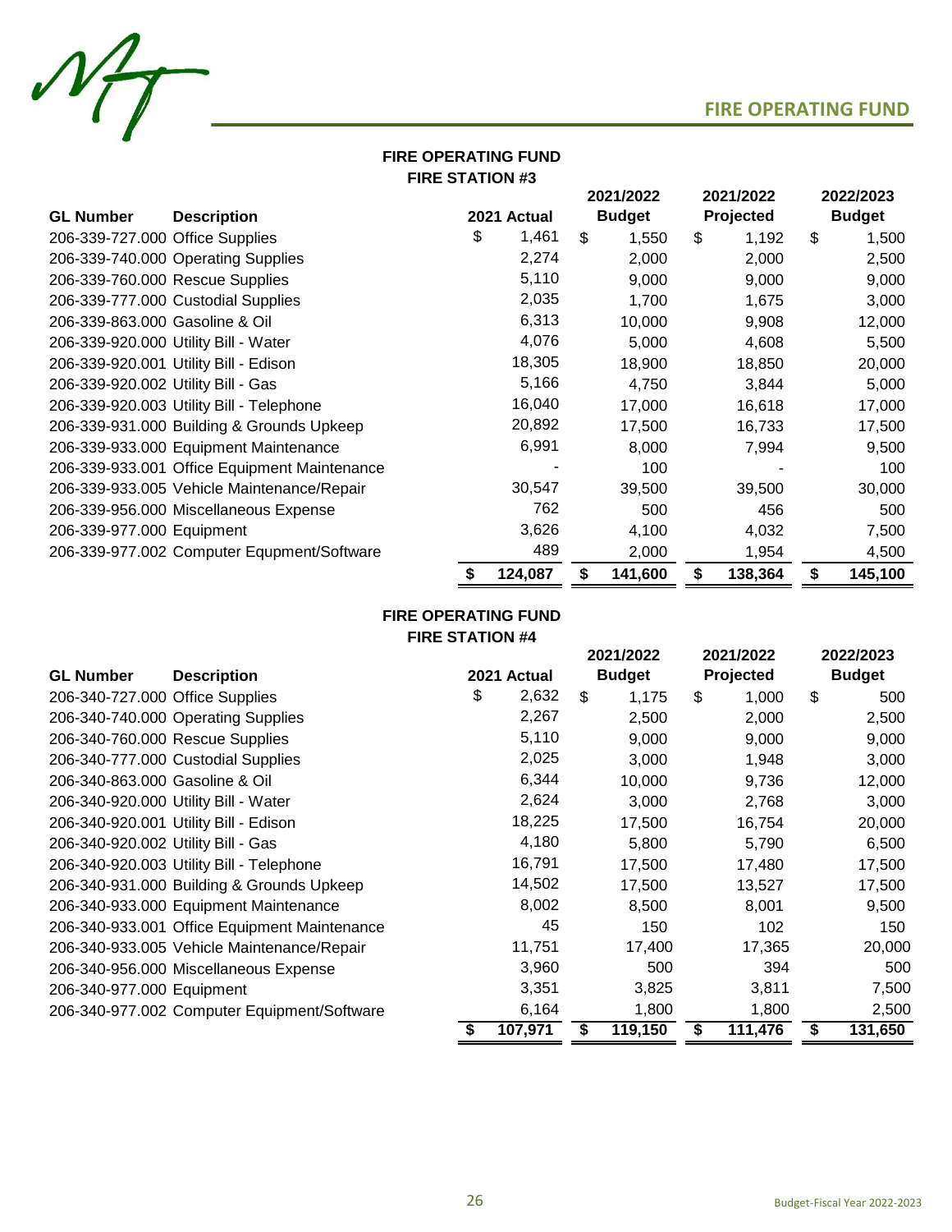## FIRE OPERATING FUND
### FIRE STATION #3

| GL Number | Description | 2021 Actual | 2021/2022 Budget | 2021/2022 Projected | 2022/2023 Budget |
|---|---|---|---|---|---|
| 206-339-727.000 | Office Supplies | $ 1,461 | $ 1,550 | $ 1,192 | $ 1,500 |
| 206-339-740.000 | Operating Supplies | 2,274 | 2,000 | 2,000 | 2,500 |
| 206-339-760.000 | Rescue Supplies | 5,110 | 9,000 | 9,000 | 9,000 |
| 206-339-777.000 | Custodial Supplies | 2,035 | 1,700 | 1,675 | 3,000 |
| 206-339-863.000 | Gasoline & Oil | 6,313 | 10,000 | 9,908 | 12,000 |
| 206-339-920.000 | Utility Bill - Water | 4,076 | 5,000 | 4,608 | 5,500 |
| 206-339-920.001 | Utility Bill - Edison | 18,305 | 18,900 | 18,850 | 20,000 |
| 206-339-920.002 | Utility Bill - Gas | 5,166 | 4,750 | 3,844 | 5,000 |
| 206-339-920.003 | Utility Bill - Telephone | 16,040 | 17,000 | 16,618 | 17,000 |
| 206-339-931.000 | Building & Grounds Upkeep | 20,892 | 17,500 | 16,733 | 17,500 |
| 206-339-933.000 | Equipment Maintenance | 6,991 | 8,000 | 7,994 | 9,500 |
| 206-339-933.001 | Office Equipment Maintenance | - | 100 | - | 100 |
| 206-339-933.005 | Vehicle Maintenance/Repair | 30,547 | 39,500 | 39,500 | 30,000 |
| 206-339-956.000 | Miscellaneous Expense | 762 | 500 | 456 | 500 |
| 206-339-977.000 | Equipment | 3,626 | 4,100 | 4,032 | 7,500 |
| 206-339-977.002 | Computer Equpment/Software | 489 | 2,000 | 1,954 | 4,500 |
| | | **$ 124,087** | **$ 141,600** | **$ 138,364** | **$ 145,100** |

## FIRE OPERATING FUND
### FIRE STATION #4

| GL Number | Description | 2021 Actual | 2021/2022 Budget | 2021/2022 Projected | 2022/2023 Budget |
|---|---|---|---|---|---|
| 206-340-727.000 | Office Supplies | $ 2,632 | $ 1,175 | $ 1,000 | $ 500 |
| 206-340-740.000 | Operating Supplies | 2,267 | 2,500 | 2,000 | 2,500 |
| 206-340-760.000 | Rescue Supplies | 5,110 | 9,000 | 9,000 | 9,000 |
| 206-340-777.000 | Custodial Supplies | 2,025 | 3,000 | 1,948 | 3,000 |
| 206-340-863.000 | Gasoline & Oil | 6,344 | 10,000 | 9,736 | 12,000 |
| 206-340-920.000 | Utility Bill - Water | 2,624 | 3,000 | 2,768 | 3,000 |
| 206-340-920.001 | Utility Bill - Edison | 18,225 | 17,500 | 16,754 | 20,000 |
| 206-340-920.002 | Utility Bill - Gas | 4,180 | 5,800 | 5,790 | 6,500 |
| 206-340-920.003 | Utility Bill - Telephone | 16,791 | 17,500 | 17,480 | 17,500 |
| 206-340-931.000 | Building & Grounds Upkeep | 14,502 | 17,500 | 13,527 | 17,500 |
| 206-340-933.000 | Equipment Maintenance | 8,002 | 8,500 | 8,001 | 9,500 |
| 206-340-933.001 | Office Equipment Maintenance | 45 | 150 | 102 | 150 |
| 206-340-933.005 | Vehicle Maintenance/Repair | 11,751 | 17,400 | 17,365 | 20,000 |
| 206-340-956.000 | Miscellaneous Expense | 3,960 | 500 | 394 | 500 |
| 206-340-977.000 | Equipment | 3,351 | 3,825 | 3,811 | 7,500 |
| 206-340-977.002 | Computer Equipment/Software | 6,164 | 1,800 | 1,800 | 2,500 |
| | | **$ 107,971** | **$ 119,150** | **$ 111,476** | **$ 131,650** |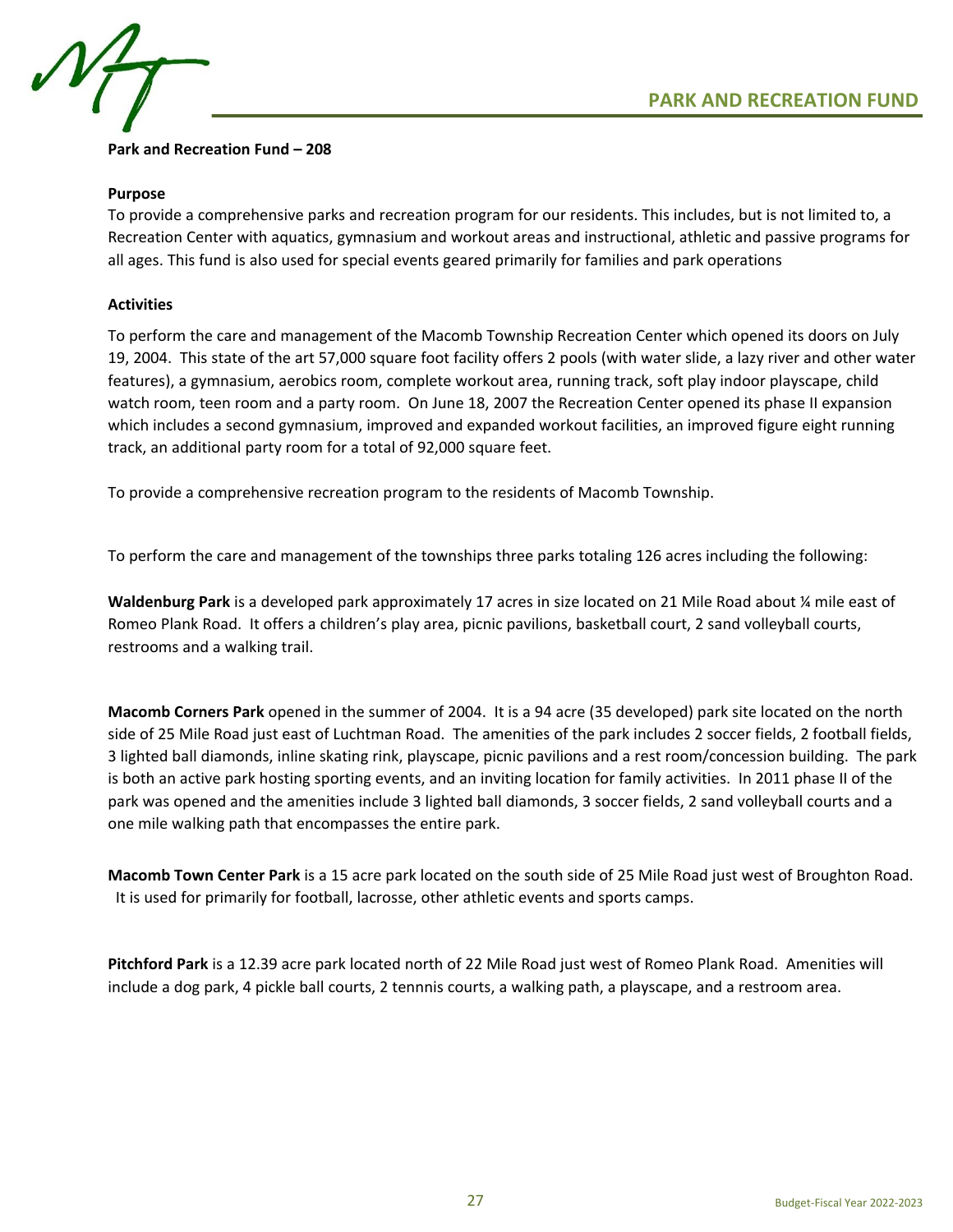## PARK AND RECREATION FUND

**Park and Recreation Fund – 208**

**Purpose**

To provide a comprehensive parks and recreation program for our residents. This includes, but is not limited to, a Recreation Center with aquatics, gymnasium and workout areas and instructional, athletic and passive programs for all ages. This fund is also used for special events geared primarily for families and park operations

**Activities**

To perform the care and management of the Macomb Township Recreation Center which opened its doors on July 19, 2004. This state of the art 57,000 square foot facility offers 2 pools (with water slide, a lazy river and other water features), a gymnasium, aerobics room, complete workout area, running track, soft play indoor playscape, child watch room, teen room and a party room. On June 18, 2007 the Recreation Center opened its phase II expansion which includes a second gymnasium, improved and expanded workout facilities, an improved figure eight running track, an additional party room for a total of 92,000 square feet.

To provide a comprehensive recreation program to the residents of Macomb Township.

To perform the care and management of the townships three parks totaling 126 acres including the following:

**Waldenburg Park** is a developed park approximately 17 acres in size located on 21 Mile Road about ¼ mile east of Romeo Plank Road. It offers a children's play area, picnic pavilions, basketball court, 2 sand volleyball courts, restrooms and a walking trail.

**Macomb Corners Park** opened in the summer of 2004. It is a 94 acre (35 developed) park site located on the north side of 25 Mile Road just east of Luchtman Road. The amenities of the park includes 2 soccer fields, 2 football fields, 3 lighted ball diamonds, inline skating rink, playscape, picnic pavilions and a rest room/concession building. The park is both an active park hosting sporting events, and an inviting location for family activities. In 2011 phase II of the park was opened and the amenities include 3 lighted ball diamonds, 3 soccer fields, 2 sand volleyball courts and a one mile walking path that encompasses the entire park.

**Macomb Town Center Park** is a 15 acre park located on the south side of 25 Mile Road just west of Broughton Road. It is used for primarily for football, lacrosse, other athletic events and sports camps.

**Pitchford Park** is a 12.39 acre park located north of 22 Mile Road just west of Romeo Plank Road. Amenities will include a dog park, 4 pickle ball courts, 2 tennnis courts, a walking path, a playscape, and a restroom area.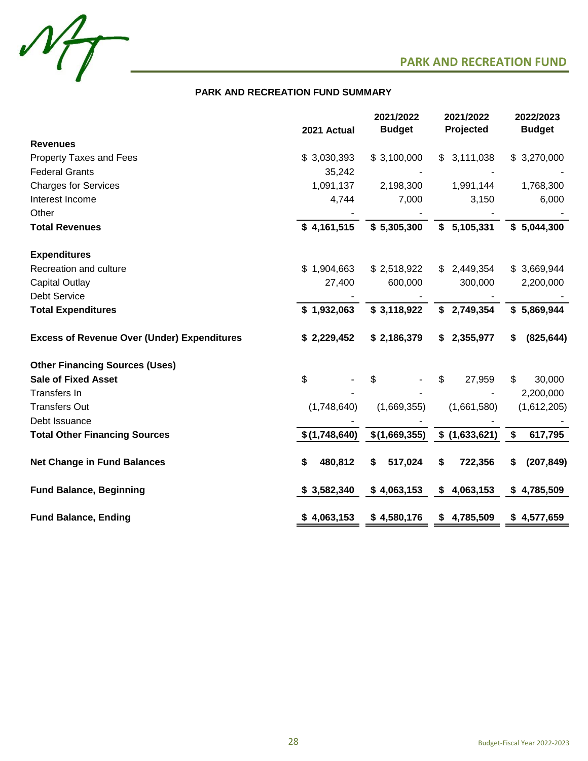## PARK AND RECREATION FUND

### PARK AND RECREATION FUND SUMMARY

| | 2021 Actual | 2021/2022 Budget | 2021/2022 Projected | 2022/2023 Budget |
|---|---|---|---|---|
| **Revenues** | | | | |
| Property Taxes and Fees | $ 3,030,393 | $ 3,100,000 | $ 3,111,038 | $ 3,270,000 |
| Federal Grants | 35,242 | - | - | - |
| Charges for Services | 1,091,137 | 2,198,300 | 1,991,144 | 1,768,300 |
| Interest Income | 4,744 | 7,000 | 3,150 | 6,000 |
| Other | - | - | - | - |
| **Total Revenues** | **$ 4,161,515** | **$ 5,305,300** | **$ 5,105,331** | **$ 5,044,300** |
| **Expenditures** | | | | |
| Recreation and culture | $ 1,904,663 | $ 2,518,922 | $ 2,449,354 | $ 3,669,944 |
| Capital Outlay | 27,400 | 600,000 | 300,000 | 2,200,000 |
| Debt Service | - | - | - | - |
| **Total Expenditures** | **$ 1,932,063** | **$ 3,118,922** | **$ 2,749,354** | **$ 5,869,944** |
| **Excess of Revenue Over (Under) Expenditures** | **$ 2,229,452** | **$ 2,186,379** | **$ 2,355,977** | **$ (825,644)** |
| **Other Financing Sources (Uses)** | | | | |
| **Sale of Fixed Asset** | $ - | $ - | $ 27,959 | $ 30,000 |
| Transfers In | - | - | - | 2,200,000 |
| Transfers Out | (1,748,640) | (1,669,355) | (1,661,580) | (1,612,205) |
| Debt Issuance | - | - | - | - |
| **Total Other Financing Sources** | **$ (1,748,640)** | **$ (1,669,355)** | **$ (1,633,621)** | **$ 617,795** |
| **Net Change in Fund Balances** | **$ 480,812** | **$ 517,024** | **$ 722,356** | **$ (207,849)** |
| **Fund Balance, Beginning** | **$ 3,582,340** | **$ 4,063,153** | **$ 4,063,153** | **$ 4,785,509** |
| **Fund Balance, Ending** | **$ 4,063,153** | **$ 4,580,176** | **$ 4,785,509** | **$ 4,577,659** |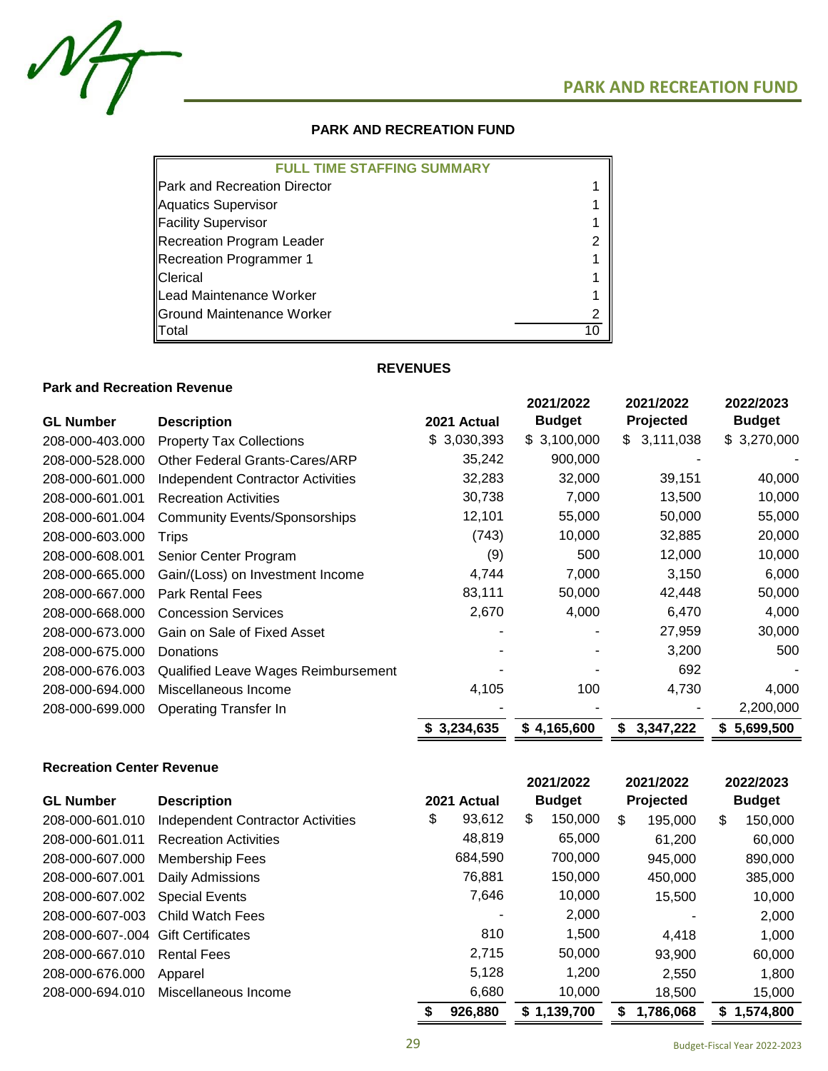# PARK AND RECREATION FUND

| FULL TIME STAFFING SUMMARY | |
|---|---|
| Park and Recreation Director | 1 |
| Aquatics Supervisor | 1 |
| Facility Supervisor | 1 |
| Recreation Program Leader | 2 |
| Recreation Programmer 1 | 1 |
| Clerical | 1 |
| Lead Maintenance Worker | 1 |
| Ground Maintenance Worker | 2 |
| Total | 10 |

## REVENUES

### Park and Recreation Revenue

| GL Number | Description | 2021 Actual | 2021/2022 Budget | 2021/2022 Projected | 2022/2023 Budget |
|---|---|---|---|---|---|
| 208-000-403.000 | Property Tax Collections | $ 3,030,393 | $ 3,100,000 | $ 3,111,038 | $ 3,270,000 |
| 208-000-528.000 | Other Federal Grants-Cares/ARP | 35,242 | 900,000 | - | - |
| 208-000-601.000 | Independent Contractor Activities | 32,283 | 32,000 | 39,151 | 40,000 |
| 208-000-601.001 | Recreation Activities | 30,738 | 7,000 | 13,500 | 10,000 |
| 208-000-601.004 | Community Events/Sponsorships | 12,101 | 55,000 | 50,000 | 55,000 |
| 208-000-603.000 | Trips | (743) | 10,000 | 32,885 | 20,000 |
| 208-000-608.001 | Senior Center Program | (9) | 500 | 12,000 | 10,000 |
| 208-000-665.000 | Gain/(Loss) on Investment Income | 4,744 | 7,000 | 3,150 | 6,000 |
| 208-000-667.000 | Park Rental Fees | 83,111 | 50,000 | 42,448 | 50,000 |
| 208-000-668.000 | Concession Services | 2,670 | 4,000 | 6,470 | 4,000 |
| 208-000-673.000 | Gain on Sale of Fixed Asset | - | - | 27,959 | 30,000 |
| 208-000-675.000 | Donations | - | - | 3,200 | 500 |
| 208-000-676.003 | Qualified Leave Wages Reimbursement | - | - | 692 | - |
| 208-000-694.000 | Miscellaneous Income | 4,105 | 100 | 4,730 | 4,000 |
| 208-000-699.000 | Operating Transfer In | - | - | - | 2,200,000 |
| | | **$ 3,234,635** | **$ 4,165,600** | **$ 3,347,222** | **$ 5,699,500** |

### Recreation Center Revenue

| GL Number | Description | 2021 Actual | 2021/2022 Budget | 2021/2022 Projected | 2022/2023 Budget |
|---|---|---|---|---|---|
| 208-000-601.010 | Independent Contractor Activities | $ 93,612 | $ 150,000 | $ 195,000 | $ 150,000 |
| 208-000-601.011 | Recreation Activities | 48,819 | 65,000 | 61,200 | 60,000 |
| 208-000-607.000 | Membership Fees | 684,590 | 700,000 | 945,000 | 890,000 |
| 208-000-607.001 | Daily Admissions | 76,881 | 150,000 | 450,000 | 385,000 |
| 208-000-607.002 | Special Events | 7,646 | 10,000 | 15,500 | 10,000 |
| 208-000-607-003 | Child Watch Fees | - | 2,000 | - | 2,000 |
| 208-000-607-.004 | Gift Certificates | 810 | 1,500 | 4,418 | 1,000 |
| 208-000-667.010 | Rental Fees | 2,715 | 50,000 | 93,900 | 60,000 |
| 208-000-676.000 | Apparel | 5,128 | 1,200 | 2,550 | 1,800 |
| 208-000-694.010 | Miscellaneous Income | 6,680 | 10,000 | 18,500 | 15,000 |
| | | **$ 926,880** | **$ 1,139,700** | **$ 1,786,068** | **$ 1,574,800** |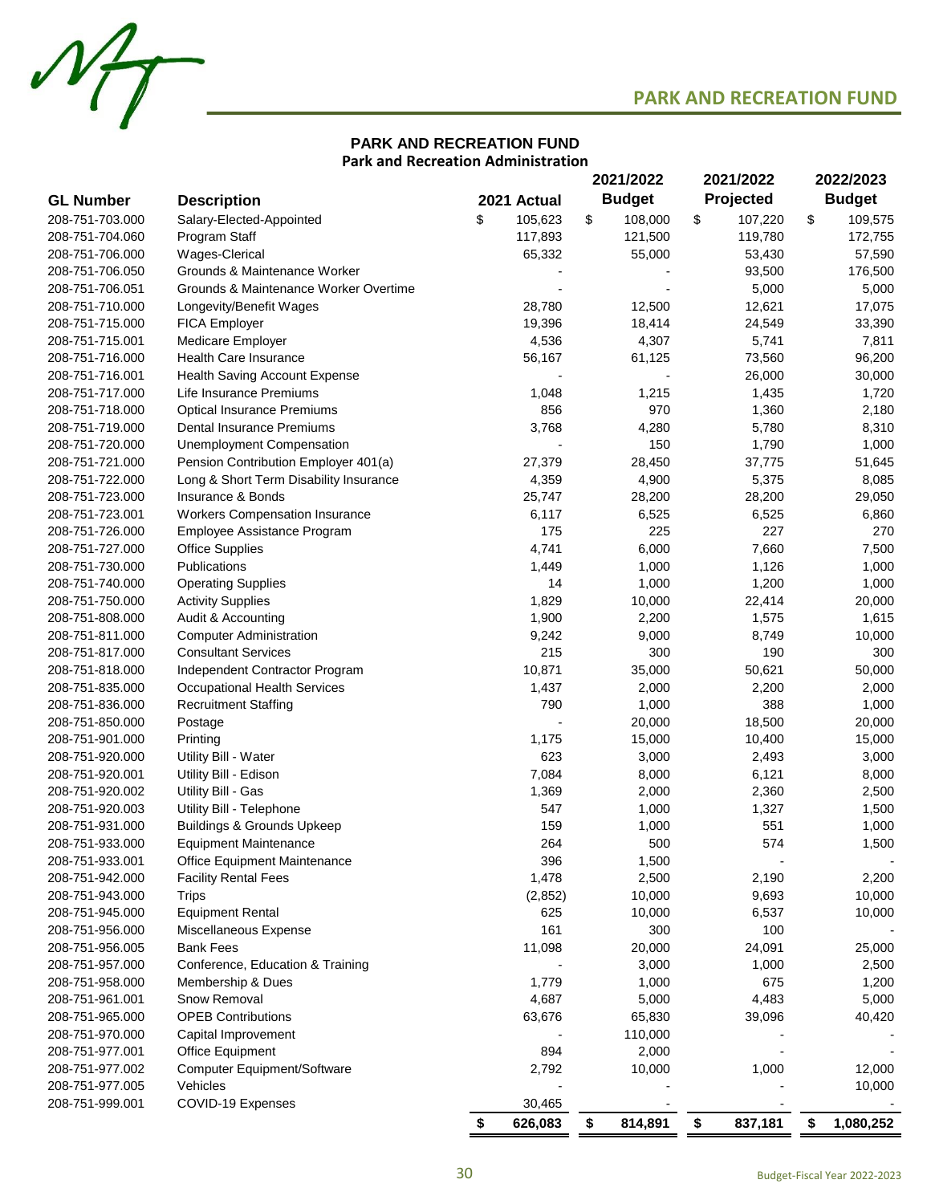## PARK AND RECREATION FUND

### PARK AND RECREATION FUND
### Park and Recreation Administration

| GL Number | Description | 2021 Actual | 2021/2022 Budget | 2021/2022 Projected | 2022/2023 Budget |
|---|---|---|---|---|---|
| 208-751-703.000 | Salary-Elected-Appointed | $ 105,623 | $ 108,000 | $ 107,220 | $ 109,575 |
| 208-751-704.060 | Program Staff | 117,893 | 121,500 | 119,780 | 172,755 |
| 208-751-706.000 | Wages-Clerical | 65,332 | 55,000 | 53,430 | 57,590 |
| 208-751-706.050 | Grounds & Maintenance Worker | - | - | 93,500 | 176,500 |
| 208-751-706.051 | Grounds & Maintenance Worker Overtime | - | - | 5,000 | 5,000 |
| 208-751-710.000 | Longevity/Benefit Wages | 28,780 | 12,500 | 12,621 | 17,075 |
| 208-751-715.000 | FICA Employer | 19,396 | 18,414 | 24,549 | 33,390 |
| 208-751-715.001 | Medicare Employer | 4,536 | 4,307 | 5,741 | 7,811 |
| 208-751-716.000 | Health Care Insurance | 56,167 | 61,125 | 73,560 | 96,200 |
| 208-751-716.001 | Health Saving Account Expense | - | - | 26,000 | 30,000 |
| 208-751-717.000 | Life Insurance Premiums | 1,048 | 1,215 | 1,435 | 1,720 |
| 208-751-718.000 | Optical Insurance Premiums | 856 | 970 | 1,360 | 2,180 |
| 208-751-719.000 | Dental Insurance Premiums | 3,768 | 4,280 | 5,780 | 8,310 |
| 208-751-720.000 | Unemployment Compensation | - | 150 | 1,790 | 1,000 |
| 208-751-721.000 | Pension Contribution Employer 401(a) | 27,379 | 28,450 | 37,775 | 51,645 |
| 208-751-722.000 | Long & Short Term Disability Insurance | 4,359 | 4,900 | 5,375 | 8,085 |
| 208-751-723.000 | Insurance & Bonds | 25,747 | 28,200 | 28,200 | 29,050 |
| 208-751-723.001 | Workers Compensation Insurance | 6,117 | 6,525 | 6,525 | 6,860 |
| 208-751-726.000 | Employee Assistance Program | 175 | 225 | 227 | 270 |
| 208-751-727.000 | Office Supplies | 4,741 | 6,000 | 7,660 | 7,500 |
| 208-751-730.000 | Publications | 1,449 | 1,000 | 1,126 | 1,000 |
| 208-751-740.000 | Operating Supplies | 14 | 1,000 | 1,200 | 1,000 |
| 208-751-750.000 | Activity Supplies | 1,829 | 10,000 | 22,414 | 20,000 |
| 208-751-808.000 | Audit & Accounting | 1,900 | 2,200 | 1,575 | 1,615 |
| 208-751-811.000 | Computer Administration | 9,242 | 9,000 | 8,749 | 10,000 |
| 208-751-817.000 | Consultant Services | 215 | 300 | 190 | 300 |
| 208-751-818.000 | Independent Contractor Program | 10,871 | 35,000 | 50,621 | 50,000 |
| 208-751-835.000 | Occupational Health Services | 1,437 | 2,000 | 2,200 | 2,000 |
| 208-751-836.000 | Recruitment Staffing | 790 | 1,000 | 388 | 1,000 |
| 208-751-850.000 | Postage | - | 20,000 | 18,500 | 20,000 |
| 208-751-901.000 | Printing | 1,175 | 15,000 | 10,400 | 15,000 |
| 208-751-920.000 | Utility Bill - Water | 623 | 3,000 | 2,493 | 3,000 |
| 208-751-920.001 | Utility Bill - Edison | 7,084 | 8,000 | 6,121 | 8,000 |
| 208-751-920.002 | Utility Bill - Gas | 1,369 | 2,000 | 2,360 | 2,500 |
| 208-751-920.003 | Utility Bill - Telephone | 547 | 1,000 | 1,327 | 1,500 |
| 208-751-931.000 | Buildings & Grounds Upkeep | 159 | 1,000 | 551 | 1,000 |
| 208-751-933.000 | Equipment Maintenance | 264 | 500 | 574 | 1,500 |
| 208-751-933.001 | Office Equipment Maintenance | 396 | 1,500 | - | - |
| 208-751-942.000 | Facility Rental Fees | 1,478 | 2,500 | 2,190 | 2,200 |
| 208-751-943.000 | Trips | (2,852) | 10,000 | 9,693 | 10,000 |
| 208-751-945.000 | Equipment Rental | 625 | 10,000 | 6,537 | 10,000 |
| 208-751-956.000 | Miscellaneous Expense | 161 | 300 | 100 | - |
| 208-751-956.005 | Bank Fees | 11,098 | 20,000 | 24,091 | 25,000 |
| 208-751-957.000 | Conference, Education & Training | - | 3,000 | 1,000 | 2,500 |
| 208-751-958.000 | Membership & Dues | 1,779 | 1,000 | 675 | 1,200 |
| 208-751-961.001 | Snow Removal | 4,687 | 5,000 | 4,483 | 5,000 |
| 208-751-965.000 | OPEB Contributions | 63,676 | 65,830 | 39,096 | 40,420 |
| 208-751-970.000 | Capital Improvement | - | 110,000 | - | - |
| 208-751-977.001 | Office Equipment | 894 | 2,000 | - | - |
| 208-751-977.002 | Computer Equipment/Software | 2,792 | 10,000 | 1,000 | 12,000 |
| 208-751-977.005 | Vehicles | - | - | - | 10,000 |
| 208-751-999.001 | COVID-19 Expenses | 30,465 | - | - | - |
| | | **$ 626,083** | **$ 814,891** | **$ 837,181** | **$ 1,080,252** |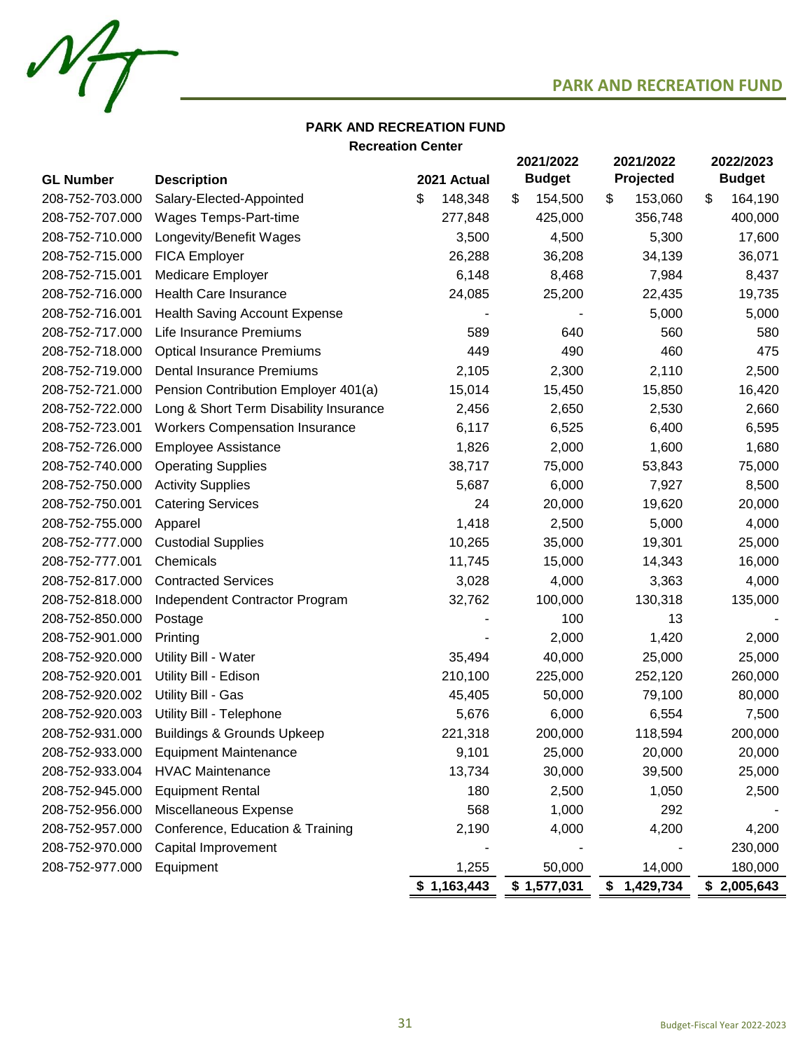## PARK AND RECREATION FUND

### PARK AND RECREATION FUND
**Recreation Center**

| GL Number | Description | 2021 Actual | 2021/2022 Budget | 2021/2022 Projected | 2022/2023 Budget |
|---|---|---|---|---|---|
| 208-752-703.000 | Salary-Elected-Appointed | $ 148,348 | $ 154,500 | $ 153,060 | $ 164,190 |
| 208-752-707.000 | Wages Temps-Part-time | 277,848 | 425,000 | 356,748 | 400,000 |
| 208-752-710.000 | Longevity/Benefit Wages | 3,500 | 4,500 | 5,300 | 17,600 |
| 208-752-715.000 | FICA Employer | 26,288 | 36,208 | 34,139 | 36,071 |
| 208-752-715.001 | Medicare Employer | 6,148 | 8,468 | 7,984 | 8,437 |
| 208-752-716.000 | Health Care Insurance | 24,085 | 25,200 | 22,435 | 19,735 |
| 208-752-716.001 | Health Saving Account Expense | - | - | 5,000 | 5,000 |
| 208-752-717.000 | Life Insurance Premiums | 589 | 640 | 560 | 580 |
| 208-752-718.000 | Optical Insurance Premiums | 449 | 490 | 460 | 475 |
| 208-752-719.000 | Dental Insurance Premiums | 2,105 | 2,300 | 2,110 | 2,500 |
| 208-752-721.000 | Pension Contribution Employer 401(a) | 15,014 | 15,450 | 15,850 | 16,420 |
| 208-752-722.000 | Long & Short Term Disability Insurance | 2,456 | 2,650 | 2,530 | 2,660 |
| 208-752-723.001 | Workers Compensation Insurance | 6,117 | 6,525 | 6,400 | 6,595 |
| 208-752-726.000 | Employee Assistance | 1,826 | 2,000 | 1,600 | 1,680 |
| 208-752-740.000 | Operating Supplies | 38,717 | 75,000 | 53,843 | 75,000 |
| 208-752-750.000 | Activity Supplies | 5,687 | 6,000 | 7,927 | 8,500 |
| 208-752-750.001 | Catering Services | 24 | 20,000 | 19,620 | 20,000 |
| 208-752-755.000 | Apparel | 1,418 | 2,500 | 5,000 | 4,000 |
| 208-752-777.000 | Custodial Supplies | 10,265 | 35,000 | 19,301 | 25,000 |
| 208-752-777.001 | Chemicals | 11,745 | 15,000 | 14,343 | 16,000 |
| 208-752-817.000 | Contracted Services | 3,028 | 4,000 | 3,363 | 4,000 |
| 208-752-818.000 | Independent Contractor Program | 32,762 | 100,000 | 130,318 | 135,000 |
| 208-752-850.000 | Postage | - | 100 | 13 | - |
| 208-752-901.000 | Printing | - | 2,000 | 1,420 | 2,000 |
| 208-752-920.000 | Utility Bill - Water | 35,494 | 40,000 | 25,000 | 25,000 |
| 208-752-920.001 | Utility Bill - Edison | 210,100 | 225,000 | 252,120 | 260,000 |
| 208-752-920.002 | Utility Bill - Gas | 45,405 | 50,000 | 79,100 | 80,000 |
| 208-752-920.003 | Utility Bill - Telephone | 5,676 | 6,000 | 6,554 | 7,500 |
| 208-752-931.000 | Buildings & Grounds Upkeep | 221,318 | 200,000 | 118,594 | 200,000 |
| 208-752-933.000 | Equipment Maintenance | 9,101 | 25,000 | 20,000 | 20,000 |
| 208-752-933.004 | HVAC Maintenance | 13,734 | 30,000 | 39,500 | 25,000 |
| 208-752-945.000 | Equipment Rental | 180 | 2,500 | 1,050 | 2,500 |
| 208-752-956.000 | Miscellaneous Expense | 568 | 1,000 | 292 | - |
| 208-752-957.000 | Conference, Education & Training | 2,190 | 4,000 | 4,200 | 4,200 |
| 208-752-970.000 | Capital Improvement | - | - | - | 230,000 |
| 208-752-977.000 | Equipment | 1,255 | 50,000 | 14,000 | 180,000 |
| | | **$ 1,163,443** | **$ 1,577,031** | **$ 1,429,734** | **$ 2,005,643** |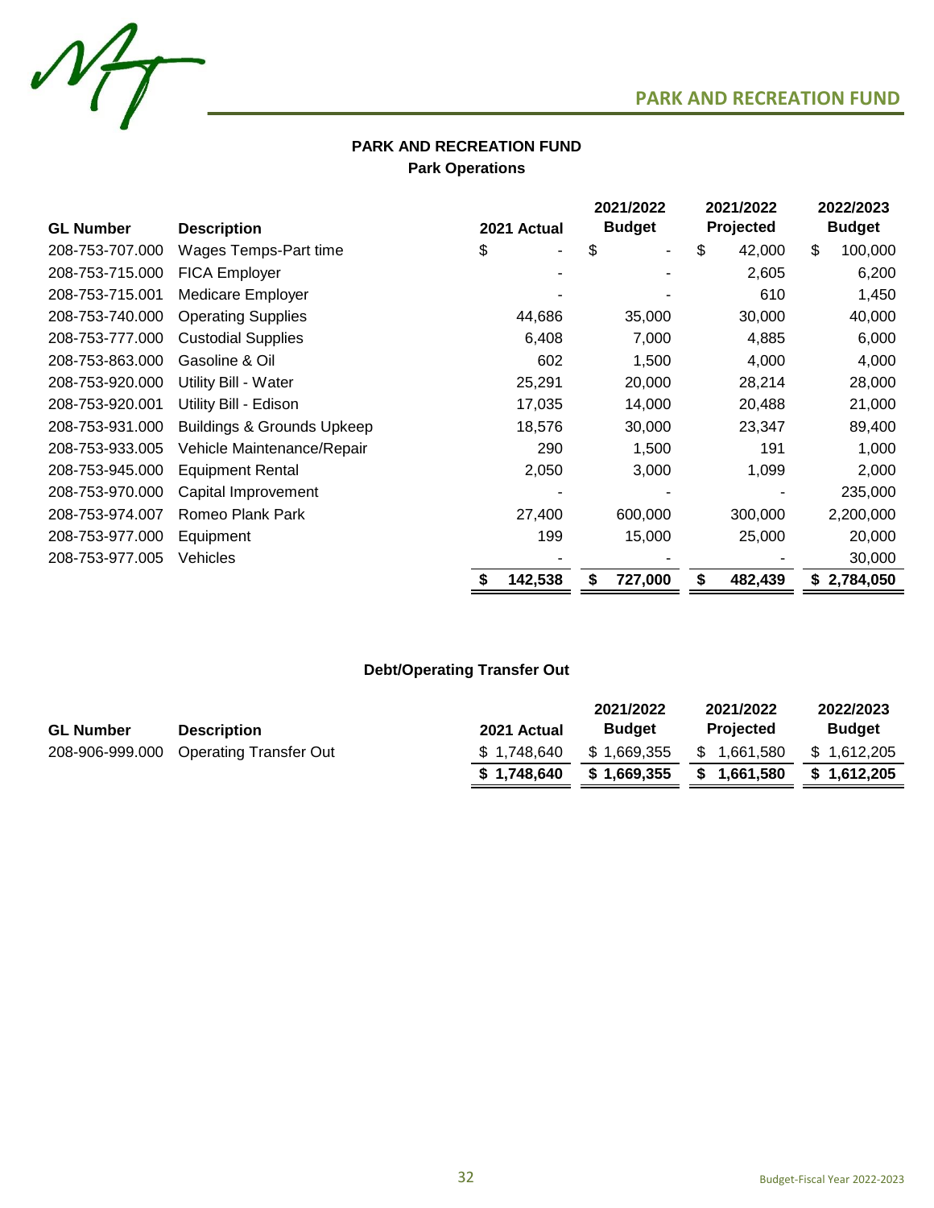## PARK AND RECREATION FUND

### Park Operations

| GL Number | Description | 2021 Actual | 2021/2022 Budget | 2021/2022 Projected | 2022/2023 Budget |
|---|---|---|---|---|---|
| 208-753-707.000 | Wages Temps-Part time | $ - | $ - | $ 42,000 | $ 100,000 |
| 208-753-715.000 | FICA Employer | - | - | 2,605 | 6,200 |
| 208-753-715.001 | Medicare Employer | - | - | 610 | 1,450 |
| 208-753-740.000 | Operating Supplies | 44,686 | 35,000 | 30,000 | 40,000 |
| 208-753-777.000 | Custodial Supplies | 6,408 | 7,000 | 4,885 | 6,000 |
| 208-753-863.000 | Gasoline & Oil | 602 | 1,500 | 4,000 | 4,000 |
| 208-753-920.000 | Utility Bill - Water | 25,291 | 20,000 | 28,214 | 28,000 |
| 208-753-920.001 | Utility Bill - Edison | 17,035 | 14,000 | 20,488 | 21,000 |
| 208-753-931.000 | Buildings & Grounds Upkeep | 18,576 | 30,000 | 23,347 | 89,400 |
| 208-753-933.005 | Vehicle Maintenance/Repair | 290 | 1,500 | 191 | 1,000 |
| 208-753-945.000 | Equipment Rental | 2,050 | 3,000 | 1,099 | 2,000 |
| 208-753-970.000 | Capital Improvement | - | - | - | 235,000 |
| 208-753-974.007 | Romeo Plank Park | 27,400 | 600,000 | 300,000 | 2,200,000 |
| 208-753-977.000 | Equipment | 199 | 15,000 | 25,000 | 20,000 |
| 208-753-977.005 | Vehicles | - | - | - | 30,000 |
| | | **$ 142,538** | **$ 727,000** | **$ 482,439** | **$ 2,784,050** |

### Debt/Operating Transfer Out

| GL Number | Description | 2021 Actual | 2021/2022 Budget | 2021/2022 Projected | 2022/2023 Budget |
|---|---|---|---|---|---|
| 208-906-999.000 | Operating Transfer Out | $ 1,748,640 | $ 1,669,355 | $ 1,661,580 | $ 1,612,205 |
| | | **$ 1,748,640** | **$ 1,669,355** | **$ 1,661,580** | **$ 1,612,205** |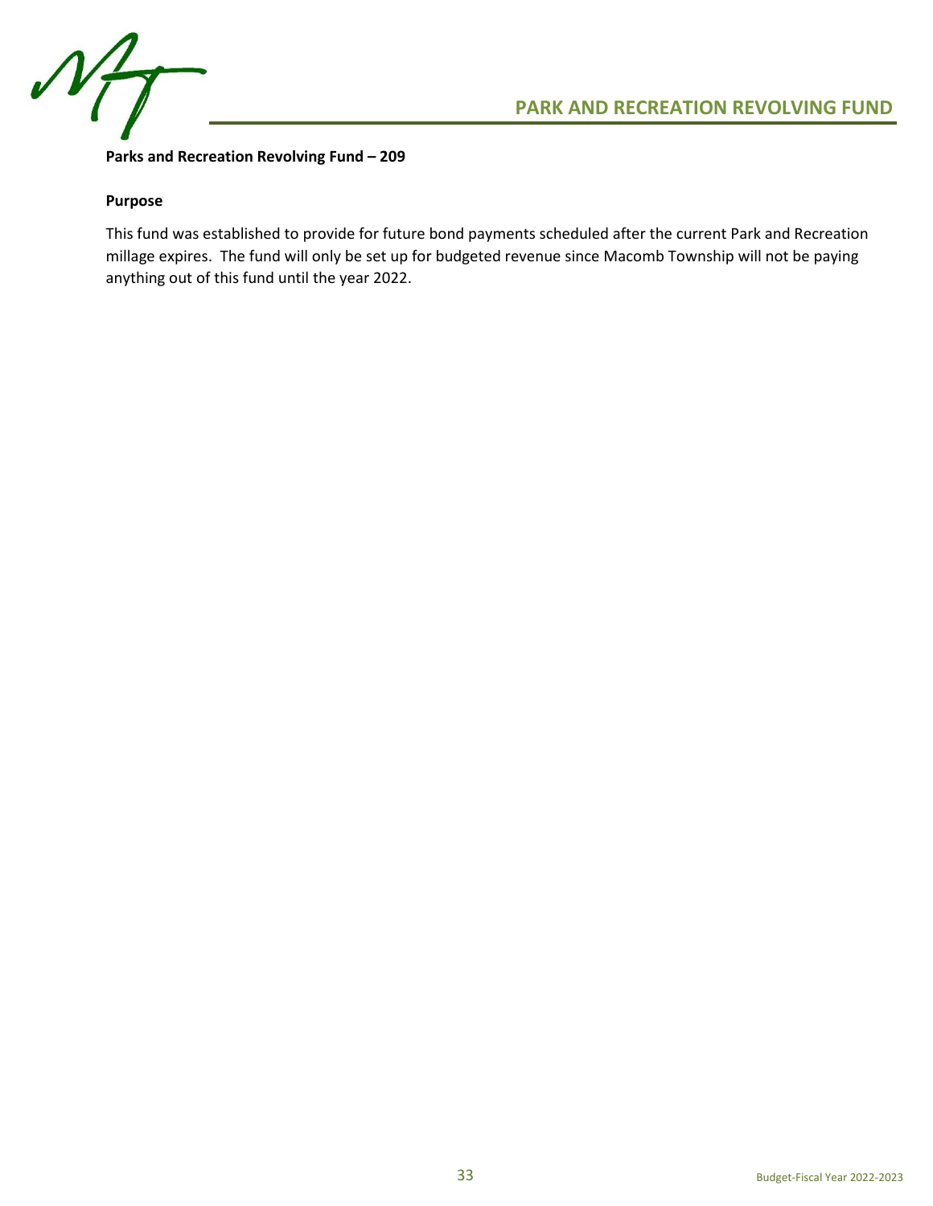# PARK AND RECREATION REVOLVING FUND

**Parks and Recreation Revolving Fund – 209**

**Purpose**

This fund was established to provide for future bond payments scheduled after the current Park and Recreation millage expires. The fund will only be set up for budgeted revenue since Macomb Township will not be paying anything out of this fund until the year 2022.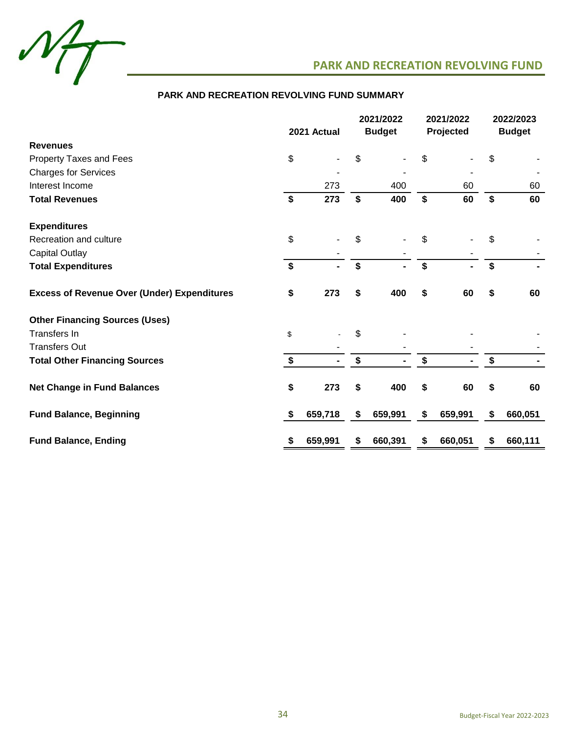## PARK AND RECREATION REVOLVING FUND

### PARK AND RECREATION REVOLVING FUND SUMMARY

| | 2021 Actual | 2021/2022 Budget | 2021/2022 Projected | 2022/2023 Budget |
|---|---|---|---|---|
| **Revenues** | | | | |
| Property Taxes and Fees | $ - | $ - | $ - | $ - |
| Charges for Services | - | - | - | - |
| Interest Income | 273 | 400 | 60 | 60 |
| **Total Revenues** | **$ 273** | **$ 400** | **$ 60** | **$ 60** |
| **Expenditures** | | | | |
| Recreation and culture | $ - | $ - | $ - | $ - |
| Capital Outlay | - | - | - | - |
| **Total Expenditures** | **$ -** | **$ -** | **$ -** | **$ -** |
| **Excess of Revenue Over (Under) Expenditures** | **$ 273** | **$ 400** | **$ 60** | **$ 60** |
| **Other Financing Sources (Uses)** | | | | |
| Transfers In | $ - | $ - | - | - |
| Transfers Out | - | - | - | - |
| **Total Other Financing Sources** | **$ -** | **$ -** | **$ -** | **$ -** |
| **Net Change in Fund Balances** | **$ 273** | **$ 400** | **$ 60** | **$ 60** |
| **Fund Balance, Beginning** | **$ 659,718** | **$ 659,991** | **$ 659,991** | **$ 660,051** |
| **Fund Balance, Ending** | **$ 659,991** | **$ 660,391** | **$ 660,051** | **$ 660,111** |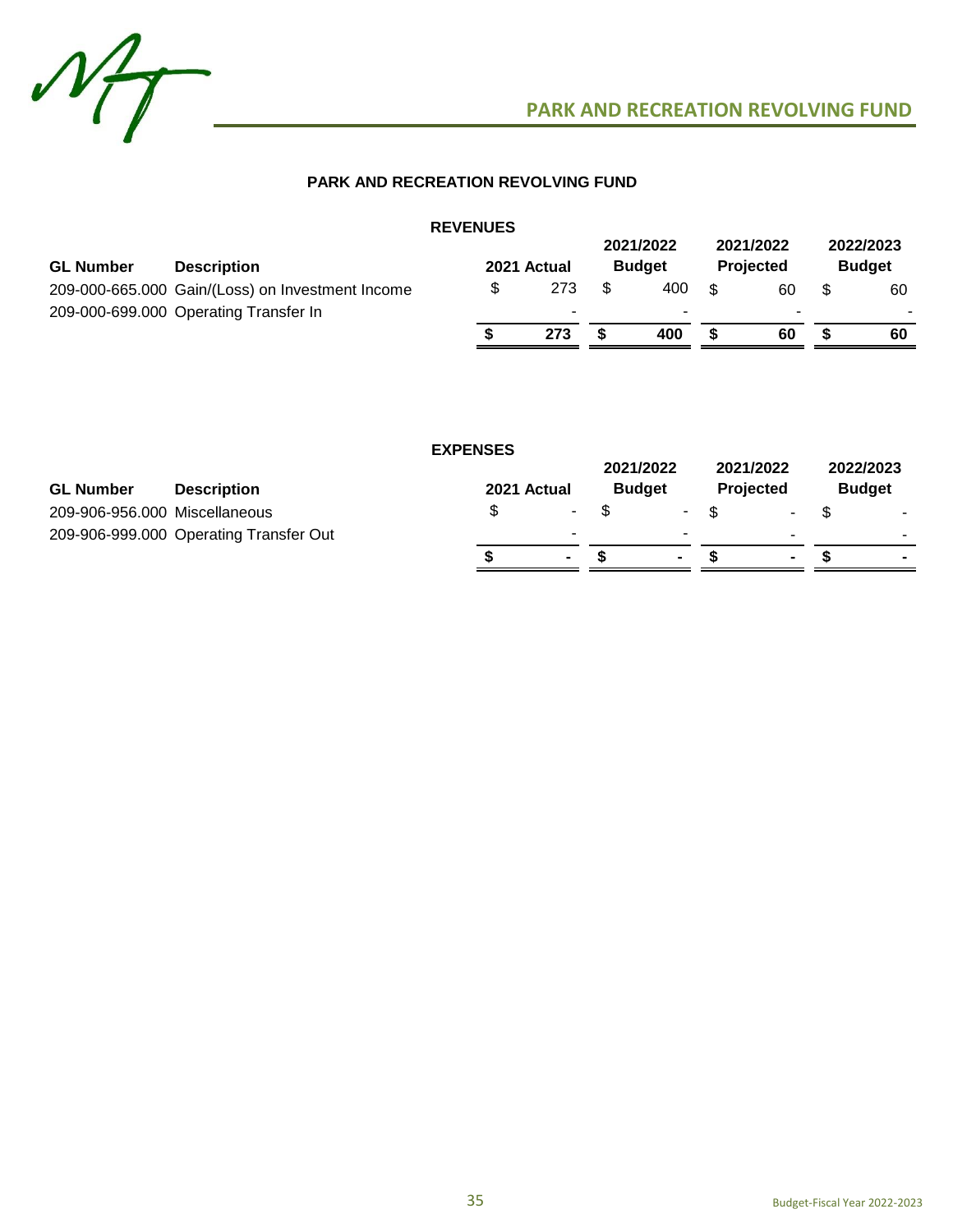# PARK AND RECREATION REVOLVING FUND

## PARK AND RECREATION REVOLVING FUND

### REVENUES

| GL Number | Description | 2021 Actual | 2021/2022 Budget | 2021/2022 Projected | 2022/2023 Budget |
|---|---|---|---|---|---|
| 209-000-665.000 | Gain/(Loss) on Investment Income | $ 273 | $ 400 | $ 60 | $ 60 |
| 209-000-699.000 | Operating Transfer In | - | - | - | - |
| | | **$ 273** | **$ 400** | **$ 60** | **$ 60** |

### EXPENSES

| GL Number | Description | 2021 Actual | 2021/2022 Budget | 2021/2022 Projected | 2022/2023 Budget |
|---|---|---|---|---|---|
| 209-906-956.000 | Miscellaneous | $ - | $ - | $ - | $ - |
| 209-906-999.000 | Operating Transfer Out | - | - | - | - |
| | | **$ -** | **$ -** | **$ -** | **$ -** |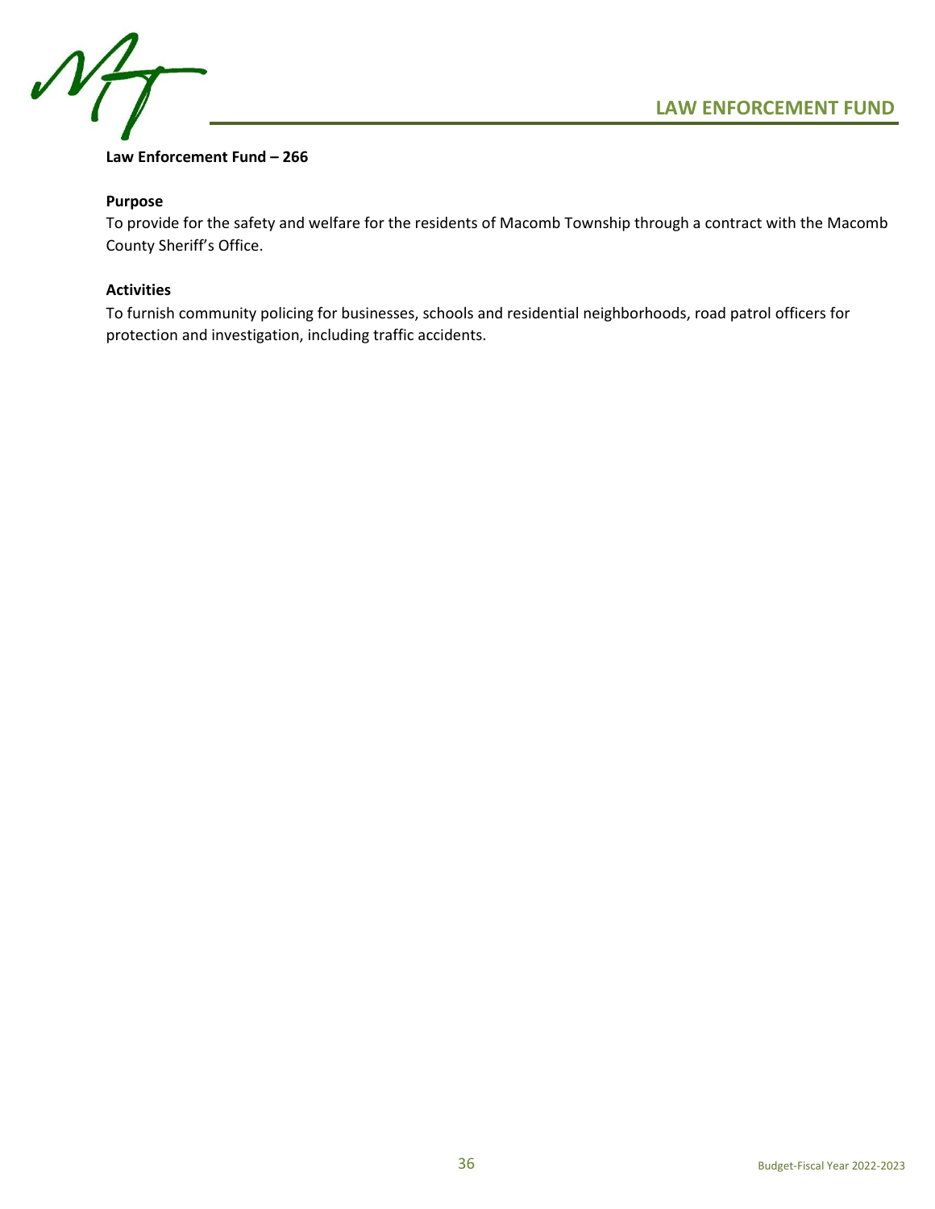# LAW ENFORCEMENT FUND

**Law Enforcement Fund – 266**

**Purpose**

To provide for the safety and welfare for the residents of Macomb Township through a contract with the Macomb County Sheriff's Office.

**Activities**

To furnish community policing for businesses, schools and residential neighborhoods, road patrol officers for protection and investigation, including traffic accidents.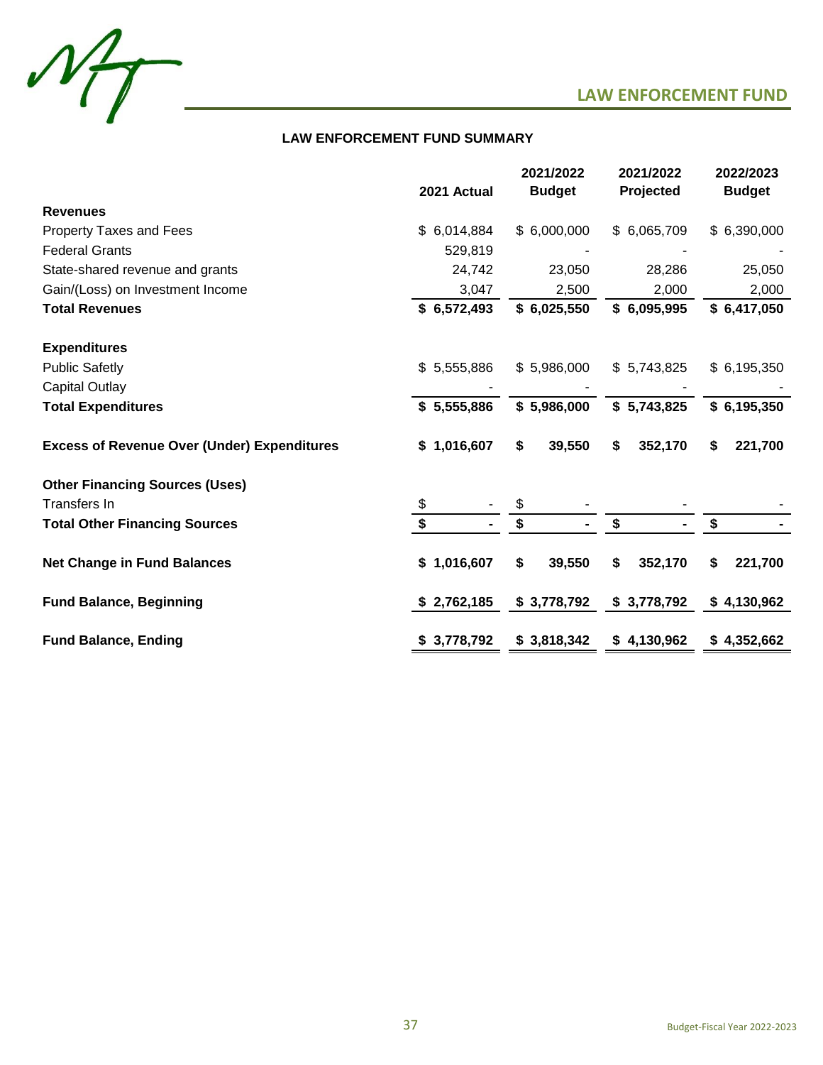# LAW ENFORCEMENT FUND

## LAW ENFORCEMENT FUND SUMMARY

| | 2021 Actual | 2021/2022 Budget | 2021/2022 Projected | 2022/2023 Budget |
|---|---|---|---|---|
| **Revenues** | | | | |
| Property Taxes and Fees | $ 6,014,884 | $ 6,000,000 | $ 6,065,709 | $ 6,390,000 |
| Federal Grants | 529,819 | - | - | - |
| State-shared revenue and grants | 24,742 | 23,050 | 28,286 | 25,050 |
| Gain/(Loss) on Investment Income | 3,047 | 2,500 | 2,000 | 2,000 |
| **Total Revenues** | **$ 6,572,493** | **$ 6,025,550** | **$ 6,095,995** | **$ 6,417,050** |
| **Expenditures** | | | | |
| Public Safetly | $ 5,555,886 | $ 5,986,000 | $ 5,743,825 | $ 6,195,350 |
| Capital Outlay | - | - | - | - |
| **Total Expenditures** | **$ 5,555,886** | **$ 5,986,000** | **$ 5,743,825** | **$ 6,195,350** |
| **Excess of Revenue Over (Under) Expenditures** | **$ 1,016,607** | **$ 39,550** | **$ 352,170** | **$ 221,700** |
| **Other Financing Sources (Uses)** | | | | |
| Transfers In | $ - | $ - | - | - |
| **Total Other Financing Sources** | **$ -** | **$ -** | **$ -** | **$ -** |
| **Net Change in Fund Balances** | **$ 1,016,607** | **$ 39,550** | **$ 352,170** | **$ 221,700** |
| **Fund Balance, Beginning** | **$ 2,762,185** | **$ 3,778,792** | **$ 3,778,792** | **$ 4,130,962** |
| **Fund Balance, Ending** | **$ 3,778,792** | **$ 3,818,342** | **$ 4,130,962** | **$ 4,352,662** |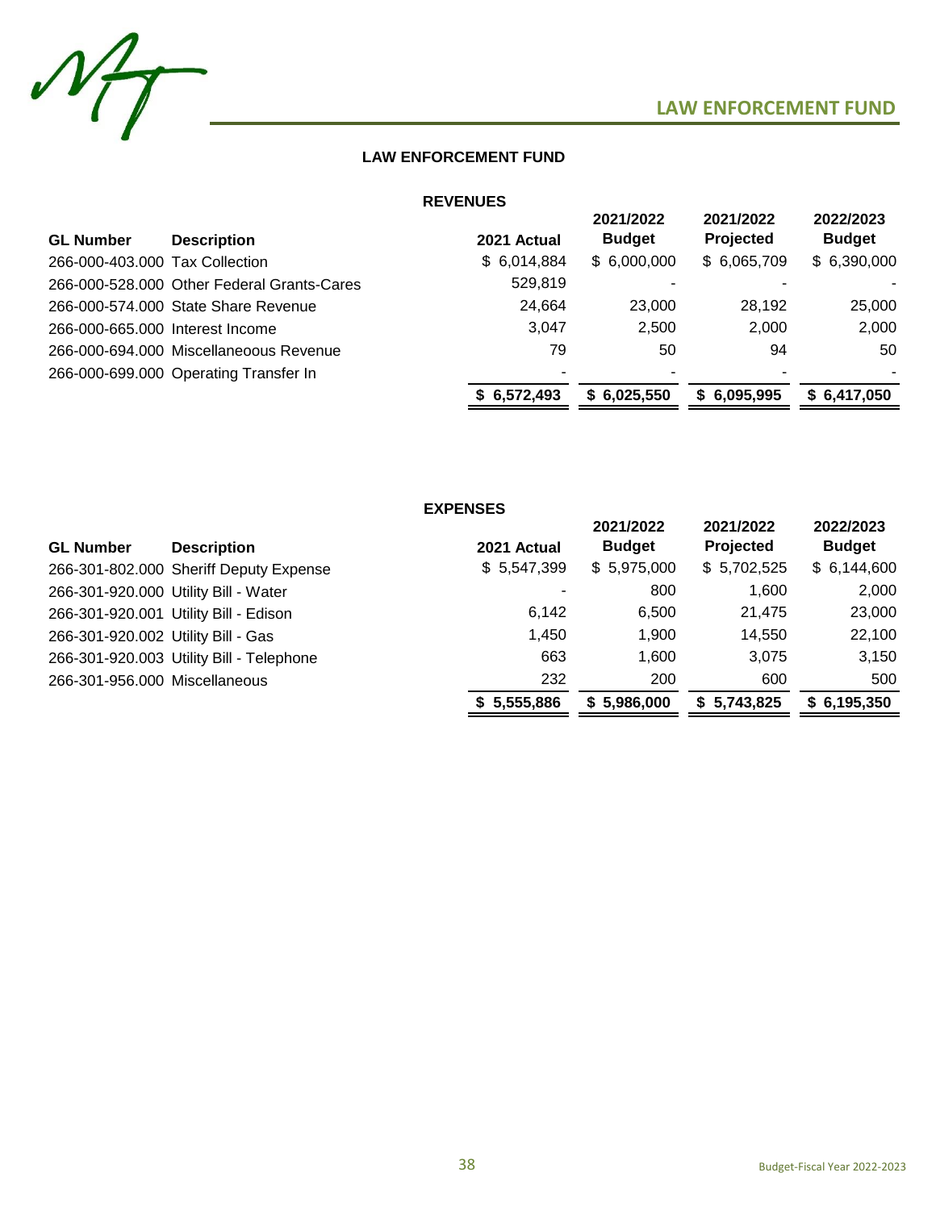# LAW ENFORCEMENT FUND

## LAW ENFORCEMENT FUND

### REVENUES

| GL Number | Description | 2021 Actual | 2021/2022 Budget | 2021/2022 Projected | 2022/2023 Budget |
|---|---|---|---|---|---|
| 266-000-403.000 | Tax Collection | $ 6,014,884 | $ 6,000,000 | $ 6,065,709 | $ 6,390,000 |
| 266-000-528.000 | Other Federal Grants-Cares | 529,819 | - | - | - |
| 266-000-574.000 | State Share Revenue | 24,664 | 23,000 | 28,192 | 25,000 |
| 266-000-665.000 | Interest Income | 3,047 | 2,500 | 2,000 | 2,000 |
| 266-000-694.000 | Miscellaneous Revenue | 79 | 50 | 94 | 50 |
| 266-000-699.000 | Operating Transfer In | - | - | - | - |
| | | **$ 6,572,493** | **$ 6,025,550** | **$ 6,095,995** | **$ 6,417,050** |

### EXPENSES

| GL Number | Description | 2021 Actual | 2021/2022 Budget | 2021/2022 Projected | 2022/2023 Budget |
|---|---|---|---|---|---|
| 266-301-802.000 | Sheriff Deputy Expense | $ 5,547,399 | $ 5,975,000 | $ 5,702,525 | $ 6,144,600 |
| 266-301-920.000 | Utility Bill - Water | - | 800 | 1,600 | 2,000 |
| 266-301-920.001 | Utility Bill - Edison | 6,142 | 6,500 | 21,475 | 23,000 |
| 266-301-920.002 | Utility Bill - Gas | 1,450 | 1,900 | 14,550 | 22,100 |
| 266-301-920.003 | Utility Bill - Telephone | 663 | 1,600 | 3,075 | 3,150 |
| 266-301-956.000 | Miscellaneous | 232 | 200 | 600 | 500 |
| | | **$ 5,555,886** | **$ 5,986,000** | **$ 5,743,825** | **$ 6,195,350** |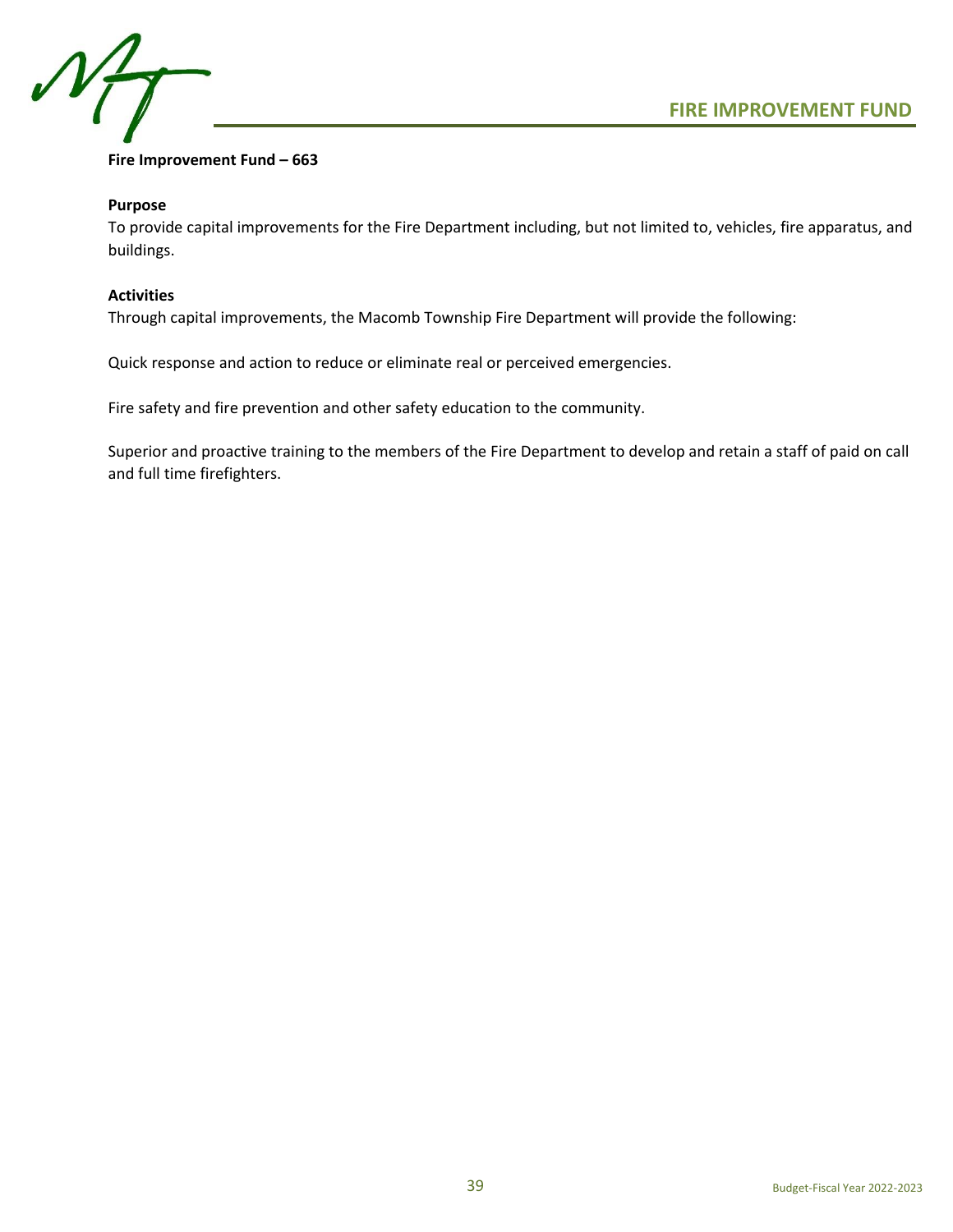# FIRE IMPROVEMENT FUND

**Fire Improvement Fund – 663**

**Purpose**

To provide capital improvements for the Fire Department including, but not limited to, vehicles, fire apparatus, and buildings.

**Activities**

Through capital improvements, the Macomb Township Fire Department will provide the following:

Quick response and action to reduce or eliminate real or perceived emergencies.

Fire safety and fire prevention and other safety education to the community.

Superior and proactive training to the members of the Fire Department to develop and retain a staff of paid on call and full time firefighters.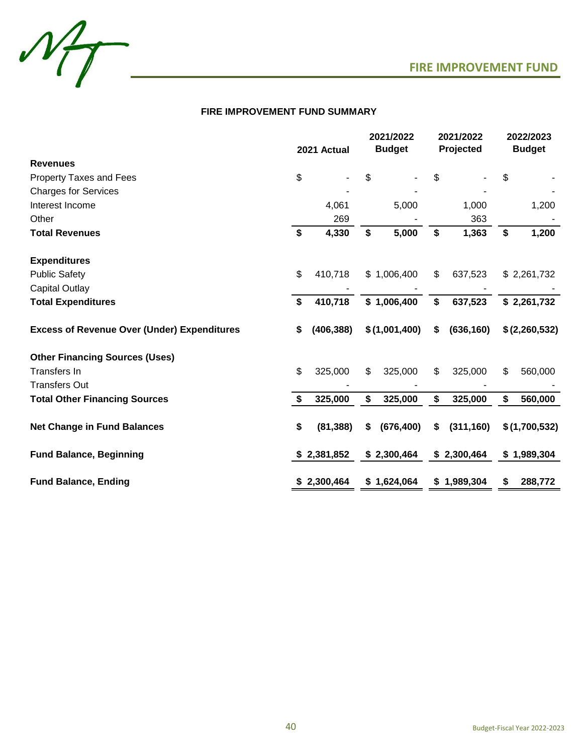## FIRE IMPROVEMENT FUND

### FIRE IMPROVEMENT FUND SUMMARY

| | 2021 Actual | 2021/2022 Budget | 2021/2022 Projected | 2022/2023 Budget |
|---|---|---|---|---|
| **Revenues** | | | | |
| Property Taxes and Fees | $ - | $ - | $ - | $ - |
| Charges for Services | - | - | - | - |
| Interest Income | 4,061 | 5,000 | 1,000 | 1,200 |
| Other | 269 | - | 363 | - |
| **Total Revenues** | **$ 4,330** | **$ 5,000** | **$ 1,363** | **$ 1,200** |
| **Expenditures** | | | | |
| Public Safety | $ 410,718 | $ 1,006,400 | $ 637,523 | $ 2,261,732 |
| Capital Outlay | - | - | - | - |
| **Total Expenditures** | **$ 410,718** | **$ 1,006,400** | **$ 637,523** | **$ 2,261,732** |
| **Excess of Revenue Over (Under) Expenditures** | **$ (406,388)** | **$ (1,001,400)** | **$ (636,160)** | **$ (2,260,532)** |
| **Other Financing Sources (Uses)** | | | | |
| Transfers In | $ 325,000 | $ 325,000 | $ 325,000 | $ 560,000 |
| Transfers Out | - | - | - | - |
| **Total Other Financing Sources** | **$ 325,000** | **$ 325,000** | **$ 325,000** | **$ 560,000** |
| **Net Change in Fund Balances** | **$ (81,388)** | **$ (676,400)** | **$ (311,160)** | **$ (1,700,532)** |
| **Fund Balance, Beginning** | **$ 2,381,852** | **$ 2,300,464** | **$ 2,300,464** | **$ 1,989,304** |
| **Fund Balance, Ending** | **$ 2,300,464** | **$ 1,624,064** | **$ 1,989,304** | **$ 288,772** |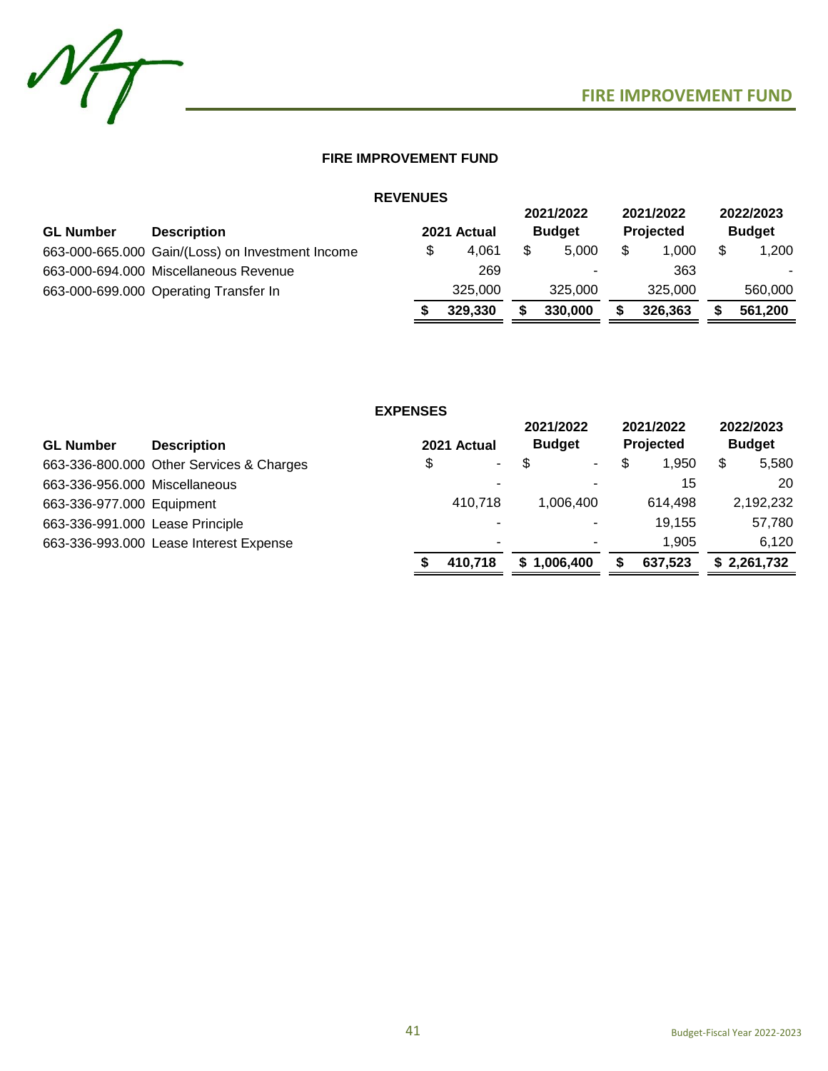# FIRE IMPROVEMENT FUND

## FIRE IMPROVEMENT FUND

### REVENUES

| GL Number | Description | 2021 Actual | 2021/2022 Budget | 2021/2022 Projected | 2022/2023 Budget |
|---|---|---|---|---|---|
| 663-000-665.000 | Gain/(Loss) on Investment Income | $ 4,061 | $ 5,000 | $ 1,000 | $ 1,200 |
| 663-000-694.000 | Miscellaneous Revenue | 269 | - | 363 | - |
| 663-000-699.000 | Operating Transfer In | 325,000 | 325,000 | 325,000 | 560,000 |
| | | **$ 329,330** | **$ 330,000** | **$ 326,363** | **$ 561,200** |

### EXPENSES

| GL Number | Description | 2021 Actual | 2021/2022 Budget | 2021/2022 Projected | 2022/2023 Budget |
|---|---|---|---|---|---|
| 663-336-800.000 | Other Services & Charges | $ - | $ - | $ 1,950 | $ 5,580 |
| 663-336-956.000 | Miscellaneous | - | - | 15 | 20 |
| 663-336-977.000 | Equipment | 410,718 | 1,006,400 | 614,498 | 2,192,232 |
| 663-336-991.000 | Lease Principle | - | - | 19,155 | 57,780 |
| 663-336-993.000 | Lease Interest Expense | - | - | 1,905 | 6,120 |
| | | **$ 410,718** | **$ 1,006,400** | **$ 637,523** | **$ 2,261,732** |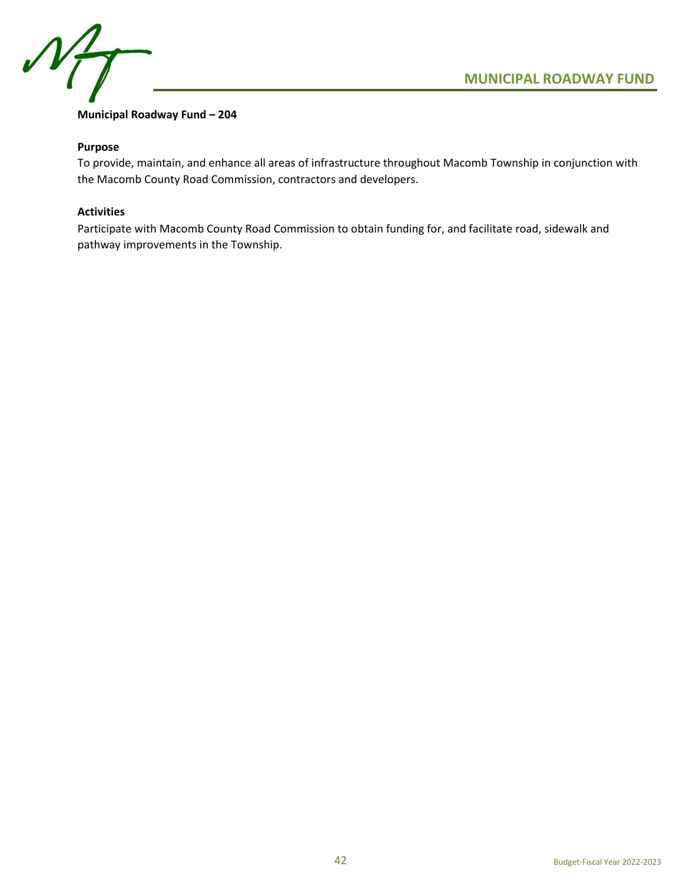**Municipal Roadway Fund – 204**

**Purpose**

To provide, maintain, and enhance all areas of infrastructure throughout Macomb Township in conjunction with the Macomb County Road Commission, contractors and developers.

**Activities**

Participate with Macomb County Road Commission to obtain funding for, and facilitate road, sidewalk and pathway improvements in the Township.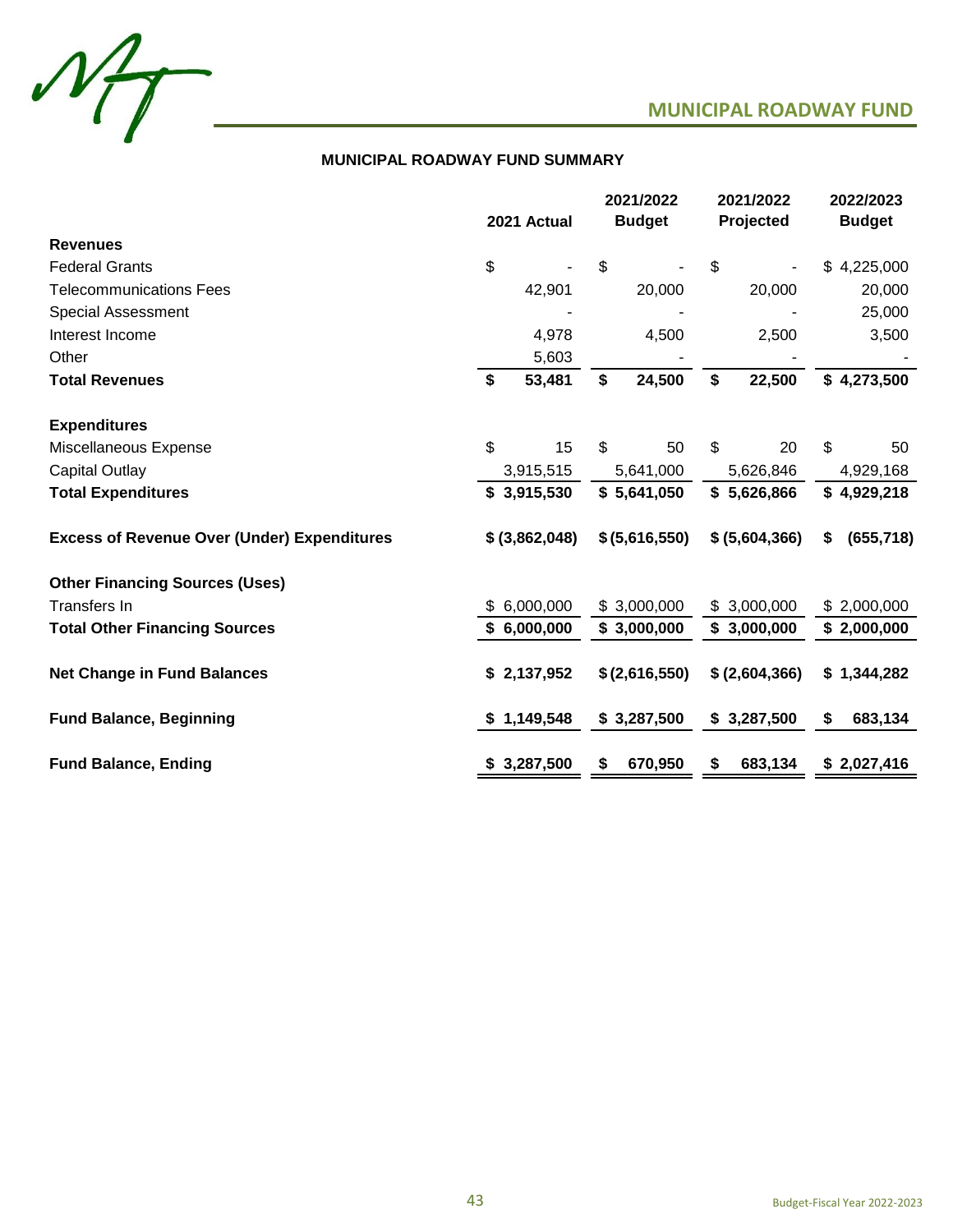# MUNICIPAL ROADWAY FUND

## MUNICIPAL ROADWAY FUND SUMMARY

| | 2021 Actual | 2021/2022 Budget | 2021/2022 Projected | 2022/2023 Budget |
|---|---|---|---|---|
| **Revenues** | | | | |
| Federal Grants | $ - | $ - | $ - | $ 4,225,000 |
| Telecommunications Fees | 42,901 | 20,000 | 20,000 | 20,000 |
| Special Assessment | - | - | - | 25,000 |
| Interest Income | 4,978 | 4,500 | 2,500 | 3,500 |
| Other | 5,603 | - | - | - |
| **Total Revenues** | **$ 53,481** | **$ 24,500** | **$ 22,500** | **$ 4,273,500** |
| **Expenditures** | | | | |
| Miscellaneous Expense | $ 15 | $ 50 | $ 20 | $ 50 |
| Capital Outlay | 3,915,515 | 5,641,000 | 5,626,846 | 4,929,168 |
| **Total Expenditures** | **$ 3,915,530** | **$ 5,641,050** | **$ 5,626,866** | **$ 4,929,218** |
| **Excess of Revenue Over (Under) Expenditures** | **$ (3,862,048)** | **$ (5,616,550)** | **$ (5,604,366)** | **$ (655,718)** |
| **Other Financing Sources (Uses)** | | | | |
| Transfers In | $ 6,000,000 | $ 3,000,000 | $ 3,000,000 | $ 2,000,000 |
| **Total Other Financing Sources** | **$ 6,000,000** | **$ 3,000,000** | **$ 3,000,000** | **$ 2,000,000** |
| **Net Change in Fund Balances** | **$ 2,137,952** | **$ (2,616,550)** | **$ (2,604,366)** | **$ 1,344,282** |
| **Fund Balance, Beginning** | **$ 1,149,548** | **$ 3,287,500** | **$ 3,287,500** | **$ 683,134** |
| **Fund Balance, Ending** | **$ 3,287,500** | **$ 670,950** | **$ 683,134** | **$ 2,027,416** |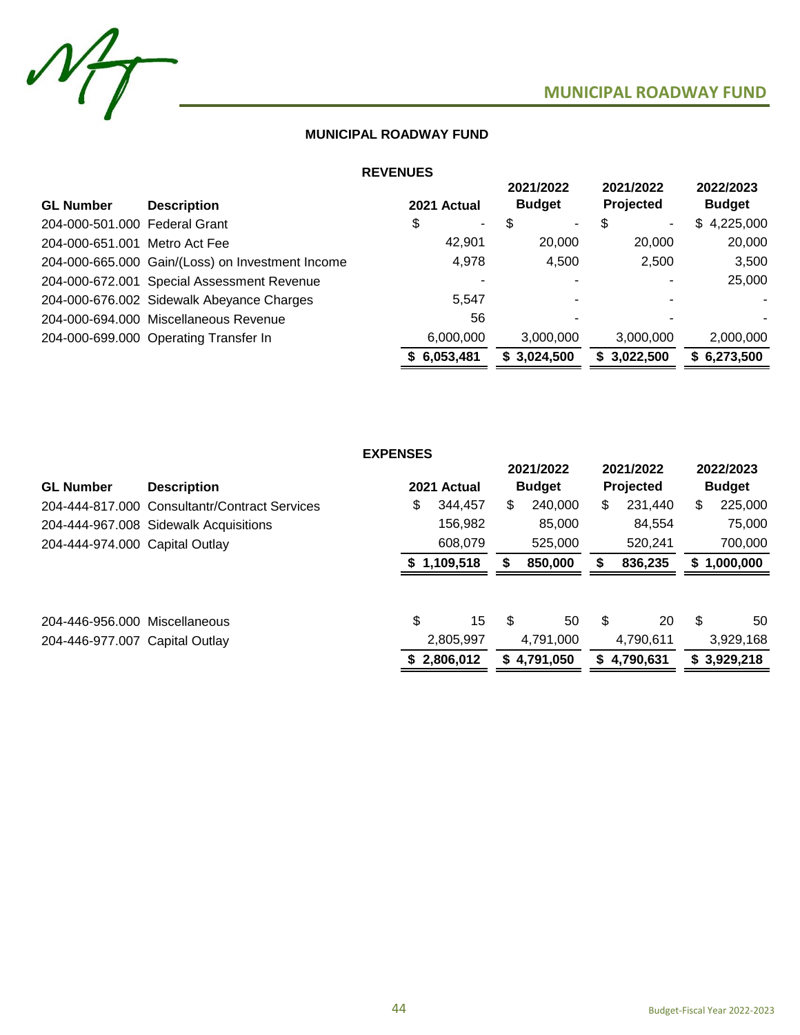## MUNICIPAL ROADWAY FUND

### REVENUES

| GL Number | Description | 2021 Actual | 2021/2022 Budget | 2021/2022 Projected | 2022/2023 Budget |
|---|---|---|---|---|---|
| 204-000-501.000 | Federal Grant | $ - | $ - | $ - | $ 4,225,000 |
| 204-000-651.001 | Metro Act Fee | 42,901 | 20,000 | 20,000 | 20,000 |
| 204-000-665.000 | Gain/(Loss) on Investment Income | 4,978 | 4,500 | 2,500 | 3,500 |
| 204-000-672.001 | Special Assessment Revenue | - | - | - | 25,000 |
| 204-000-676.002 | Sidewalk Abeyance Charges | 5,547 | - | - | - |
| 204-000-694.000 | Miscellaneous Revenue | 56 | - | - | - |
| 204-000-699.000 | Operating Transfer In | 6,000,000 | 3,000,000 | 3,000,000 | 2,000,000 |
| | | **$ 6,053,481** | **$ 3,024,500** | **$ 3,022,500** | **$ 6,273,500** |

### EXPENSES

| GL Number | Description | 2021 Actual | 2021/2022 Budget | 2021/2022 Projected | 2022/2023 Budget |
|---|---|---|---|---|---|
| 204-444-817.000 | Consultantr/Contract Services | $ 344,457 | $ 240,000 | $ 231,440 | $ 225,000 |
| 204-444-967.008 | Sidewalk Acquisitions | 156,982 | 85,000 | 84,554 | 75,000 |
| 204-444-974.000 | Capital Outlay | 608,079 | 525,000 | 520,241 | 700,000 |
| | | **$ 1,109,518** | **$ 850,000** | **$ 836,235** | **$ 1,000,000** |
| | | | | | |
| 204-446-956.000 | Miscellaneous | $ 15 | $ 50 | $ 20 | $ 50 |
| 204-446-977.007 | Capital Outlay | 2,805,997 | 4,791,000 | 4,790,611 | 3,929,168 |
| | | **$ 2,806,012** | **$ 4,791,050** | **$ 4,790,631** | **$ 3,929,218** |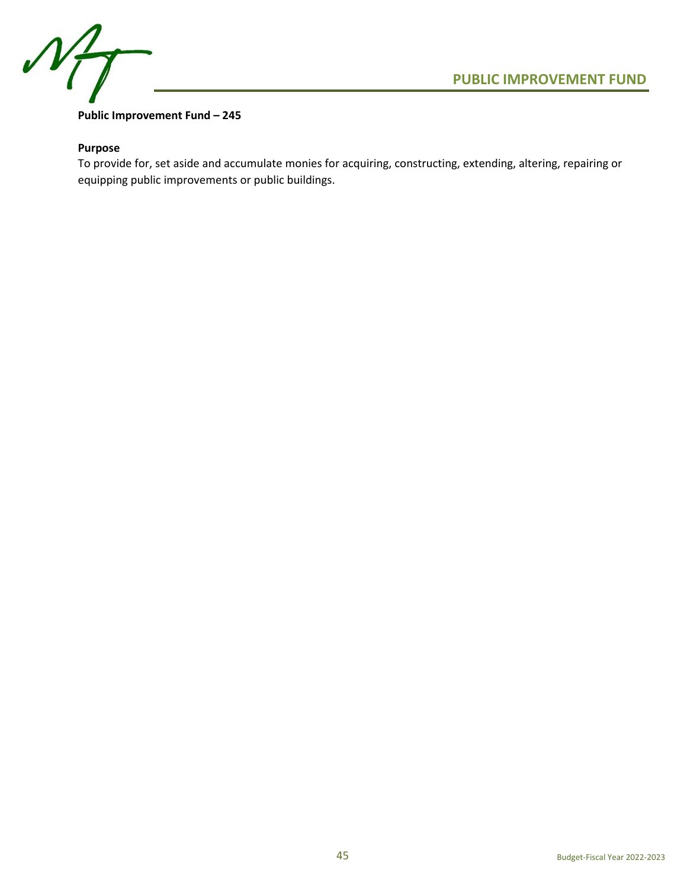**Public Improvement Fund – 245**

**Purpose**

To provide for, set aside and accumulate monies for acquiring, constructing, extending, altering, repairing or equipping public improvements or public buildings.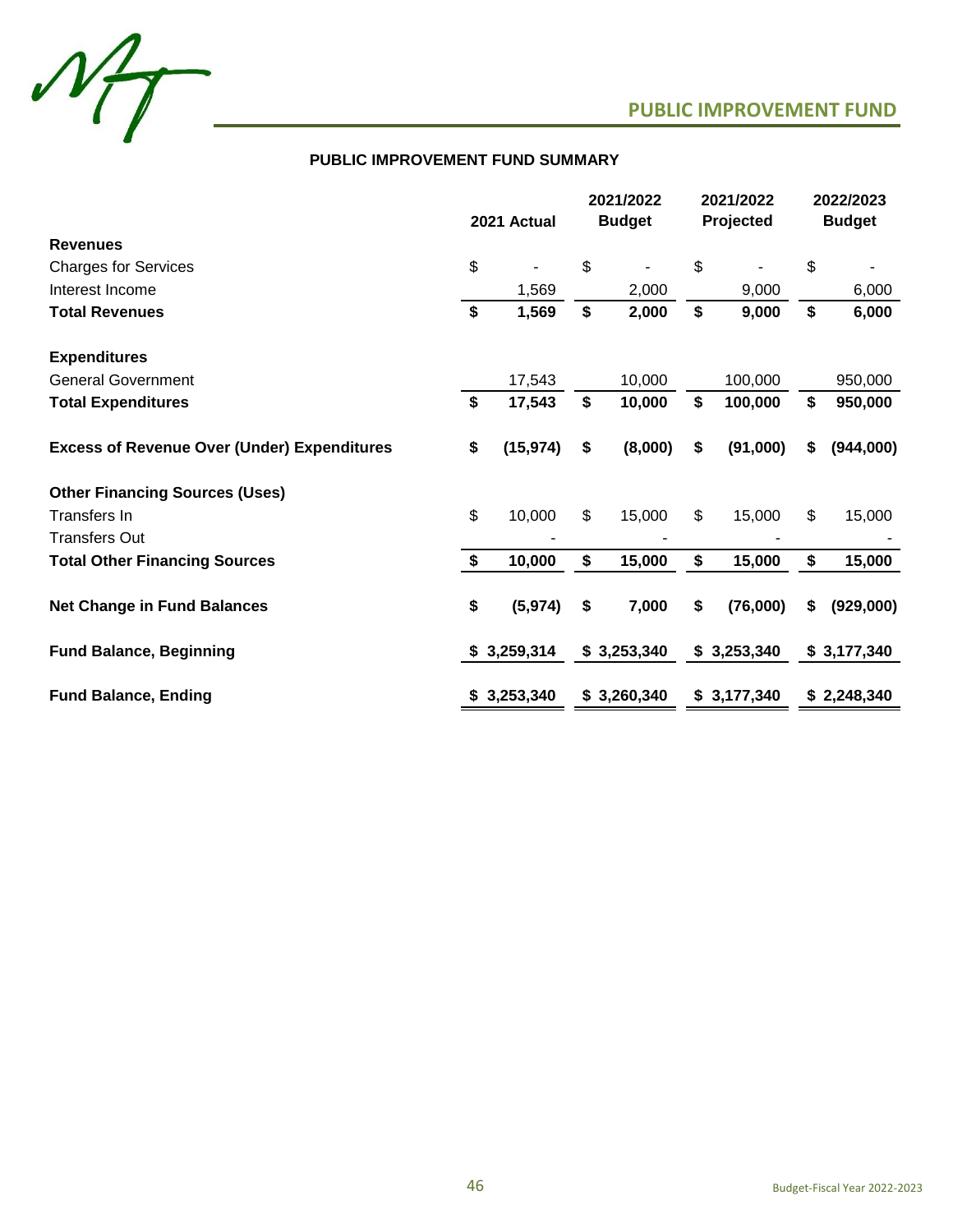## PUBLIC IMPROVEMENT FUND

### PUBLIC IMPROVEMENT FUND SUMMARY

| | 2021 Actual | 2021/2022 Budget | 2021/2022 Projected | 2022/2023 Budget |
|---|---|---|---|---|
| **Revenues** | | | | |
| Charges for Services | $ - | $ - | $ - | $ - |
| Interest Income | 1,569 | 2,000 | 9,000 | 6,000 |
| **Total Revenues** | **$ 1,569** | **$ 2,000** | **$ 9,000** | **$ 6,000** |
| | | | | |
| **Expenditures** | | | | |
| General Government | 17,543 | 10,000 | 100,000 | 950,000 |
| **Total Expenditures** | **$ 17,543** | **$ 10,000** | **$ 100,000** | **$ 950,000** |
| | | | | |
| **Excess of Revenue Over (Under) Expenditures** | **$ (15,974)** | **$ (8,000)** | **$ (91,000)** | **$ (944,000)** |
| | | | | |
| **Other Financing Sources (Uses)** | | | | |
| Transfers In | $ 10,000 | $ 15,000 | $ 15,000 | $ 15,000 |
| Transfers Out | - | - | - | - |
| **Total Other Financing Sources** | **$ 10,000** | **$ 15,000** | **$ 15,000** | **$ 15,000** |
| | | | | |
| **Net Change in Fund Balances** | **$ (5,974)** | **$ 7,000** | **$ (76,000)** | **$ (929,000)** |
| | | | | |
| **Fund Balance, Beginning** | **$ 3,259,314** | **$ 3,253,340** | **$ 3,253,340** | **$ 3,177,340** |
| | | | | |
| **Fund Balance, Ending** | **$ 3,253,340** | **$ 3,260,340** | **$ 3,177,340** | **$ 2,248,340** |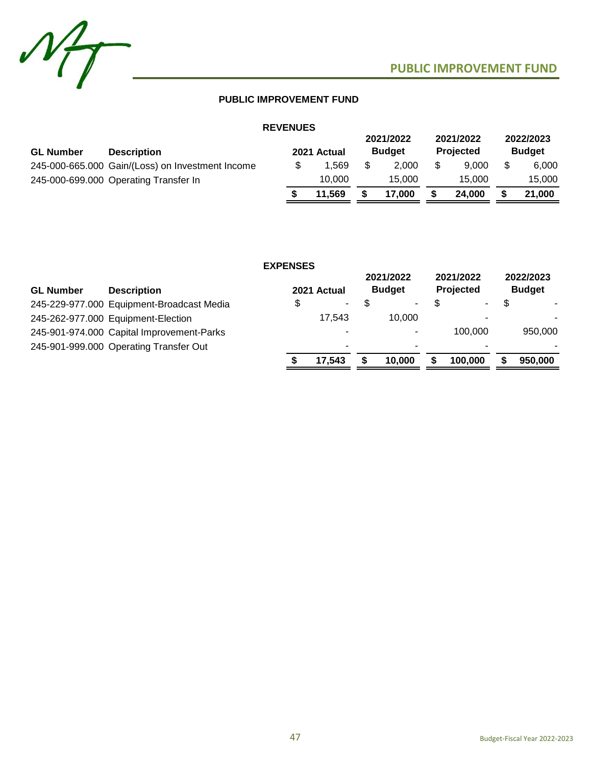# PUBLIC IMPROVEMENT FUND

## REVENUES

| GL Number | Description | 2021 Actual | 2021/2022 Budget | 2021/2022 Projected | 2022/2023 Budget |
|---|---|---|---|---|---|
| 245-000-665.000 | Gain/(Loss) on Investment Income | $ 1,569 | $ 2,000 | $ 9,000 | $ 6,000 |
| 245-000-699.000 | Operating Transfer In | 10,000 | 15,000 | 15,000 | 15,000 |
| | | **$ 11,569** | **$ 17,000** | **$ 24,000** | **$ 21,000** |

## EXPENSES

| GL Number | Description | 2021 Actual | 2021/2022 Budget | 2021/2022 Projected | 2022/2023 Budget |
|---|---|---|---|---|---|
| 245-229-977.000 | Equipment-Broadcast Media | $ - | $ - | $ - | $ - |
| 245-262-977.000 | Equipment-Election | 17,543 | 10,000 | - | - |
| 245-901-974.000 | Capital Improvement-Parks | - | - | 100,000 | 950,000 |
| 245-901-999.000 | Operating Transfer Out | - | - | - | - |
| | | **$ 17,543** | **$ 10,000** | **$ 100,000** | **$ 950,000** |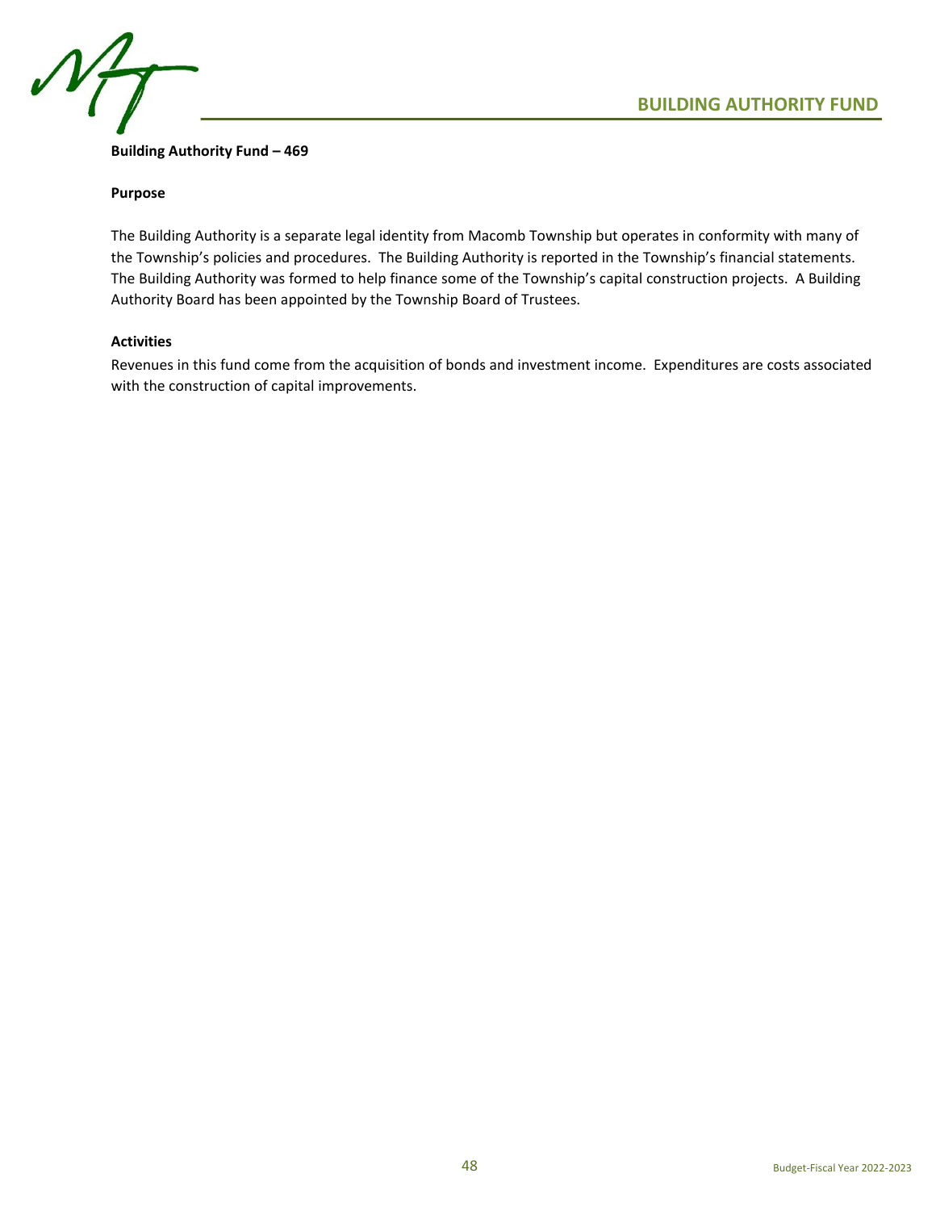# BUILDING AUTHORITY FUND

**Building Authority Fund – 469**

**Purpose**

The Building Authority is a separate legal identity from Macomb Township but operates in conformity with many of the Township's policies and procedures. The Building Authority is reported in the Township's financial statements. The Building Authority was formed to help finance some of the Township's capital construction projects. A Building Authority Board has been appointed by the Township Board of Trustees.

**Activities**

Revenues in this fund come from the acquisition of bonds and investment income. Expenditures are costs associated with the construction of capital improvements.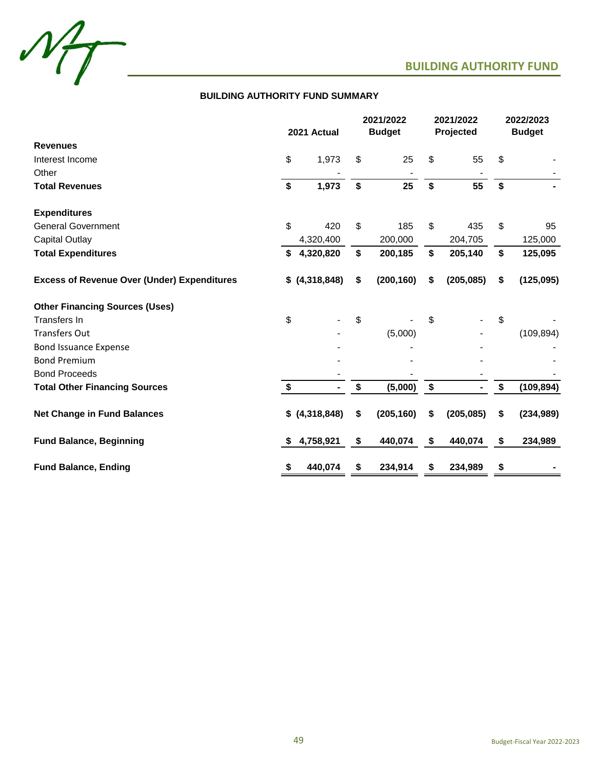## BUILDING AUTHORITY FUND

### BUILDING AUTHORITY FUND SUMMARY

| | 2021 Actual | 2021/2022 Budget | 2021/2022 Projected | 2022/2023 Budget |
|---|---|---|---|---|
| **Revenues** | | | | |
| Interest Income | $ 1,973 | $ 25 | $ 55 | $ - |
| Other | - | - | - | - |
| **Total Revenues** | **$ 1,973** | **$ 25** | **$ 55** | **$ -** |
| | | | | |
| **Expenditures** | | | | |
| General Government | $ 420 | $ 185 | $ 435 | $ 95 |
| Capital Outlay | 4,320,400 | 200,000 | 204,705 | 125,000 |
| **Total Expenditures** | **$ 4,320,820** | **$ 200,185** | **$ 205,140** | **$ 125,095** |
| | | | | |
| **Excess of Revenue Over (Under) Expenditures** | **$ (4,318,848)** | **$ (200,160)** | **$ (205,085)** | **$ (125,095)** |
| | | | | |
| **Other Financing Sources (Uses)** | | | | |
| Transfers In | $ - | $ - | $ - | $ - |
| Transfers Out | - | (5,000) | - | (109,894) |
| Bond Issuance Expense | - | - | - | - |
| Bond Premium | - | - | - | - |
| Bond Proceeds | - | - | - | - |
| **Total Other Financing Sources** | **$ -** | **$ (5,000)** | **$ -** | **$ (109,894)** |
| | | | | |
| **Net Change in Fund Balances** | **$ (4,318,848)** | **$ (205,160)** | **$ (205,085)** | **$ (234,989)** |
| | | | | |
| **Fund Balance, Beginning** | **$ 4,758,921** | **$ 440,074** | **$ 440,074** | **$ 234,989** |
| | | | | |
| **Fund Balance, Ending** | **$ 440,074** | **$ 234,914** | **$ 234,989** | **$ -** |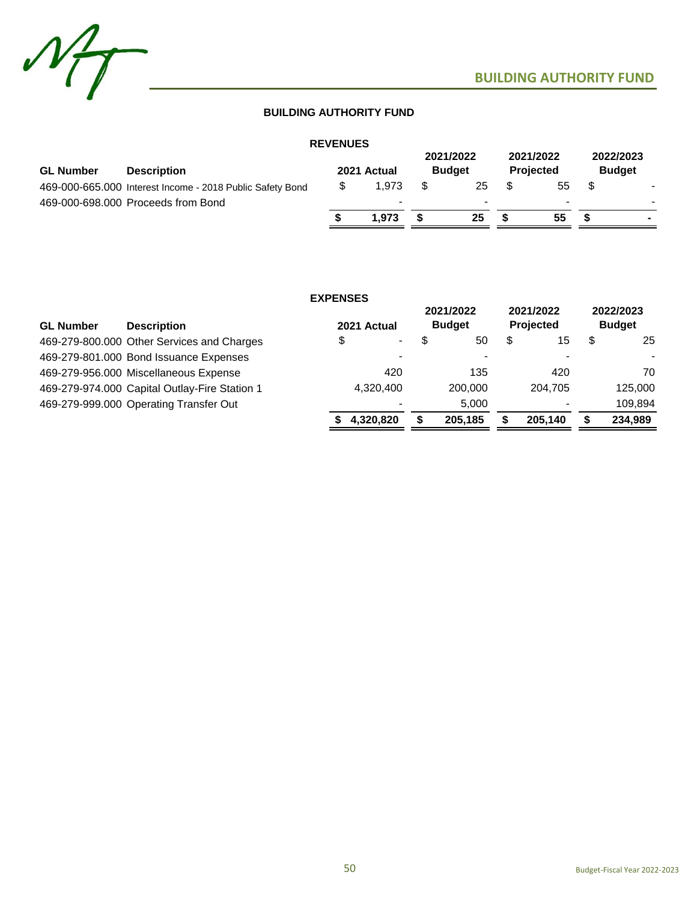## BUILDING AUTHORITY FUND

### REVENUES

| GL Number | Description | 2021 Actual | 2021/2022 Budget | 2021/2022 Projected | 2022/2023 Budget |
|---|---|---|---|---|---|
| 469-000-665.000 | Interest Income - 2018 Public Safety Bond | $ 1,973 | $ 25 | $ 55 | $ - |
| 469-000-698.000 | Proceeds from Bond | - | - | - | - |
| | | **$ 1,973** | **$ 25** | **$ 55** | **$ -** |

### EXPENSES

| GL Number | Description | 2021 Actual | 2021/2022 Budget | 2021/2022 Projected | 2022/2023 Budget |
|---|---|---|---|---|---|
| 469-279-800.000 | Other Services and Charges | $ - | $ 50 | $ 15 | $ 25 |
| 469-279-801.000 | Bond Issuance Expenses | - | - | - | - |
| 469-279-956.000 | Miscellaneous Expense | 420 | 135 | 420 | 70 |
| 469-279-974.000 | Capital Outlay-Fire Station 1 | 4,320,400 | 200,000 | 204,705 | 125,000 |
| 469-279-999.000 | Operating Transfer Out | - | 5,000 | - | 109,894 |
| | | **$ 4,320,820** | **$ 205,185** | **$ 205,140** | **$ 234,989** |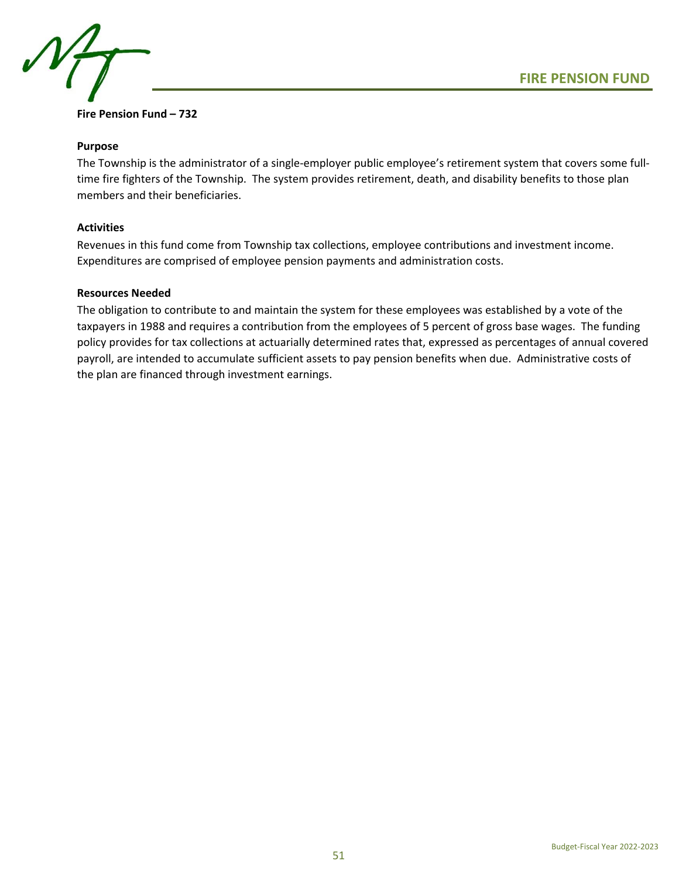# FIRE PENSION FUND

**Fire Pension Fund – 732**

**Purpose**

The Township is the administrator of a single-employer public employee's retirement system that covers some full-time fire fighters of the Township. The system provides retirement, death, and disability benefits to those plan members and their beneficiaries.

**Activities**

Revenues in this fund come from Township tax collections, employee contributions and investment income. Expenditures are comprised of employee pension payments and administration costs.

**Resources Needed**

The obligation to contribute to and maintain the system for these employees was established by a vote of the taxpayers in 1988 and requires a contribution from the employees of 5 percent of gross base wages. The funding policy provides for tax collections at actuarially determined rates that, expressed as percentages of annual covered payroll, are intended to accumulate sufficient assets to pay pension benefits when due. Administrative costs of the plan are financed through investment earnings.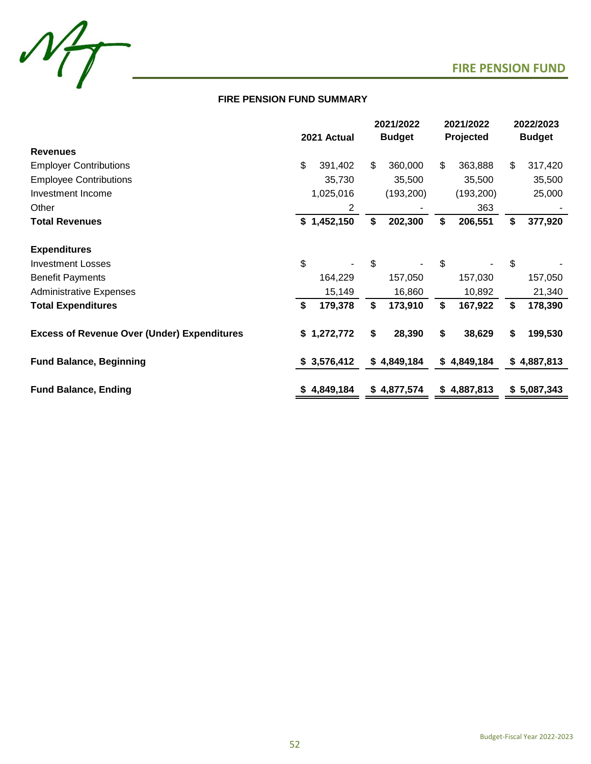## FIRE PENSION FUND

### FIRE PENSION FUND SUMMARY

| | 2021 Actual | 2021/2022 Budget | 2021/2022 Projected | 2022/2023 Budget |
|---|---|---|---|---|
| **Revenues** | | | | |
| Employer Contributions | $ 391,402 | $ 360,000 | $ 363,888 | $ 317,420 |
| Employee Contributions | 35,730 | 35,500 | 35,500 | 35,500 |
| Investment Income | 1,025,016 | (193,200) | (193,200) | 25,000 |
| Other | 2 | - | 363 | - |
| **Total Revenues** | **$ 1,452,150** | **$ 202,300** | **$ 206,551** | **$ 377,920** |
| **Expenditures** | | | | |
| Investment Losses | $ - | $ - | $ - | $ - |
| Benefit Payments | 164,229 | 157,050 | 157,030 | 157,050 |
| Administrative Expenses | 15,149 | 16,860 | 10,892 | 21,340 |
| **Total Expenditures** | **$ 179,378** | **$ 173,910** | **$ 167,922** | **$ 178,390** |
| **Excess of Revenue Over (Under) Expenditures** | **$ 1,272,772** | **$ 28,390** | **$ 38,629** | **$ 199,530** |
| **Fund Balance, Beginning** | **$ 3,576,412** | **$ 4,849,184** | **$ 4,849,184** | **$ 4,887,813** |
| **Fund Balance, Ending** | **$ 4,849,184** | **$ 4,877,574** | **$ 4,887,813** | **$ 5,087,343** |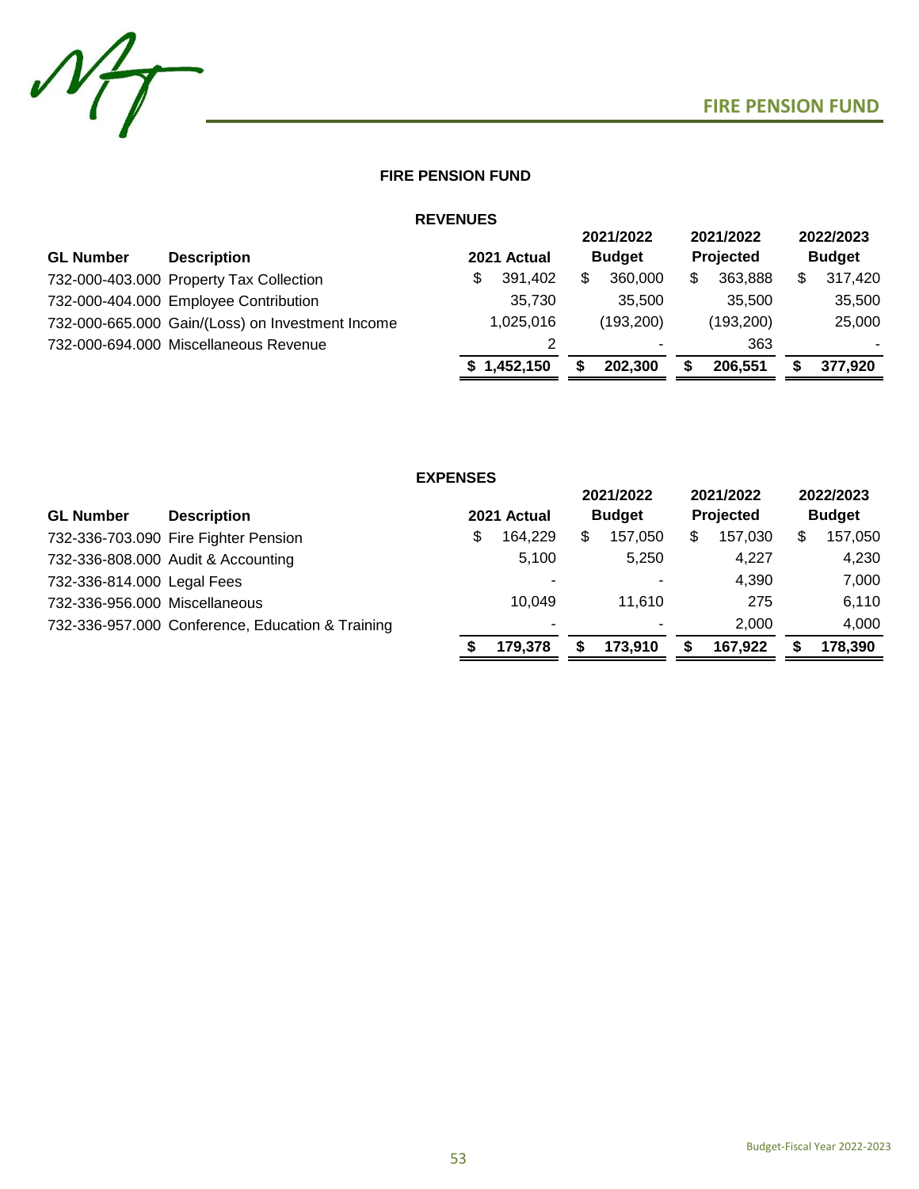## FIRE PENSION FUND

### REVENUES

| GL Number | Description | 2021 Actual | 2021/2022 Budget | 2021/2022 Projected | 2022/2023 Budget |
|---|---|---|---|---|---|
| 732-000-403.000 | Property Tax Collection | $ 391,402 | $ 360,000 | $ 363,888 | $ 317,420 |
| 732-000-404.000 | Employee Contribution | 35,730 | 35,500 | 35,500 | 35,500 |
| 732-000-665.000 | Gain/(Loss) on Investment Income | 1,025,016 | (193,200) | (193,200) | 25,000 |
| 732-000-694.000 | Miscellaneous Revenue | 2 | - | 363 | - |
| | | **$ 1,452,150** | **$ 202,300** | **$ 206,551** | **$ 377,920** |

### EXPENSES

| GL Number | Description | 2021 Actual | 2021/2022 Budget | 2021/2022 Projected | 2022/2023 Budget |
|---|---|---|---|---|---|
| 732-336-703.090 | Fire Fighter Pension | $ 164,229 | $ 157,050 | $ 157,030 | $ 157,050 |
| 732-336-808.000 | Audit & Accounting | 5,100 | 5,250 | 4,227 | 4,230 |
| 732-336-814.000 | Legal Fees | - | - | 4,390 | 7,000 |
| 732-336-956.000 | Miscellaneous | 10,049 | 11,610 | 275 | 6,110 |
| 732-336-957.000 | Conference, Education & Training | - | - | 2,000 | 4,000 |
| | | **$ 179,378** | **$ 173,910** | **$ 167,922** | **$ 178,390** |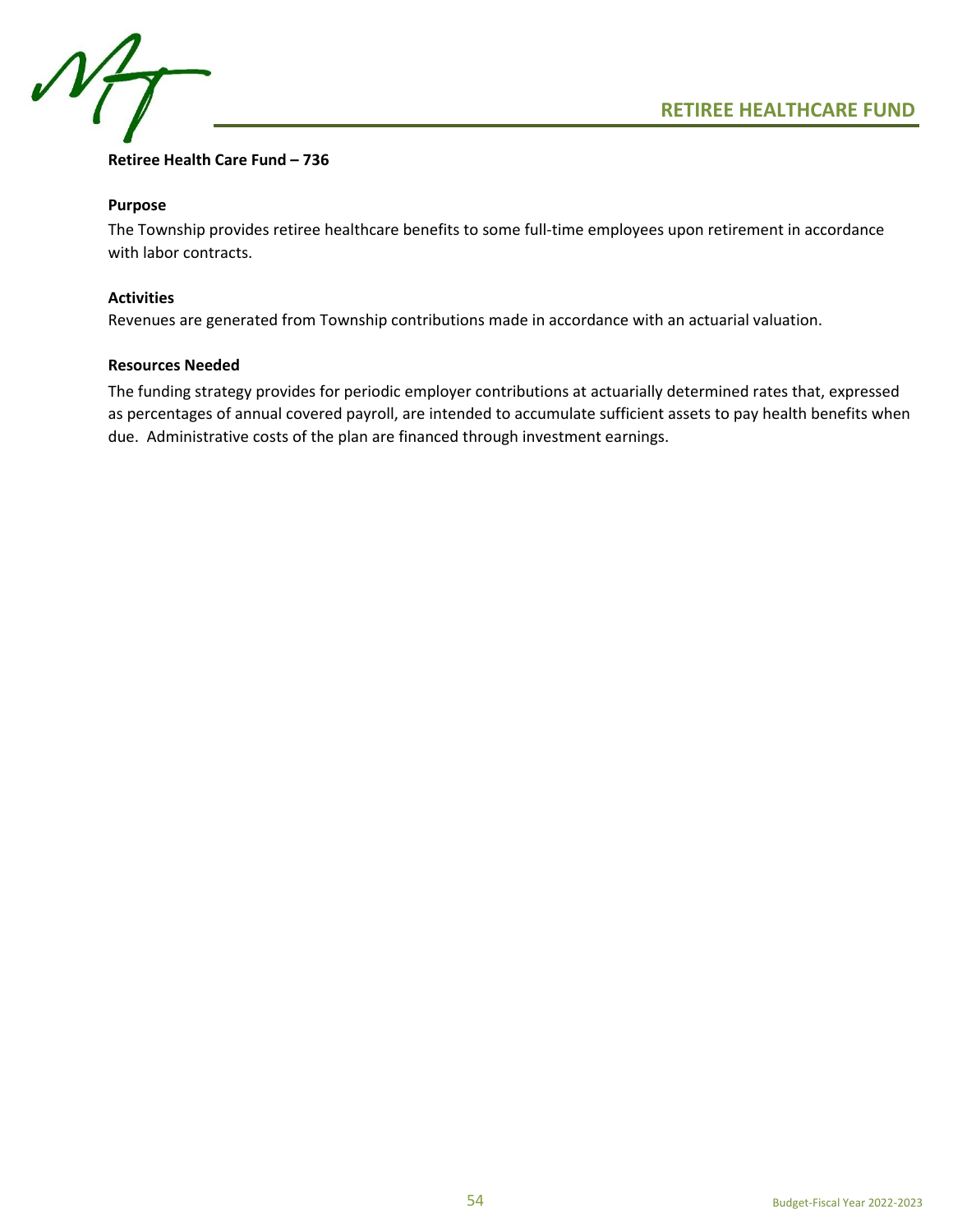# RETIREE HEALTHCARE FUND

**Retiree Health Care Fund – 736**

**Purpose**

The Township provides retiree healthcare benefits to some full-time employees upon retirement in accordance with labor contracts.

**Activities**

Revenues are generated from Township contributions made in accordance with an actuarial valuation.

**Resources Needed**

The funding strategy provides for periodic employer contributions at actuarially determined rates that, expressed as percentages of annual covered payroll, are intended to accumulate sufficient assets to pay health benefits when due. Administrative costs of the plan are financed through investment earnings.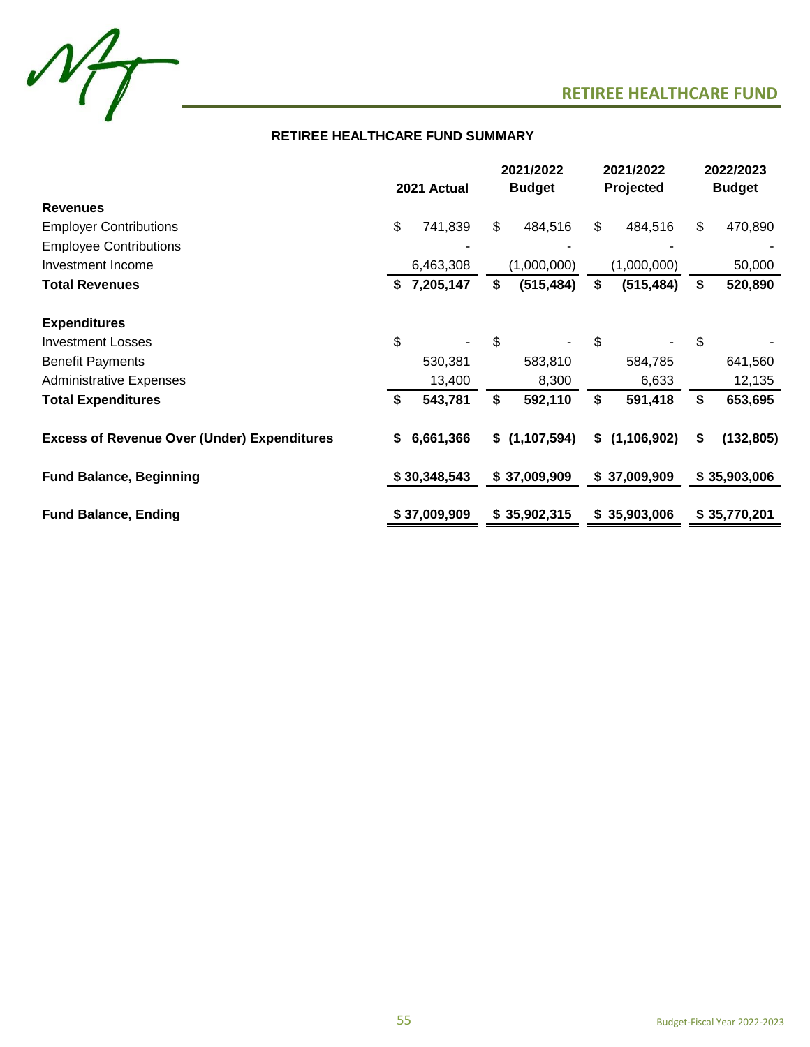## RETIREE HEALTHCARE FUND

### RETIREE HEALTHCARE FUND SUMMARY

| | 2021 Actual | 2021/2022 Budget | 2021/2022 Projected | 2022/2023 Budget |
|---|---|---|---|---|
| **Revenues** | | | | |
| Employer Contributions | $ 741,839 | $ 484,516 | $ 484,516 | $ 470,890 |
| Employee Contributions | - | - | - | - |
| Investment Income | 6,463,308 | (1,000,000) | (1,000,000) | 50,000 |
| **Total Revenues** | **$ 7,205,147** | **$ (515,484)** | **$ (515,484)** | **$ 520,890** |
| **Expenditures** | | | | |
| Investment Losses | $ - | $ - | $ - | $ - |
| Benefit Payments | 530,381 | 583,810 | 584,785 | 641,560 |
| Administrative Expenses | 13,400 | 8,300 | 6,633 | 12,135 |
| **Total Expenditures** | **$ 543,781** | **$ 592,110** | **$ 591,418** | **$ 653,695** |
| **Excess of Revenue Over (Under) Expenditures** | **$ 6,661,366** | **$ (1,107,594)** | **$ (1,106,902)** | **$ (132,805)** |
| **Fund Balance, Beginning** | **$ 30,348,543** | **$ 37,009,909** | **$ 37,009,909** | **$ 35,903,006** |
| **Fund Balance, Ending** | **$ 37,009,909** | **$ 35,902,315** | **$ 35,903,006** | **$ 35,770,201** |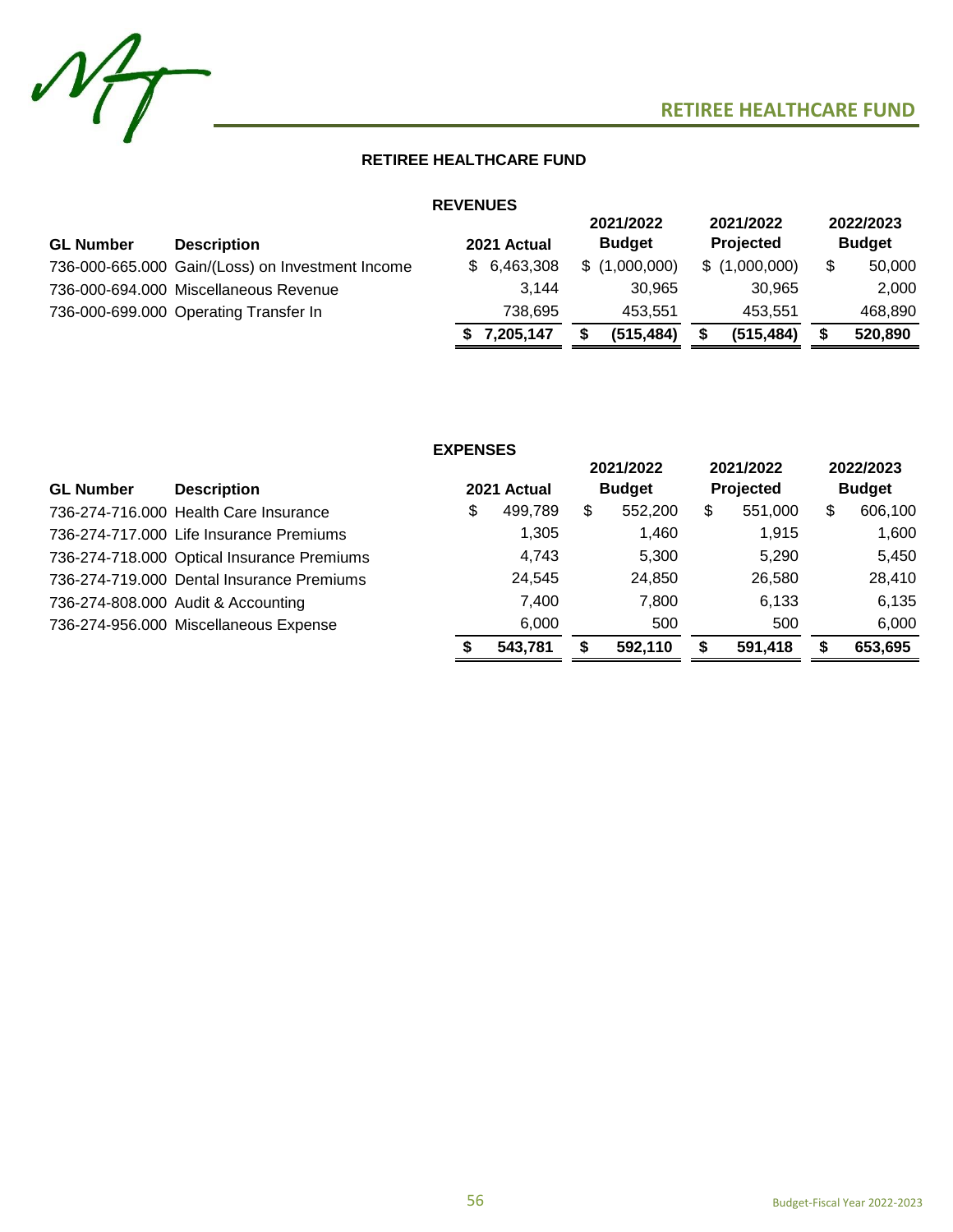# RETIREE HEALTHCARE FUND

## REVENUES

| GL Number | Description | 2021 Actual | 2021/2022 Budget | 2021/2022 Projected | 2022/2023 Budget |
|---|---|---|---|---|---|
| 736-000-665.000 | Gain/(Loss) on Investment Income | $ 6,463,308 | $ (1,000,000) | $ (1,000,000) | $ 50,000 |
| 736-000-694.000 | Miscellaneous Revenue | 3,144 | 30,965 | 30,965 | 2,000 |
| 736-000-699.000 | Operating Transfer In | 738,695 | 453,551 | 453,551 | 468,890 |
| | | **$ 7,205,147** | **$ (515,484)** | **$ (515,484)** | **$ 520,890** |

## EXPENSES

| GL Number | Description | 2021 Actual | 2021/2022 Budget | 2021/2022 Projected | 2022/2023 Budget |
|---|---|---|---|---|---|
| 736-274-716.000 | Health Care Insurance | $ 499,789 | $ 552,200 | $ 551,000 | $ 606,100 |
| 736-274-717.000 | Life Insurance Premiums | 1,305 | 1,460 | 1,915 | 1,600 |
| 736-274-718.000 | Optical Insurance Premiums | 4,743 | 5,300 | 5,290 | 5,450 |
| 736-274-719.000 | Dental Insurance Premiums | 24,545 | 24,850 | 26,580 | 28,410 |
| 736-274-808.000 | Audit & Accounting | 7,400 | 7,800 | 6,133 | 6,135 |
| 736-274-956.000 | Miscellaneous Expense | 6,000 | 500 | 500 | 6,000 |
| | | **$ 543,781** | **$ 592,110** | **$ 591,418** | **$ 653,695** |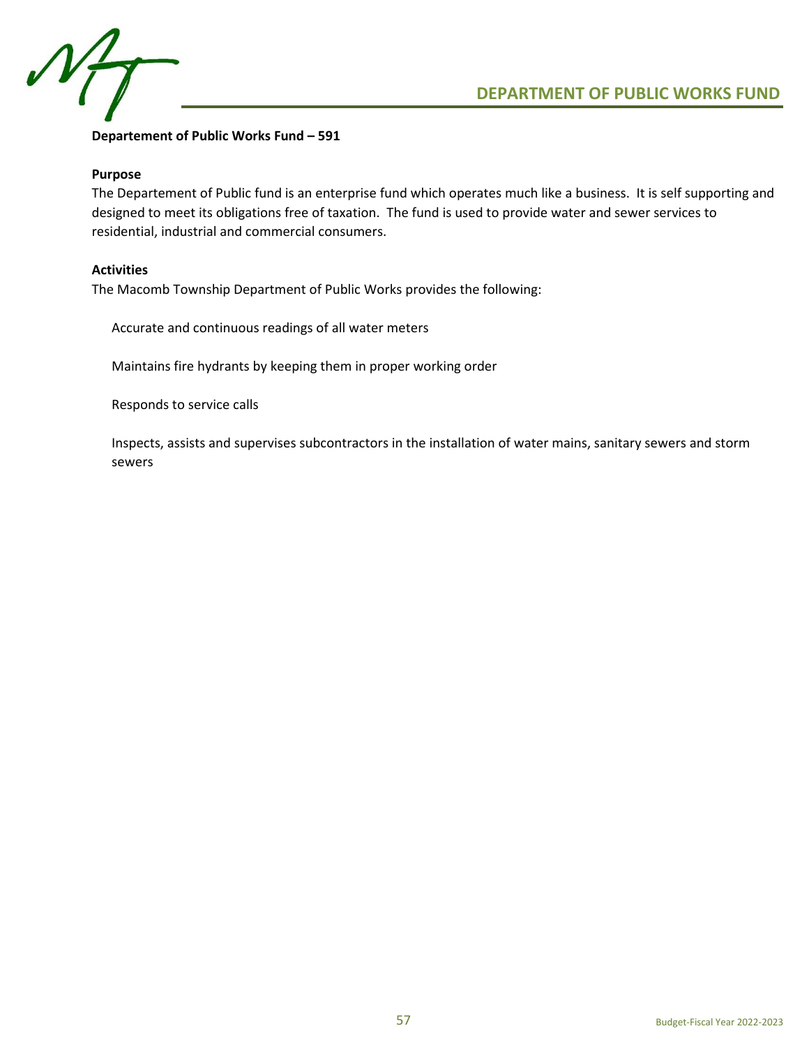**Departement of Public Works Fund – 591**

**Purpose**

The Departement of Public fund is an enterprise fund which operates much like a business. It is self supporting and designed to meet its obligations free of taxation. The fund is used to provide water and sewer services to residential, industrial and commercial consumers.

**Activities**

The Macomb Township Department of Public Works provides the following:

Accurate and continuous readings of all water meters

Maintains fire hydrants by keeping them in proper working order

Responds to service calls

Inspects, assists and supervises subcontractors in the installation of water mains, sanitary sewers and storm sewers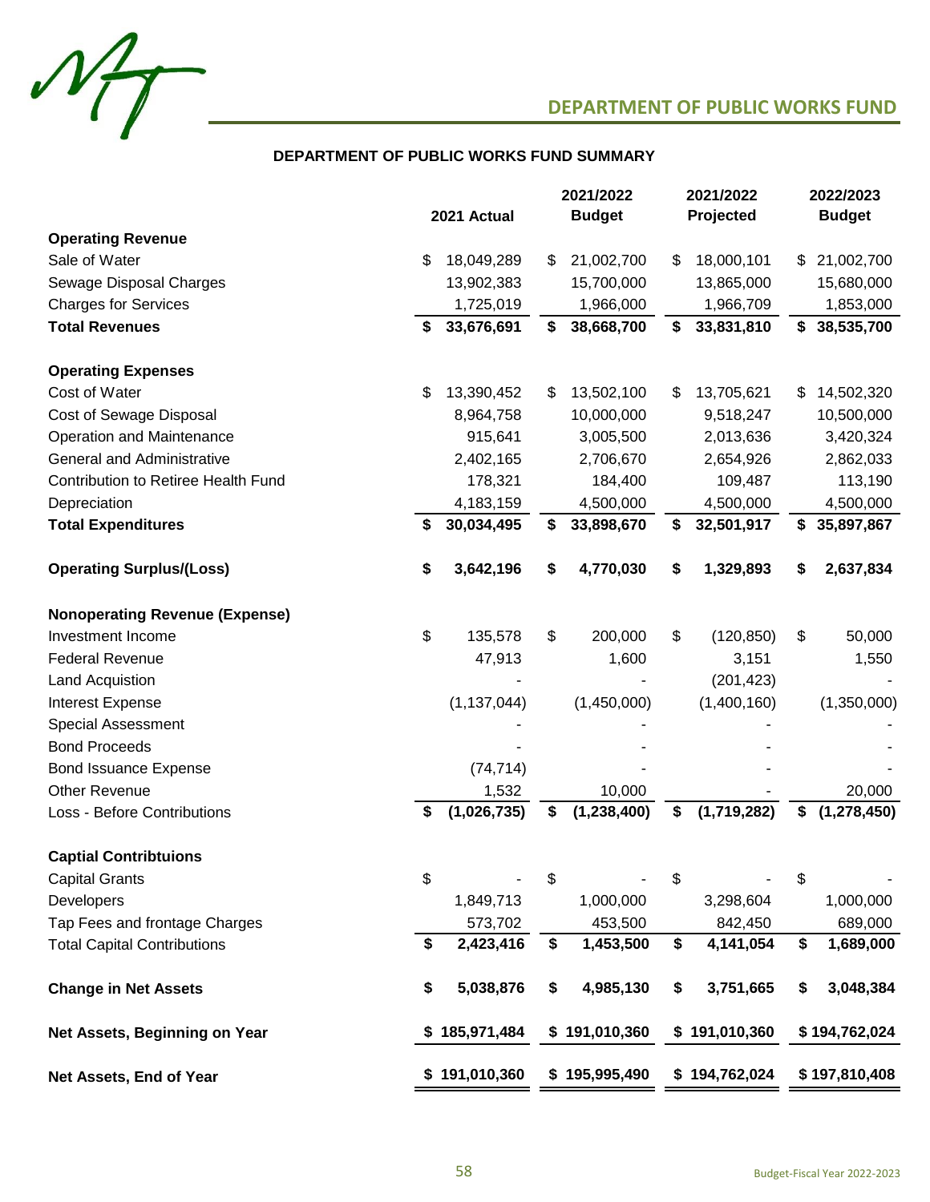## DEPARTMENT OF PUBLIC WORKS FUND

### DEPARTMENT OF PUBLIC WORKS FUND SUMMARY

| | 2021 Actual | 2021/2022 Budget | 2021/2022 Projected | 2022/2023 Budget |
|---|---|---|---|---|
| **Operating Revenue** | | | | |
| Sale of Water | $ 18,049,289 | $ 21,002,700 | $ 18,000,101 | $ 21,002,700 |
| Sewage Disposal Charges | 13,902,383 | 15,700,000 | 13,865,000 | 15,680,000 |
| Charges for Services | 1,725,019 | 1,966,000 | 1,966,709 | 1,853,000 |
| **Total Revenues** | **$ 33,676,691** | **$ 38,668,700** | **$ 33,831,810** | **$ 38,535,700** |
| **Operating Expenses** | | | | |
| Cost of Water | $ 13,390,452 | $ 13,502,100 | $ 13,705,621 | $ 14,502,320 |
| Cost of Sewage Disposal | 8,964,758 | 10,000,000 | 9,518,247 | 10,500,000 |
| Operation and Maintenance | 915,641 | 3,005,500 | 2,013,636 | 3,420,324 |
| General and Administrative | 2,402,165 | 2,706,670 | 2,654,926 | 2,862,033 |
| Contribution to Retiree Health Fund | 178,321 | 184,400 | 109,487 | 113,190 |
| Depreciation | 4,183,159 | 4,500,000 | 4,500,000 | 4,500,000 |
| **Total Expenditures** | **$ 30,034,495** | **$ 33,898,670** | **$ 32,501,917** | **$ 35,897,867** |
| **Operating Surplus/(Loss)** | **$ 3,642,196** | **$ 4,770,030** | **$ 1,329,893** | **$ 2,637,834** |
| **Nonoperating Revenue (Expense)** | | | | |
| Investment Income | $ 135,578 | $ 200,000 | $ (120,850) | $ 50,000 |
| Federal Revenue | 47,913 | 1,600 | 3,151 | 1,550 |
| Land Acquistion | - | - | (201,423) | - |
| Interest Expense | (1,137,044) | (1,450,000) | (1,400,160) | (1,350,000) |
| Special Assessment | - | - | - | - |
| Bond Proceeds | - | - | - | - |
| Bond Issuance Expense | (74,714) | - | - | - |
| Other Revenue | 1,532 | 10,000 | - | 20,000 |
| Loss - Before Contributions | **$ (1,026,735)** | **$ (1,238,400)** | **$ (1,719,282)** | **$ (1,278,450)** |
| **Captial Contribtuions** | | | | |
| Capital Grants | $ - | $ - | $ - | $ - |
| Developers | 1,849,713 | 1,000,000 | 3,298,604 | 1,000,000 |
| Tap Fees and frontage Charges | 573,702 | 453,500 | 842,450 | 689,000 |
| Total Capital Contributions | **$ 2,423,416** | **$ 1,453,500** | **$ 4,141,054** | **$ 1,689,000** |
| **Change in Net Assets** | **$ 5,038,876** | **$ 4,985,130** | **$ 3,751,665** | **$ 3,048,384** |
| **Net Assets, Beginning on Year** | **$ 185,971,484** | **$ 191,010,360** | **$ 191,010,360** | **$ 194,762,024** |
| **Net Assets, End of Year** | **$ 191,010,360** | **$ 195,995,490** | **$ 194,762,024** | **$ 197,810,408** |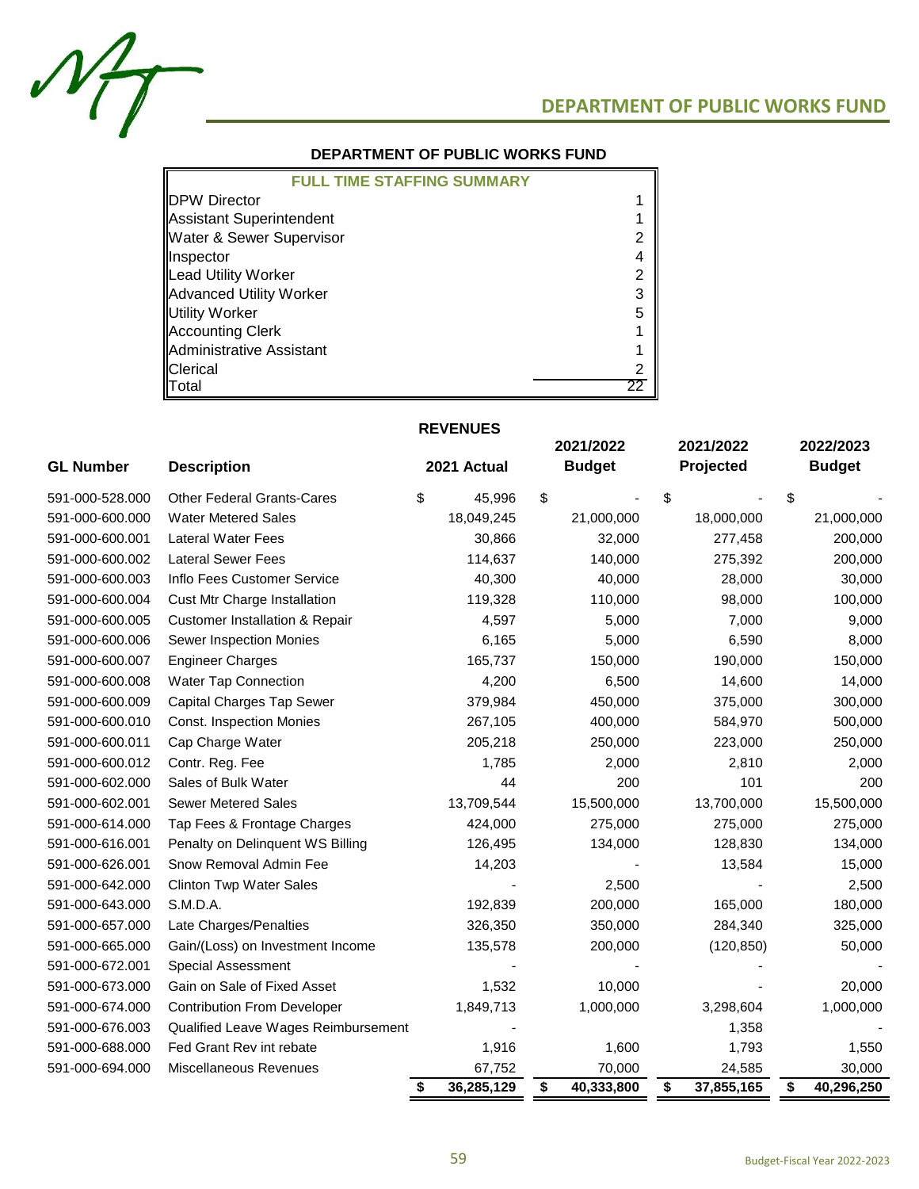## DEPARTMENT OF PUBLIC WORKS FUND

### DEPARTMENT OF PUBLIC WORKS FUND

| FULL TIME STAFFING SUMMARY | |
|---|---|
| DPW Director | 1 |
| Assistant Superintendent | 1 |
| Water & Sewer Supervisor | 2 |
| Inspector | 4 |
| Lead Utility Worker | 2 |
| Advanced Utility Worker | 3 |
| Utility Worker | 5 |
| Accounting Clerk | 1 |
| Administrative Assistant | 1 |
| Clerical | 2 |
| Total | 22 |

### REVENUES

| GL Number | Description | 2021 Actual | 2021/2022 Budget | 2021/2022 Projected | 2022/2023 Budget |
|---|---|---|---|---|---|
| 591-000-528.000 | Other Federal Grants-Cares | $ 45,996 | $ - | $ - | $ - |
| 591-000-600.000 | Water Metered Sales | 18,049,245 | 21,000,000 | 18,000,000 | 21,000,000 |
| 591-000-600.001 | Lateral Water Fees | 30,866 | 32,000 | 277,458 | 200,000 |
| 591-000-600.002 | Lateral Sewer Fees | 114,637 | 140,000 | 275,392 | 200,000 |
| 591-000-600.003 | Inflo Fees Customer Service | 40,300 | 40,000 | 28,000 | 30,000 |
| 591-000-600.004 | Cust Mtr Charge Installation | 119,328 | 110,000 | 98,000 | 100,000 |
| 591-000-600.005 | Customer Installation & Repair | 4,597 | 5,000 | 7,000 | 9,000 |
| 591-000-600.006 | Sewer Inspection Monies | 6,165 | 5,000 | 6,590 | 8,000 |
| 591-000-600.007 | Engineer Charges | 165,737 | 150,000 | 190,000 | 150,000 |
| 591-000-600.008 | Water Tap Connection | 4,200 | 6,500 | 14,600 | 14,000 |
| 591-000-600.009 | Capital Charges Tap Sewer | 379,984 | 450,000 | 375,000 | 300,000 |
| 591-000-600.010 | Const. Inspection Monies | 267,105 | 400,000 | 584,970 | 500,000 |
| 591-000-600.011 | Cap Charge Water | 205,218 | 250,000 | 223,000 | 250,000 |
| 591-000-600.012 | Contr. Reg. Fee | 1,785 | 2,000 | 2,810 | 2,000 |
| 591-000-602.000 | Sales of Bulk Water | 44 | 200 | 101 | 200 |
| 591-000-602.001 | Sewer Metered Sales | 13,709,544 | 15,500,000 | 13,700,000 | 15,500,000 |
| 591-000-614.000 | Tap Fees & Frontage Charges | 424,000 | 275,000 | 275,000 | 275,000 |
| 591-000-616.001 | Penalty on Delinquent WS Billing | 126,495 | 134,000 | 128,830 | 134,000 |
| 591-000-626.001 | Snow Removal Admin Fee | 14,203 | - | 13,584 | 15,000 |
| 591-000-642.000 | Clinton Twp Water Sales | - | 2,500 | - | 2,500 |
| 591-000-643.000 | S.M.D.A. | 192,839 | 200,000 | 165,000 | 180,000 |
| 591-000-657.000 | Late Charges/Penalties | 326,350 | 350,000 | 284,340 | 325,000 |
| 591-000-665.000 | Gain/(Loss) on Investment Income | 135,578 | 200,000 | (120,850) | 50,000 |
| 591-000-672.001 | Special Assessment | - | - | - | - |
| 591-000-673.000 | Gain on Sale of Fixed Asset | 1,532 | 10,000 | - | 20,000 |
| 591-000-674.000 | Contribution From Developer | 1,849,713 | 1,000,000 | 3,298,604 | 1,000,000 |
| 591-000-676.003 | Qualified Leave Wages Reimbursement | - | | 1,358 | - |
| 591-000-688.000 | Fed Grant Rev int rebate | 1,916 | 1,600 | 1,793 | 1,550 |
| 591-000-694.000 | Miscellaneous Revenues | 67,752 | 70,000 | 24,585 | 30,000 |
| | | **$ 36,285,129** | **$ 40,333,800** | **$ 37,855,165** | **$ 40,296,250** |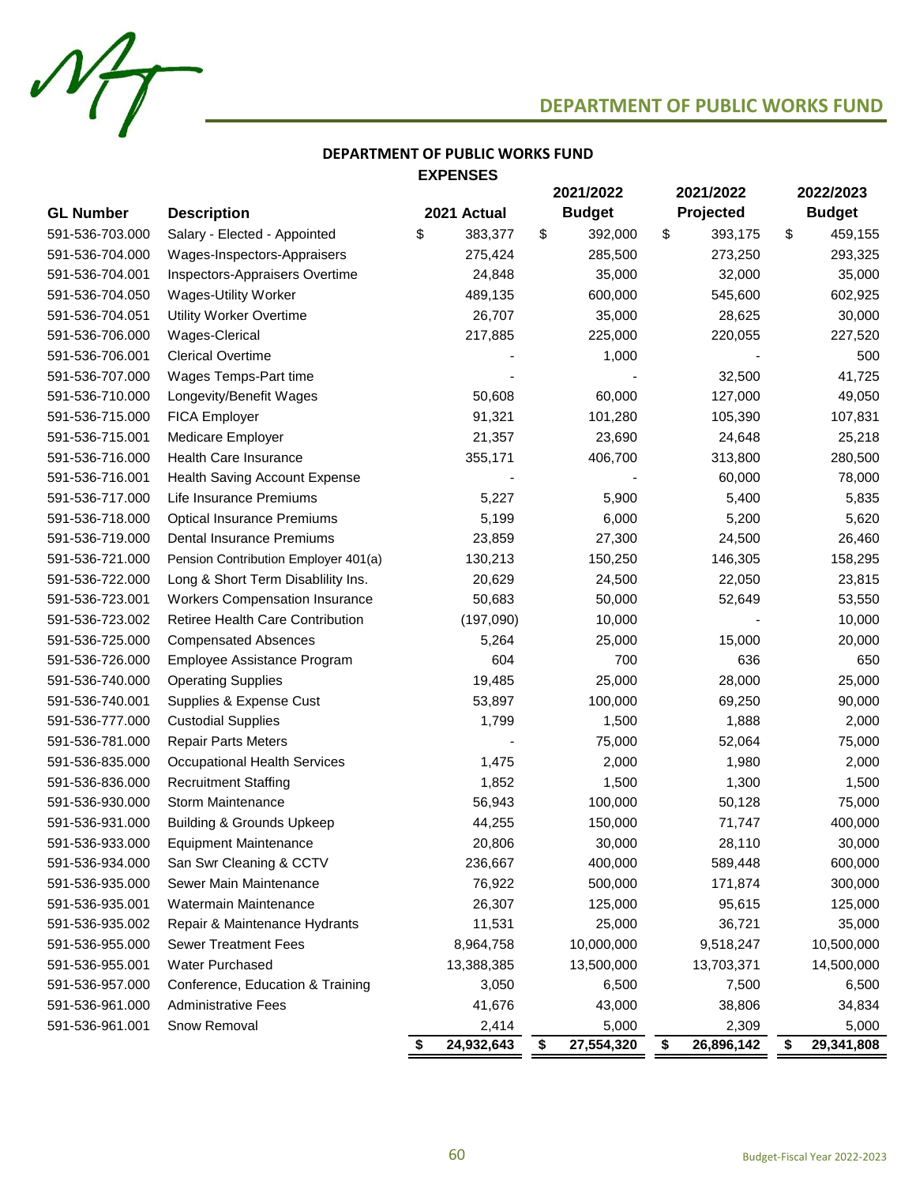# DEPARTMENT OF PUBLIC WORKS FUND

## DEPARTMENT OF PUBLIC WORKS FUND

### EXPENSES

| GL Number | Description | 2021 Actual | 2021/2022 Budget | 2021/2022 Projected | 2022/2023 Budget |
|---|---|---|---|---|---|
| 591-536-703.000 | Salary - Elected - Appointed | $ 383,377 | $ 392,000 | $ 393,175 | $ 459,155 |
| 591-536-704.000 | Wages-Inspectors-Appraisers | 275,424 | 285,500 | 273,250 | 293,325 |
| 591-536-704.001 | Inspectors-Appraisers Overtime | 24,848 | 35,000 | 32,000 | 35,000 |
| 591-536-704.050 | Wages-Utility Worker | 489,135 | 600,000 | 545,600 | 602,925 |
| 591-536-704.051 | Utility Worker Overtime | 26,707 | 35,000 | 28,625 | 30,000 |
| 591-536-706.000 | Wages-Clerical | 217,885 | 225,000 | 220,055 | 227,520 |
| 591-536-706.001 | Clerical Overtime | - | 1,000 | - | 500 |
| 591-536-707.000 | Wages Temps-Part time | - | - | 32,500 | 41,725 |
| 591-536-710.000 | Longevity/Benefit Wages | 50,608 | 60,000 | 127,000 | 49,050 |
| 591-536-715.000 | FICA Employer | 91,321 | 101,280 | 105,390 | 107,831 |
| 591-536-715.001 | Medicare Employer | 21,357 | 23,690 | 24,648 | 25,218 |
| 591-536-716.000 | Health Care Insurance | 355,171 | 406,700 | 313,800 | 280,500 |
| 591-536-716.001 | Health Saving Account Expense | - | - | 60,000 | 78,000 |
| 591-536-717.000 | Life Insurance Premiums | 5,227 | 5,900 | 5,400 | 5,835 |
| 591-536-718.000 | Optical Insurance Premiums | 5,199 | 6,000 | 5,200 | 5,620 |
| 591-536-719.000 | Dental Insurance Premiums | 23,859 | 27,300 | 24,500 | 26,460 |
| 591-536-721.000 | Pension Contribution Employer 401(a) | 130,213 | 150,250 | 146,305 | 158,295 |
| 591-536-722.000 | Long & Short Term Disablility Ins. | 20,629 | 24,500 | 22,050 | 23,815 |
| 591-536-723.001 | Workers Compensation Insurance | 50,683 | 50,000 | 52,649 | 53,550 |
| 591-536-723.002 | Retiree Health Care Contribution | (197,090) | 10,000 | - | 10,000 |
| 591-536-725.000 | Compensated Absences | 5,264 | 25,000 | 15,000 | 20,000 |
| 591-536-726.000 | Employee Assistance Program | 604 | 700 | 636 | 650 |
| 591-536-740.000 | Operating Supplies | 19,485 | 25,000 | 28,000 | 25,000 |
| 591-536-740.001 | Supplies & Expense Cust | 53,897 | 100,000 | 69,250 | 90,000 |
| 591-536-777.000 | Custodial Supplies | 1,799 | 1,500 | 1,888 | 2,000 |
| 591-536-781.000 | Repair Parts Meters | - | 75,000 | 52,064 | 75,000 |
| 591-536-835.000 | Occupational Health Services | 1,475 | 2,000 | 1,980 | 2,000 |
| 591-536-836.000 | Recruitment Staffing | 1,852 | 1,500 | 1,300 | 1,500 |
| 591-536-930.000 | Storm Maintenance | 56,943 | 100,000 | 50,128 | 75,000 |
| 591-536-931.000 | Building & Grounds Upkeep | 44,255 | 150,000 | 71,747 | 400,000 |
| 591-536-933.000 | Equipment Maintenance | 20,806 | 30,000 | 28,110 | 30,000 |
| 591-536-934.000 | San Swr Cleaning & CCTV | 236,667 | 400,000 | 589,448 | 600,000 |
| 591-536-935.000 | Sewer Main Maintenance | 76,922 | 500,000 | 171,874 | 300,000 |
| 591-536-935.001 | Watermain Maintenance | 26,307 | 125,000 | 95,615 | 125,000 |
| 591-536-935.002 | Repair & Maintenance Hydrants | 11,531 | 25,000 | 36,721 | 35,000 |
| 591-536-955.000 | Sewer Treatment Fees | 8,964,758 | 10,000,000 | 9,518,247 | 10,500,000 |
| 591-536-955.001 | Water Purchased | 13,388,385 | 13,500,000 | 13,703,371 | 14,500,000 |
| 591-536-957.000 | Conference, Education & Training | 3,050 | 6,500 | 7,500 | 6,500 |
| 591-536-961.000 | Administrative Fees | 41,676 | 43,000 | 38,806 | 34,834 |
| 591-536-961.001 | Snow Removal | 2,414 | 5,000 | 2,309 | 5,000 |
| | | **$ 24,932,643** | **$ 27,554,320** | **$ 26,896,142** | **$ 29,341,808** |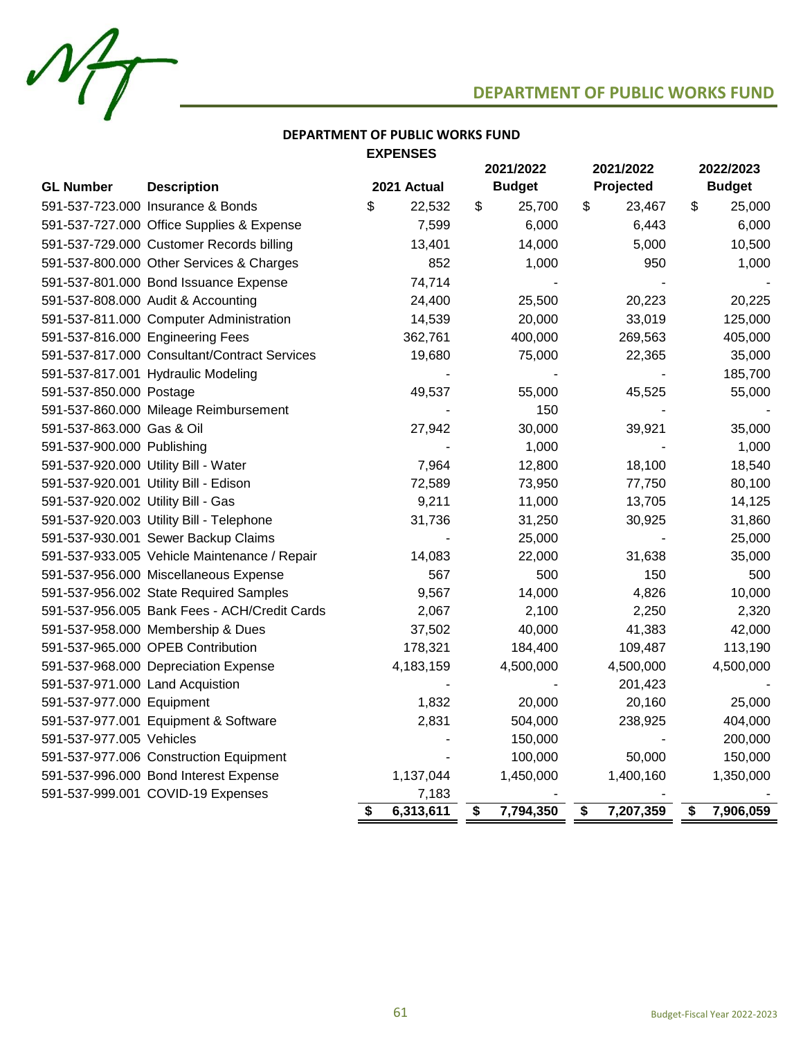## DEPARTMENT OF PUBLIC WORKS FUND

### DEPARTMENT OF PUBLIC WORKS FUND
**EXPENSES**

| GL Number | Description | 2021 Actual | 2021/2022 Budget | 2021/2022 Projected | 2022/2023 Budget |
|---|---|---|---|---|---|
| 591-537-723.000 | Insurance & Bonds | $ 22,532 | $ 25,700 | $ 23,467 | $ 25,000 |
| 591-537-727.000 | Office Supplies & Expense | 7,599 | 6,000 | 6,443 | 6,000 |
| 591-537-729.000 | Customer Records billing | 13,401 | 14,000 | 5,000 | 10,500 |
| 591-537-800.000 | Other Services & Charges | 852 | 1,000 | 950 | 1,000 |
| 591-537-801.000 | Bond Issuance Expense | 74,714 | - | - | - |
| 591-537-808.000 | Audit & Accounting | 24,400 | 25,500 | 20,223 | 20,225 |
| 591-537-811.000 | Computer Administration | 14,539 | 20,000 | 33,019 | 125,000 |
| 591-537-816.000 | Engineering Fees | 362,761 | 400,000 | 269,563 | 405,000 |
| 591-537-817.000 | Consultant/Contract Services | 19,680 | 75,000 | 22,365 | 35,000 |
| 591-537-817.001 | Hydraulic Modeling | - | - | - | 185,700 |
| 591-537-850.000 | Postage | 49,537 | 55,000 | 45,525 | 55,000 |
| 591-537-860.000 | Mileage Reimbursement | - | 150 | - | - |
| 591-537-863.000 | Gas & Oil | 27,942 | 30,000 | 39,921 | 35,000 |
| 591-537-900.000 | Publishing | - | 1,000 | - | 1,000 |
| 591-537-920.000 | Utility Bill - Water | 7,964 | 12,800 | 18,100 | 18,540 |
| 591-537-920.001 | Utility Bill - Edison | 72,589 | 73,950 | 77,750 | 80,100 |
| 591-537-920.002 | Utility Bill - Gas | 9,211 | 11,000 | 13,705 | 14,125 |
| 591-537-920.003 | Utility Bill - Telephone | 31,736 | 31,250 | 30,925 | 31,860 |
| 591-537-930.001 | Sewer Backup Claims | - | 25,000 | - | 25,000 |
| 591-537-933.005 | Vehicle Maintenance / Repair | 14,083 | 22,000 | 31,638 | 35,000 |
| 591-537-956.000 | Miscellaneous Expense | 567 | 500 | 150 | 500 |
| 591-537-956.002 | State Required Samples | 9,567 | 14,000 | 4,826 | 10,000 |
| 591-537-956.005 | Bank Fees - ACH/Credit Cards | 2,067 | 2,100 | 2,250 | 2,320 |
| 591-537-958.000 | Membership & Dues | 37,502 | 40,000 | 41,383 | 42,000 |
| 591-537-965.000 | OPEB Contribution | 178,321 | 184,400 | 109,487 | 113,190 |
| 591-537-968.000 | Depreciation Expense | 4,183,159 | 4,500,000 | 4,500,000 | 4,500,000 |
| 591-537-971.000 | Land Acquistion | - | - | 201,423 | - |
| 591-537-977.000 | Equipment | 1,832 | 20,000 | 20,160 | 25,000 |
| 591-537-977.001 | Equipment & Software | 2,831 | 504,000 | 238,925 | 404,000 |
| 591-537-977.005 | Vehicles | - | 150,000 | - | 200,000 |
| 591-537-977.006 | Construction Equipment | - | 100,000 | 50,000 | 150,000 |
| 591-537-996.000 | Bond Interest Expense | 1,137,044 | 1,450,000 | 1,400,160 | 1,350,000 |
| 591-537-999.001 | COVID-19 Expenses | 7,183 | - | - | - |
| | | **$ 6,313,611** | **$ 7,794,350** | **$ 7,207,359** | **$ 7,906,059** |